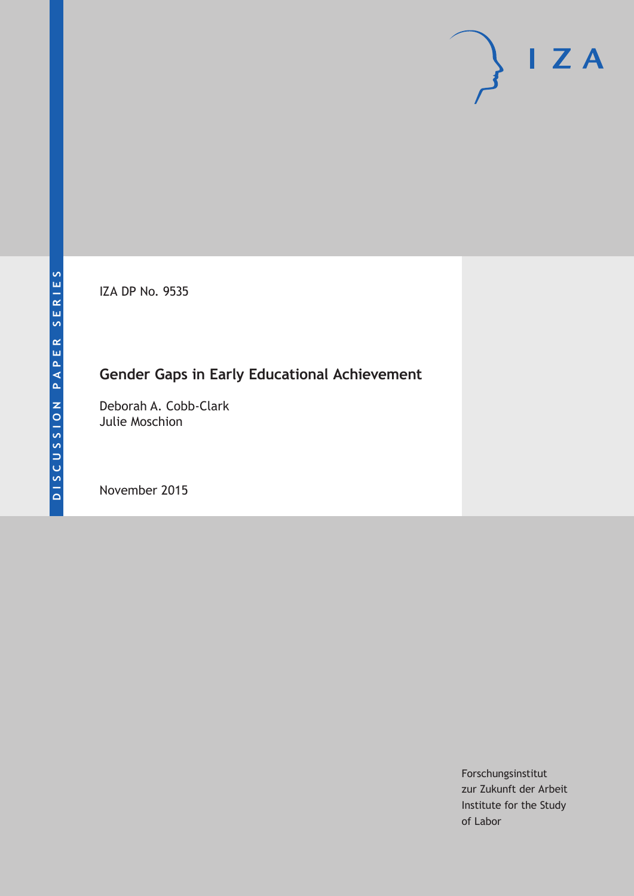DISCUSSION PAPER SERIES

IZA DP No. 9535

# Gender Gaps in Early Educational Achievement

Deborah A. Cobb-Clark
Julie Moschion

November 2015

Forschungsinstitut
zur Zukunft der Arbeit
Institute for the Study
of Labor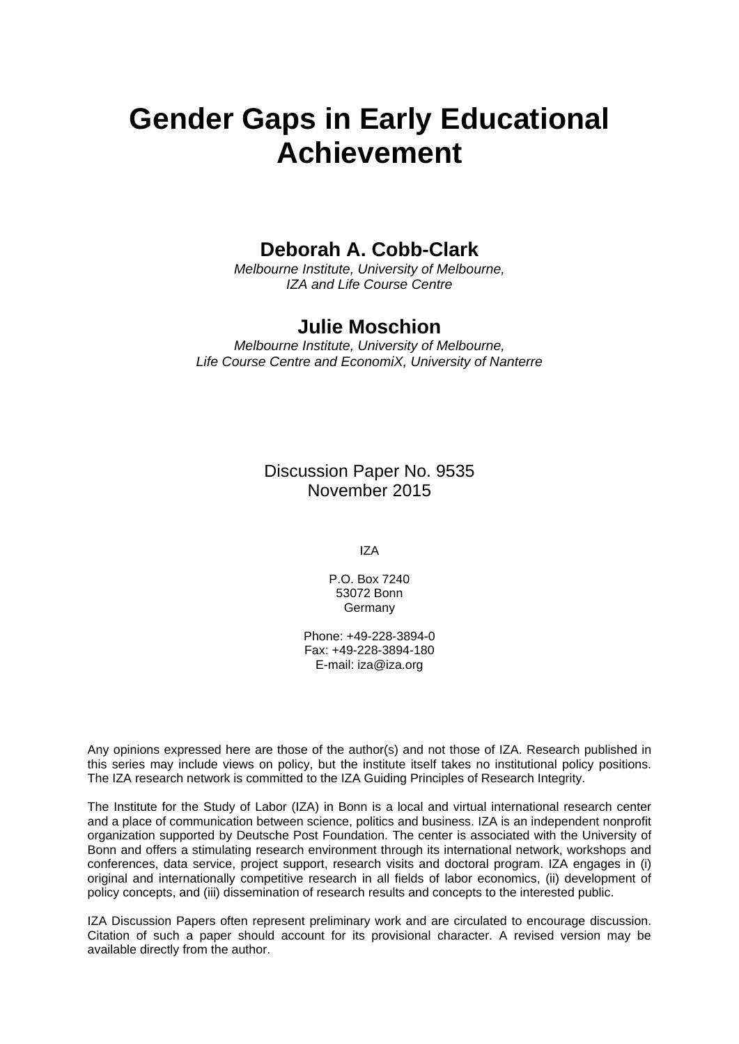# Gender Gaps in Early Educational Achievement

## Deborah A. Cobb-Clark

*Melbourne Institute, University of Melbourne, IZA and Life Course Centre*

## Julie Moschion

*Melbourne Institute, University of Melbourne, Life Course Centre and EconomiX, University of Nanterre*

Discussion Paper No. 9535
November 2015

IZA

P.O. Box 7240
53072 Bonn
Germany

Phone: +49-228-3894-0
Fax: +49-228-3894-180
E-mail: iza@iza.org

Any opinions expressed here are those of the author(s) and not those of IZA. Research published in this series may include views on policy, but the institute itself takes no institutional policy positions. The IZA research network is committed to the IZA Guiding Principles of Research Integrity.

The Institute for the Study of Labor (IZA) in Bonn is a local and virtual international research center and a place of communication between science, politics and business. IZA is an independent nonprofit organization supported by Deutsche Post Foundation. The center is associated with the University of Bonn and offers a stimulating research environment through its international network, workshops and conferences, data service, project support, research visits and doctoral program. IZA engages in (i) original and internationally competitive research in all fields of labor economics, (ii) development of policy concepts, and (iii) dissemination of research results and concepts to the interested public.

IZA Discussion Papers often represent preliminary work and are circulated to encourage discussion. Citation of such a paper should account for its provisional character. A revised version may be available directly from the author.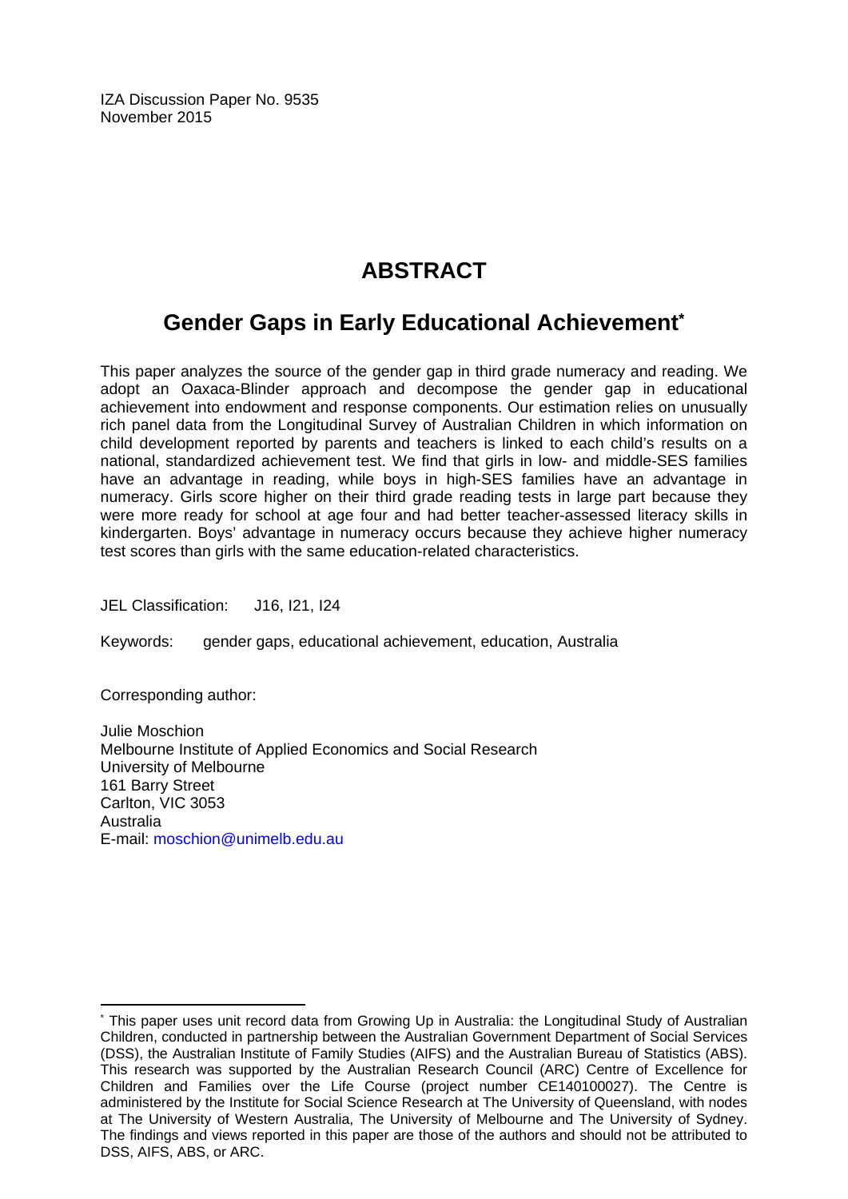IZA Discussion Paper No. 9535
November 2015

# ABSTRACT

## Gender Gaps in Early Educational Achievement*

This paper analyzes the source of the gender gap in third grade numeracy and reading. We adopt an Oaxaca-Blinder approach and decompose the gender gap in educational achievement into endowment and response components. Our estimation relies on unusually rich panel data from the Longitudinal Survey of Australian Children in which information on child development reported by parents and teachers is linked to each child's results on a national, standardized achievement test. We find that girls in low- and middle-SES families have an advantage in reading, while boys in high-SES families have an advantage in numeracy. Girls score higher on their third grade reading tests in large part because they were more ready for school at age four and had better teacher-assessed literacy skills in kindergarten. Boys' advantage in numeracy occurs because they achieve higher numeracy test scores than girls with the same education-related characteristics.

JEL Classification: J16, I21, I24

Keywords: gender gaps, educational achievement, education, Australia

Corresponding author:

Julie Moschion
Melbourne Institute of Applied Economics and Social Research
University of Melbourne
161 Barry Street
Carlton, VIC 3053
Australia
E-mail: moschion@unimelb.edu.au

---

* This paper uses unit record data from Growing Up in Australia: the Longitudinal Study of Australian Children, conducted in partnership between the Australian Government Department of Social Services (DSS), the Australian Institute of Family Studies (AIFS) and the Australian Bureau of Statistics (ABS). This research was supported by the Australian Research Council (ARC) Centre of Excellence for Children and Families over the Life Course (project number CE140100027). The Centre is administered by the Institute for Social Science Research at The University of Queensland, with nodes at The University of Western Australia, The University of Melbourne and The University of Sydney. The findings and views reported in this paper are those of the authors and should not be attributed to DSS, AIFS, ABS, or ARC.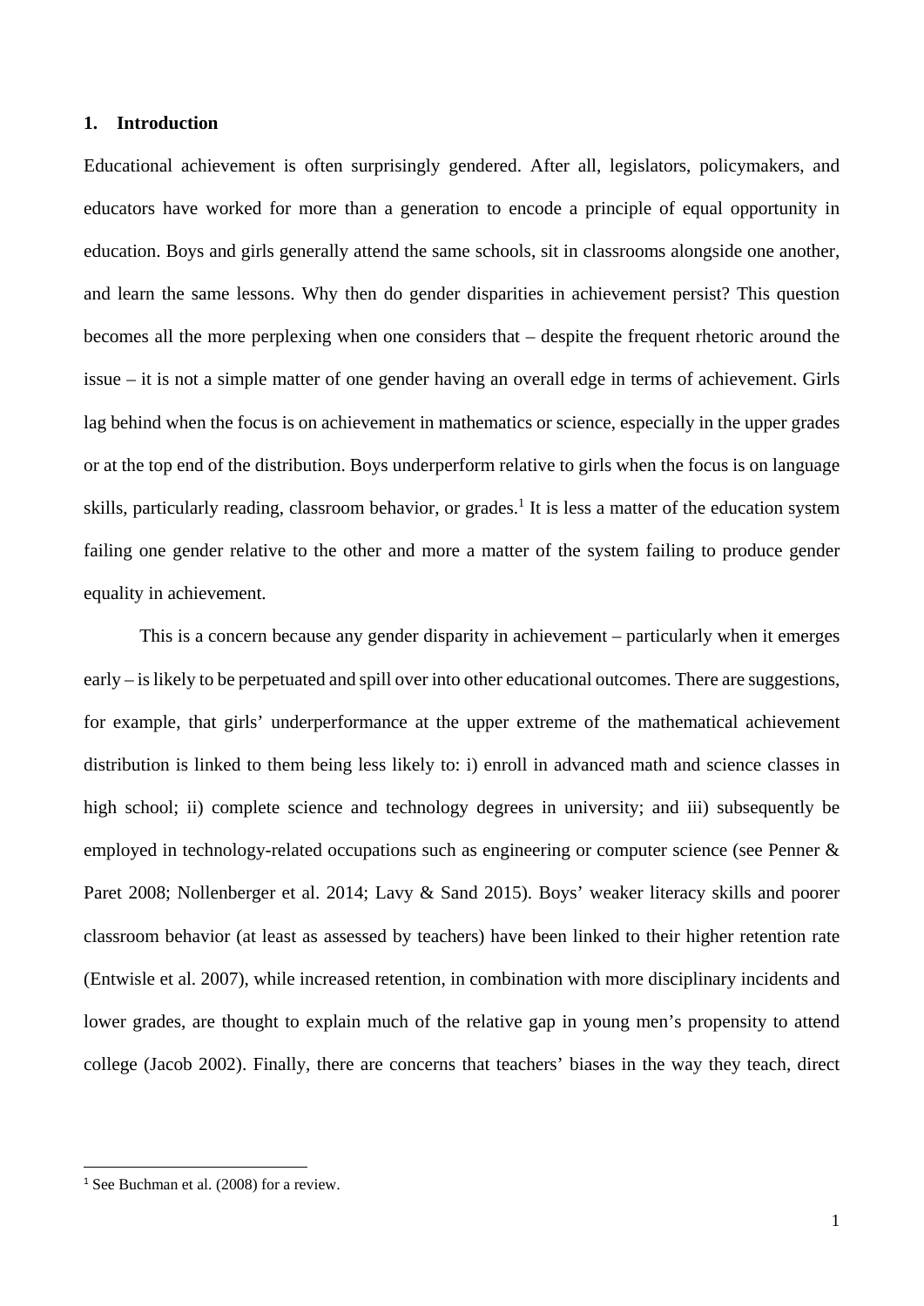# 1. Introduction

Educational achievement is often surprisingly gendered. After all, legislators, policymakers, and educators have worked for more than a generation to encode a principle of equal opportunity in education. Boys and girls generally attend the same schools, sit in classrooms alongside one another, and learn the same lessons. Why then do gender disparities in achievement persist? This question becomes all the more perplexing when one considers that – despite the frequent rhetoric around the issue – it is not a simple matter of one gender having an overall edge in terms of achievement. Girls lag behind when the focus is on achievement in mathematics or science, especially in the upper grades or at the top end of the distribution. Boys underperform relative to girls when the focus is on language skills, particularly reading, classroom behavior, or grades.[1] It is less a matter of the education system failing one gender relative to the other and more a matter of the system failing to produce gender equality in achievement.

This is a concern because any gender disparity in achievement – particularly when it emerges early – is likely to be perpetuated and spill over into other educational outcomes. There are suggestions, for example, that girls' underperformance at the upper extreme of the mathematical achievement distribution is linked to them being less likely to: i) enroll in advanced math and science classes in high school; ii) complete science and technology degrees in university; and iii) subsequently be employed in technology-related occupations such as engineering or computer science (see Penner & Paret 2008; Nollenberger et al. 2014; Lavy & Sand 2015). Boys' weaker literacy skills and poorer classroom behavior (at least as assessed by teachers) have been linked to their higher retention rate (Entwisle et al. 2007), while increased retention, in combination with more disciplinary incidents and lower grades, are thought to explain much of the relative gap in young men's propensity to attend college (Jacob 2002). Finally, there are concerns that teachers' biases in the way they teach, direct

[1] See Buchman et al. (2008) for a review.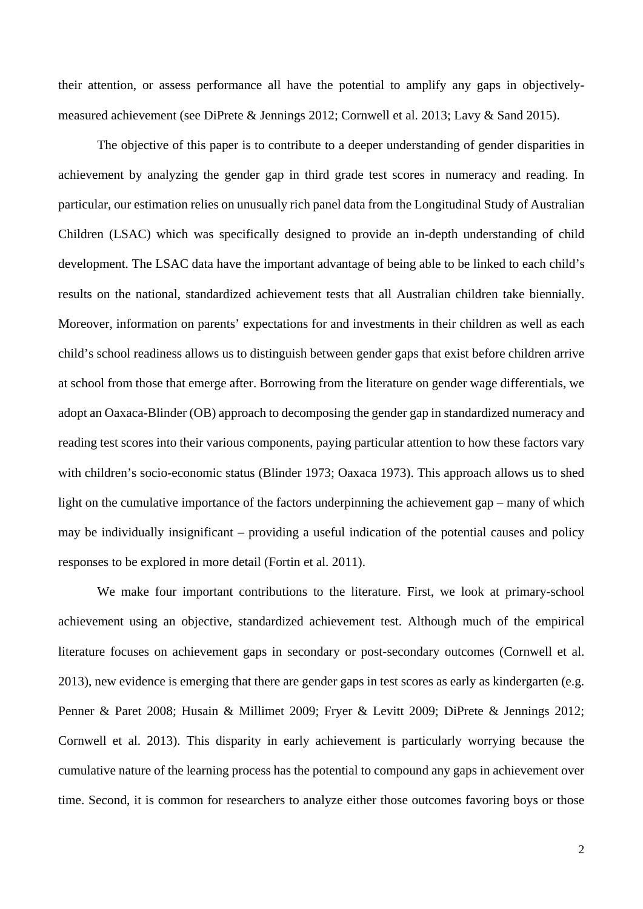their attention, or assess performance all have the potential to amplify any gaps in objectively-measured achievement (see DiPrete & Jennings 2012; Cornwell et al. 2013; Lavy & Sand 2015).

The objective of this paper is to contribute to a deeper understanding of gender disparities in achievement by analyzing the gender gap in third grade test scores in numeracy and reading. In particular, our estimation relies on unusually rich panel data from the Longitudinal Study of Australian Children (LSAC) which was specifically designed to provide an in-depth understanding of child development. The LSAC data have the important advantage of being able to be linked to each child's results on the national, standardized achievement tests that all Australian children take biennially. Moreover, information on parents' expectations for and investments in their children as well as each child's school readiness allows us to distinguish between gender gaps that exist before children arrive at school from those that emerge after. Borrowing from the literature on gender wage differentials, we adopt an Oaxaca-Blinder (OB) approach to decomposing the gender gap in standardized numeracy and reading test scores into their various components, paying particular attention to how these factors vary with children's socio-economic status (Blinder 1973; Oaxaca 1973). This approach allows us to shed light on the cumulative importance of the factors underpinning the achievement gap – many of which may be individually insignificant – providing a useful indication of the potential causes and policy responses to be explored in more detail (Fortin et al. 2011).

We make four important contributions to the literature. First, we look at primary-school achievement using an objective, standardized achievement test. Although much of the empirical literature focuses on achievement gaps in secondary or post-secondary outcomes (Cornwell et al. 2013), new evidence is emerging that there are gender gaps in test scores as early as kindergarten (e.g. Penner & Paret 2008; Husain & Millimet 2009; Fryer & Levitt 2009; DiPrete & Jennings 2012; Cornwell et al. 2013). This disparity in early achievement is particularly worrying because the cumulative nature of the learning process has the potential to compound any gaps in achievement over time. Second, it is common for researchers to analyze either those outcomes favoring boys or those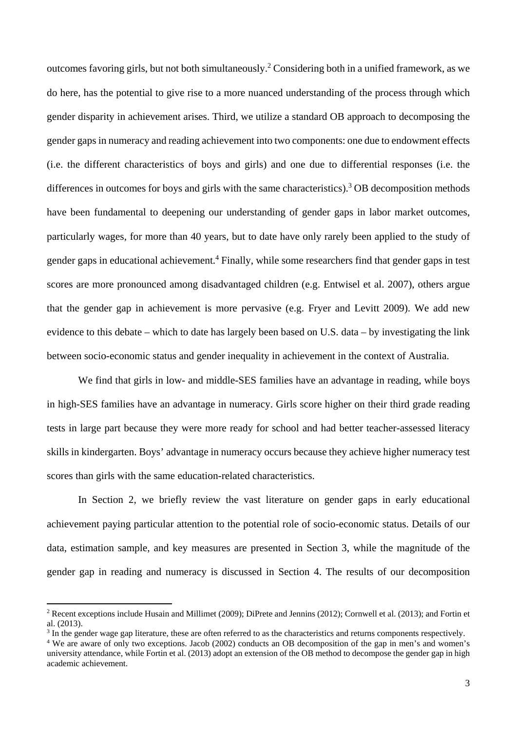outcomes favoring girls, but not both simultaneously.[2] Considering both in a unified framework, as we do here, has the potential to give rise to a more nuanced understanding of the process through which gender disparity in achievement arises. Third, we utilize a standard OB approach to decomposing the gender gaps in numeracy and reading achievement into two components: one due to endowment effects (i.e. the different characteristics of boys and girls) and one due to differential responses (i.e. the differences in outcomes for boys and girls with the same characteristics).[3] OB decomposition methods have been fundamental to deepening our understanding of gender gaps in labor market outcomes, particularly wages, for more than 40 years, but to date have only rarely been applied to the study of gender gaps in educational achievement.[4] Finally, while some researchers find that gender gaps in test scores are more pronounced among disadvantaged children (e.g. Entwisel et al. 2007), others argue that the gender gap in achievement is more pervasive (e.g. Fryer and Levitt 2009). We add new evidence to this debate – which to date has largely been based on U.S. data – by investigating the link between socio-economic status and gender inequality in achievement in the context of Australia.

We find that girls in low- and middle-SES families have an advantage in reading, while boys in high-SES families have an advantage in numeracy. Girls score higher on their third grade reading tests in large part because they were more ready for school and had better teacher-assessed literacy skills in kindergarten. Boys' advantage in numeracy occurs because they achieve higher numeracy test scores than girls with the same education-related characteristics.

In Section 2, we briefly review the vast literature on gender gaps in early educational achievement paying particular attention to the potential role of socio-economic status. Details of our data, estimation sample, and key measures are presented in Section 3, while the magnitude of the gender gap in reading and numeracy is discussed in Section 4. The results of our decomposition

---

[2] Recent exceptions include Husain and Millimet (2009); DiPrete and Jennins (2012); Cornwell et al. (2013); and Fortin et al. (2013).

[3] In the gender wage gap literature, these are often referred to as the characteristics and returns components respectively.

[4] We are aware of only two exceptions. Jacob (2002) conducts an OB decomposition of the gap in men's and women's university attendance, while Fortin et al. (2013) adopt an extension of the OB method to decompose the gender gap in high academic achievement.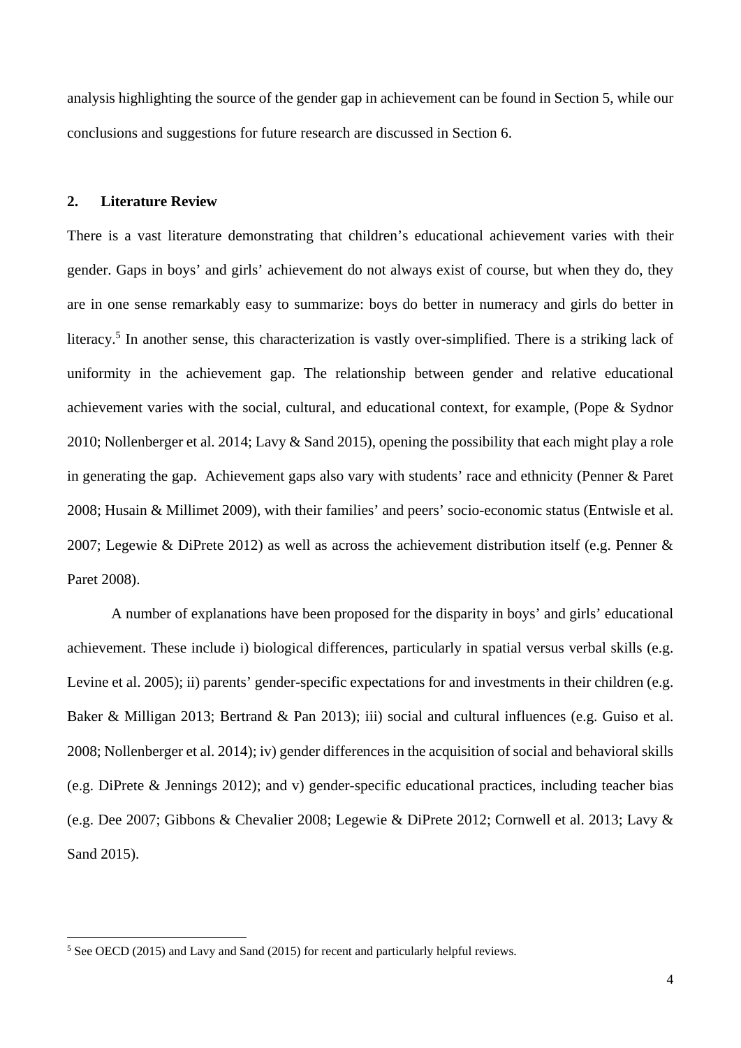analysis highlighting the source of the gender gap in achievement can be found in Section 5, while our conclusions and suggestions for future research are discussed in Section 6.

## 2. Literature Review

There is a vast literature demonstrating that children's educational achievement varies with their gender. Gaps in boys' and girls' achievement do not always exist of course, but when they do, they are in one sense remarkably easy to summarize: boys do better in numeracy and girls do better in literacy.[5] In another sense, this characterization is vastly over-simplified. There is a striking lack of uniformity in the achievement gap. The relationship between gender and relative educational achievement varies with the social, cultural, and educational context, for example, (Pope & Sydnor 2010; Nollenberger et al. 2014; Lavy & Sand 2015), opening the possibility that each might play a role in generating the gap. Achievement gaps also vary with students' race and ethnicity (Penner & Paret 2008; Husain & Millimet 2009), with their families' and peers' socio-economic status (Entwisle et al. 2007; Legewie & DiPrete 2012) as well as across the achievement distribution itself (e.g. Penner & Paret 2008).

A number of explanations have been proposed for the disparity in boys' and girls' educational achievement. These include i) biological differences, particularly in spatial versus verbal skills (e.g. Levine et al. 2005); ii) parents' gender-specific expectations for and investments in their children (e.g. Baker & Milligan 2013; Bertrand & Pan 2013); iii) social and cultural influences (e.g. Guiso et al. 2008; Nollenberger et al. 2014); iv) gender differences in the acquisition of social and behavioral skills (e.g. DiPrete & Jennings 2012); and v) gender-specific educational practices, including teacher bias (e.g. Dee 2007; Gibbons & Chevalier 2008; Legewie & DiPrete 2012; Cornwell et al. 2013; Lavy & Sand 2015).

[5] See OECD (2015) and Lavy and Sand (2015) for recent and particularly helpful reviews.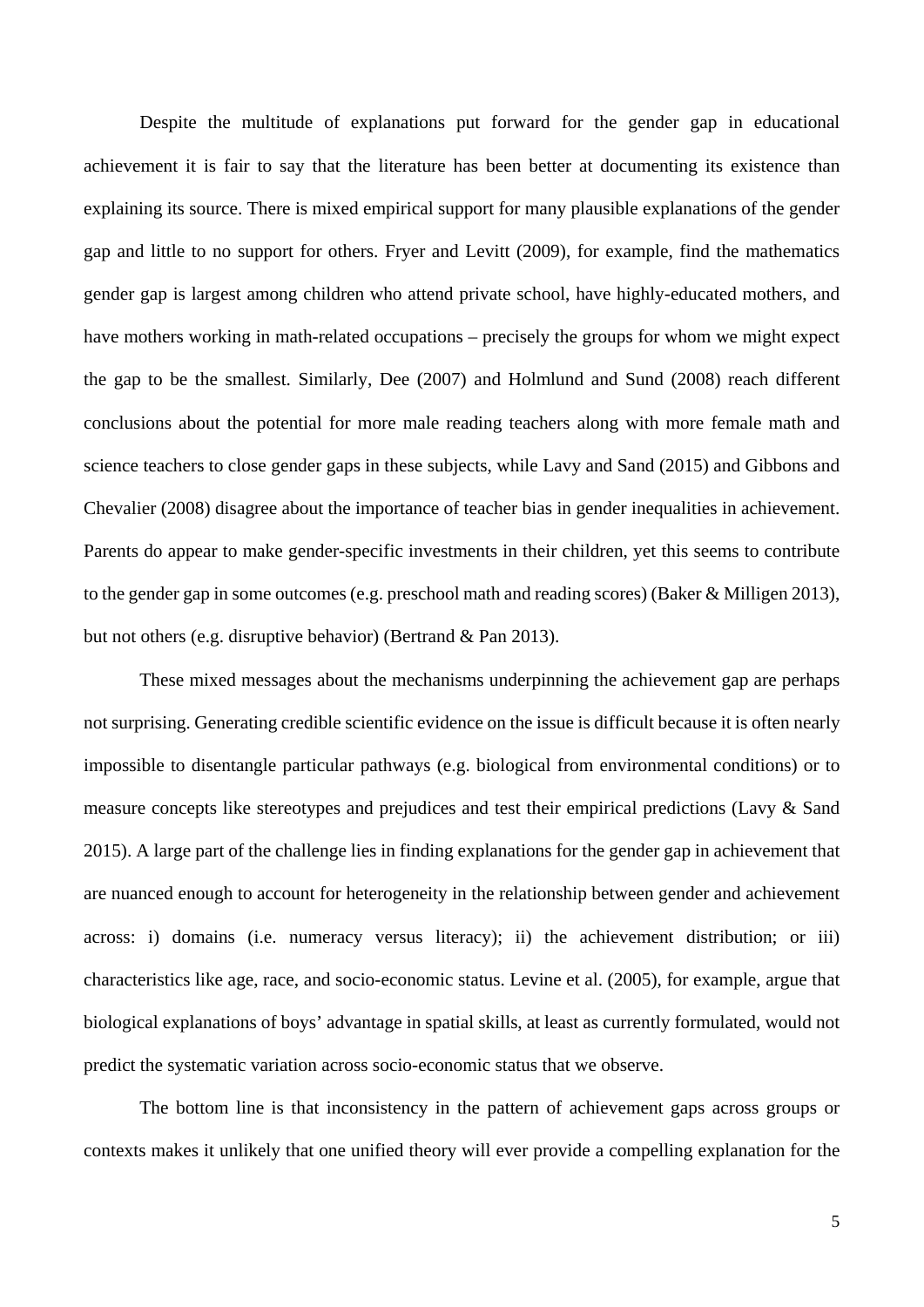Despite the multitude of explanations put forward for the gender gap in educational achievement it is fair to say that the literature has been better at documenting its existence than explaining its source. There is mixed empirical support for many plausible explanations of the gender gap and little to no support for others. Fryer and Levitt (2009), for example, find the mathematics gender gap is largest among children who attend private school, have highly-educated mothers, and have mothers working in math-related occupations – precisely the groups for whom we might expect the gap to be the smallest. Similarly, Dee (2007) and Holmlund and Sund (2008) reach different conclusions about the potential for more male reading teachers along with more female math and science teachers to close gender gaps in these subjects, while Lavy and Sand (2015) and Gibbons and Chevalier (2008) disagree about the importance of teacher bias in gender inequalities in achievement. Parents do appear to make gender-specific investments in their children, yet this seems to contribute to the gender gap in some outcomes (e.g. preschool math and reading scores) (Baker & Milligen 2013), but not others (e.g. disruptive behavior) (Bertrand & Pan 2013).

These mixed messages about the mechanisms underpinning the achievement gap are perhaps not surprising. Generating credible scientific evidence on the issue is difficult because it is often nearly impossible to disentangle particular pathways (e.g. biological from environmental conditions) or to measure concepts like stereotypes and prejudices and test their empirical predictions (Lavy & Sand 2015). A large part of the challenge lies in finding explanations for the gender gap in achievement that are nuanced enough to account for heterogeneity in the relationship between gender and achievement across: i) domains (i.e. numeracy versus literacy); ii) the achievement distribution; or iii) characteristics like age, race, and socio-economic status. Levine et al. (2005), for example, argue that biological explanations of boys' advantage in spatial skills, at least as currently formulated, would not predict the systematic variation across socio-economic status that we observe.

The bottom line is that inconsistency in the pattern of achievement gaps across groups or contexts makes it unlikely that one unified theory will ever provide a compelling explanation for the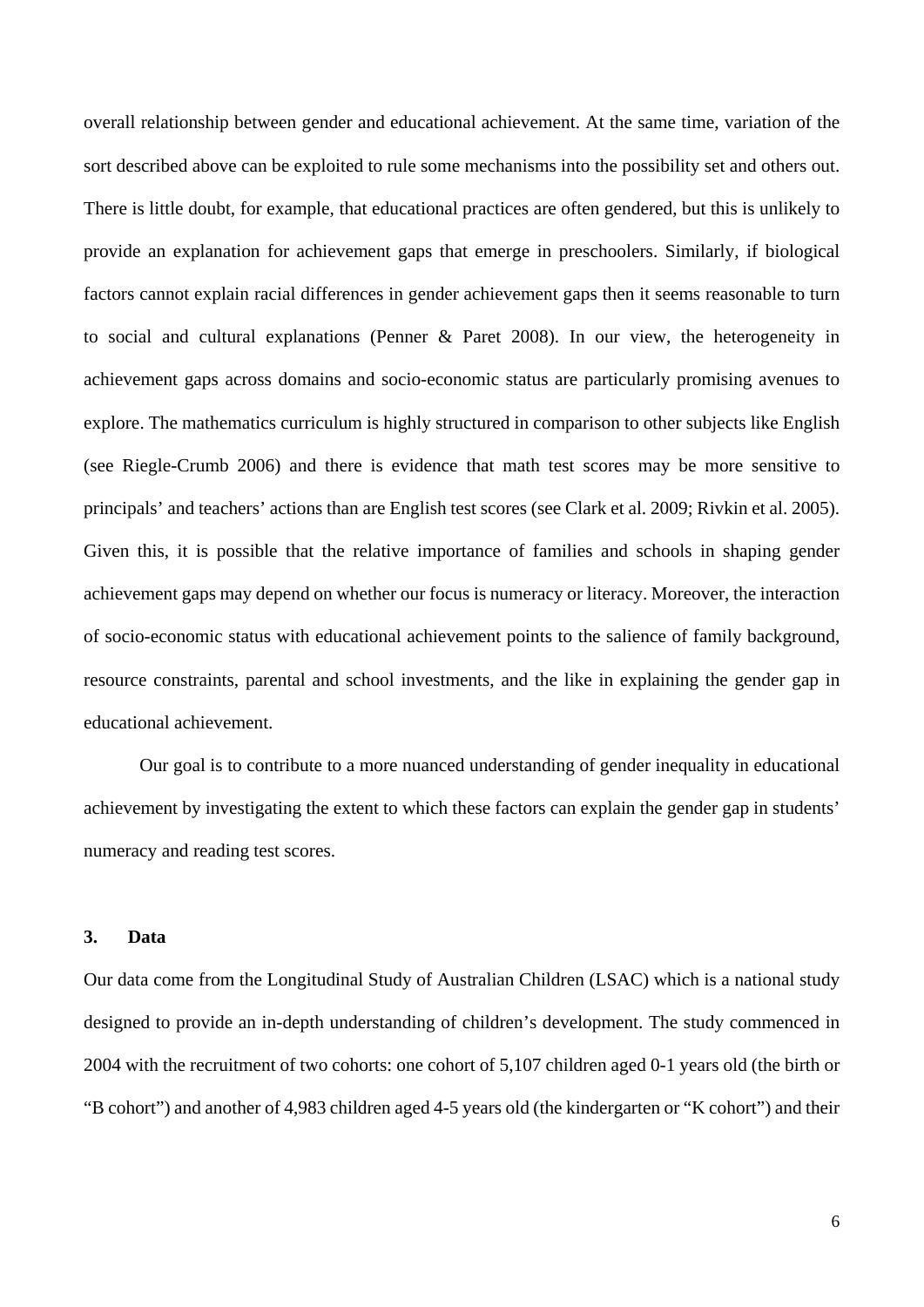overall relationship between gender and educational achievement. At the same time, variation of the sort described above can be exploited to rule some mechanisms into the possibility set and others out. There is little doubt, for example, that educational practices are often gendered, but this is unlikely to provide an explanation for achievement gaps that emerge in preschoolers. Similarly, if biological factors cannot explain racial differences in gender achievement gaps then it seems reasonable to turn to social and cultural explanations (Penner & Paret 2008). In our view, the heterogeneity in achievement gaps across domains and socio-economic status are particularly promising avenues to explore. The mathematics curriculum is highly structured in comparison to other subjects like English (see Riegle-Crumb 2006) and there is evidence that math test scores may be more sensitive to principals' and teachers' actions than are English test scores (see Clark et al. 2009; Rivkin et al. 2005). Given this, it is possible that the relative importance of families and schools in shaping gender achievement gaps may depend on whether our focus is numeracy or literacy. Moreover, the interaction of socio-economic status with educational achievement points to the salience of family background, resource constraints, parental and school investments, and the like in explaining the gender gap in educational achievement.

Our goal is to contribute to a more nuanced understanding of gender inequality in educational achievement by investigating the extent to which these factors can explain the gender gap in students' numeracy and reading test scores.

## 3. Data

Our data come from the Longitudinal Study of Australian Children (LSAC) which is a national study designed to provide an in-depth understanding of children's development. The study commenced in 2004 with the recruitment of two cohorts: one cohort of 5,107 children aged 0-1 years old (the birth or "B cohort") and another of 4,983 children aged 4-5 years old (the kindergarten or "K cohort") and their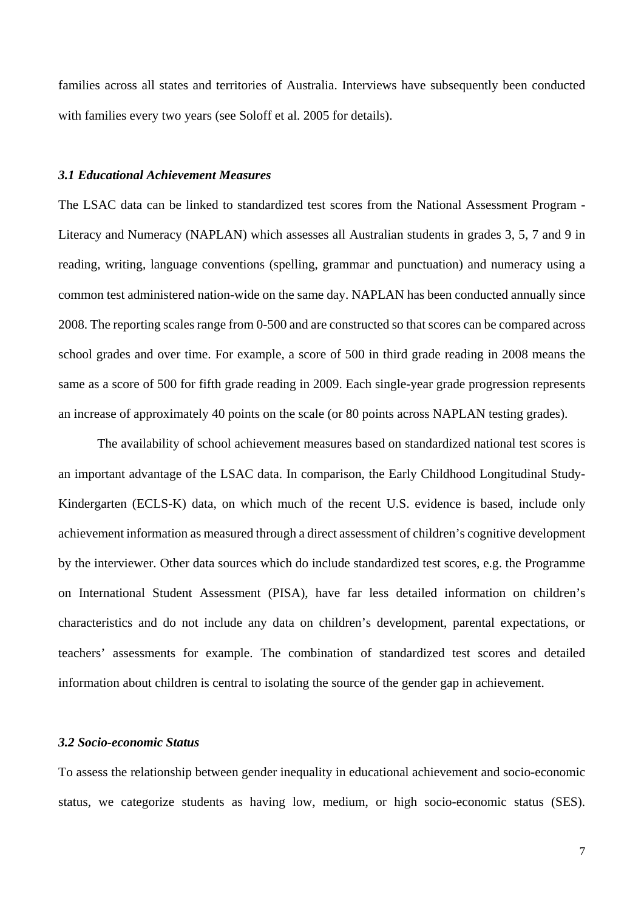families across all states and territories of Australia. Interviews have subsequently been conducted with families every two years (see Soloff et al. 2005 for details).

### *3.1 Educational Achievement Measures*

The LSAC data can be linked to standardized test scores from the National Assessment Program - Literacy and Numeracy (NAPLAN) which assesses all Australian students in grades 3, 5, 7 and 9 in reading, writing, language conventions (spelling, grammar and punctuation) and numeracy using a common test administered nation-wide on the same day. NAPLAN has been conducted annually since 2008. The reporting scales range from 0-500 and are constructed so that scores can be compared across school grades and over time. For example, a score of 500 in third grade reading in 2008 means the same as a score of 500 for fifth grade reading in 2009. Each single-year grade progression represents an increase of approximately 40 points on the scale (or 80 points across NAPLAN testing grades).

The availability of school achievement measures based on standardized national test scores is an important advantage of the LSAC data. In comparison, the Early Childhood Longitudinal Study-Kindergarten (ECLS-K) data, on which much of the recent U.S. evidence is based, include only achievement information as measured through a direct assessment of children's cognitive development by the interviewer. Other data sources which do include standardized test scores, e.g. the Programme on International Student Assessment (PISA), have far less detailed information on children's characteristics and do not include any data on children's development, parental expectations, or teachers' assessments for example. The combination of standardized test scores and detailed information about children is central to isolating the source of the gender gap in achievement.

### *3.2 Socio-economic Status*

To assess the relationship between gender inequality in educational achievement and socio-economic status, we categorize students as having low, medium, or high socio-economic status (SES).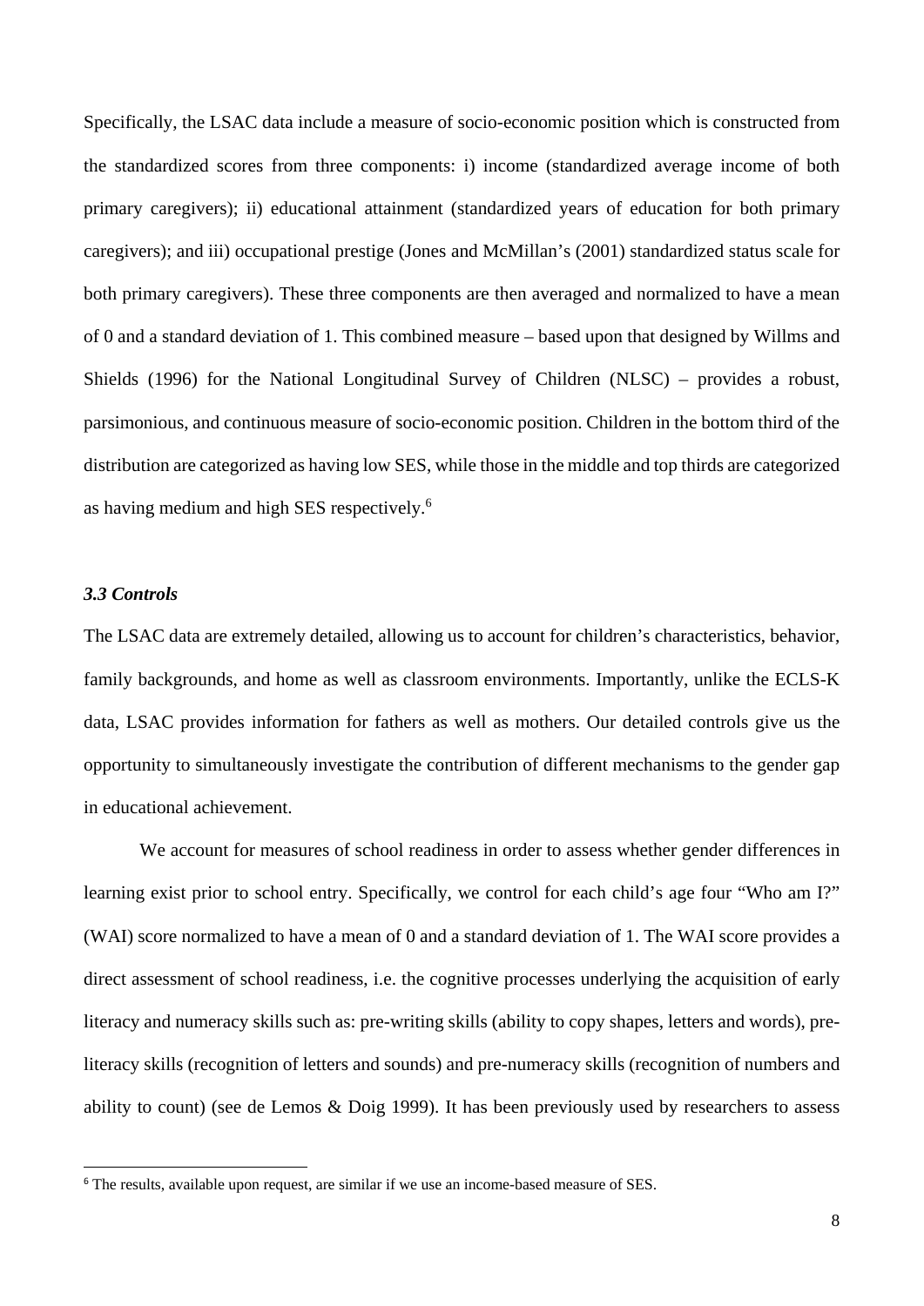Specifically, the LSAC data include a measure of socio-economic position which is constructed from the standardized scores from three components: i) income (standardized average income of both primary caregivers); ii) educational attainment (standardized years of education for both primary caregivers); and iii) occupational prestige (Jones and McMillan's (2001) standardized status scale for both primary caregivers). These three components are then averaged and normalized to have a mean of 0 and a standard deviation of 1. This combined measure – based upon that designed by Willms and Shields (1996) for the National Longitudinal Survey of Children (NLSC) – provides a robust, parsimonious, and continuous measure of socio-economic position. Children in the bottom third of the distribution are categorized as having low SES, while those in the middle and top thirds are categorized as having medium and high SES respectively.[6]

### *3.3 Controls*

The LSAC data are extremely detailed, allowing us to account for children's characteristics, behavior, family backgrounds, and home as well as classroom environments. Importantly, unlike the ECLS-K data, LSAC provides information for fathers as well as mothers. Our detailed controls give us the opportunity to simultaneously investigate the contribution of different mechanisms to the gender gap in educational achievement.

We account for measures of school readiness in order to assess whether gender differences in learning exist prior to school entry. Specifically, we control for each child's age four "Who am I?" (WAI) score normalized to have a mean of 0 and a standard deviation of 1. The WAI score provides a direct assessment of school readiness, i.e. the cognitive processes underlying the acquisition of early literacy and numeracy skills such as: pre-writing skills (ability to copy shapes, letters and words), pre-literacy skills (recognition of letters and sounds) and pre-numeracy skills (recognition of numbers and ability to count) (see de Lemos & Doig 1999). It has been previously used by researchers to assess

[6] The results, available upon request, are similar if we use an income-based measure of SES.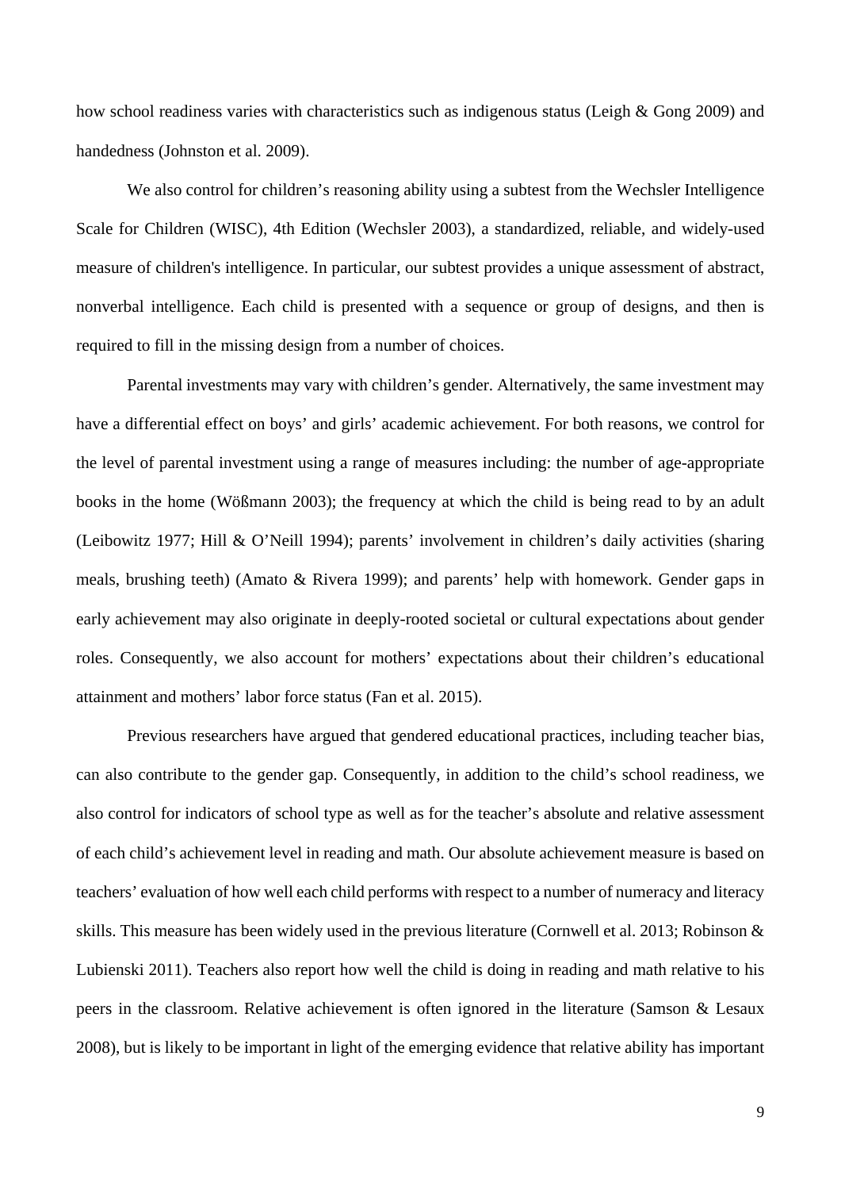how school readiness varies with characteristics such as indigenous status (Leigh & Gong 2009) and handedness (Johnston et al. 2009).

We also control for children's reasoning ability using a subtest from the Wechsler Intelligence Scale for Children (WISC), 4th Edition (Wechsler 2003), a standardized, reliable, and widely-used measure of children's intelligence. In particular, our subtest provides a unique assessment of abstract, nonverbal intelligence. Each child is presented with a sequence or group of designs, and then is required to fill in the missing design from a number of choices.

Parental investments may vary with children's gender. Alternatively, the same investment may have a differential effect on boys' and girls' academic achievement. For both reasons, we control for the level of parental investment using a range of measures including: the number of age-appropriate books in the home (Wößmann 2003); the frequency at which the child is being read to by an adult (Leibowitz 1977; Hill & O'Neill 1994); parents' involvement in children's daily activities (sharing meals, brushing teeth) (Amato & Rivera 1999); and parents' help with homework. Gender gaps in early achievement may also originate in deeply-rooted societal or cultural expectations about gender roles. Consequently, we also account for mothers' expectations about their children's educational attainment and mothers' labor force status (Fan et al. 2015).

Previous researchers have argued that gendered educational practices, including teacher bias, can also contribute to the gender gap. Consequently, in addition to the child's school readiness, we also control for indicators of school type as well as for the teacher's absolute and relative assessment of each child's achievement level in reading and math. Our absolute achievement measure is based on teachers' evaluation of how well each child performs with respect to a number of numeracy and literacy skills. This measure has been widely used in the previous literature (Cornwell et al. 2013; Robinson & Lubienski 2011). Teachers also report how well the child is doing in reading and math relative to his peers in the classroom. Relative achievement is often ignored in the literature (Samson & Lesaux 2008), but is likely to be important in light of the emerging evidence that relative ability has important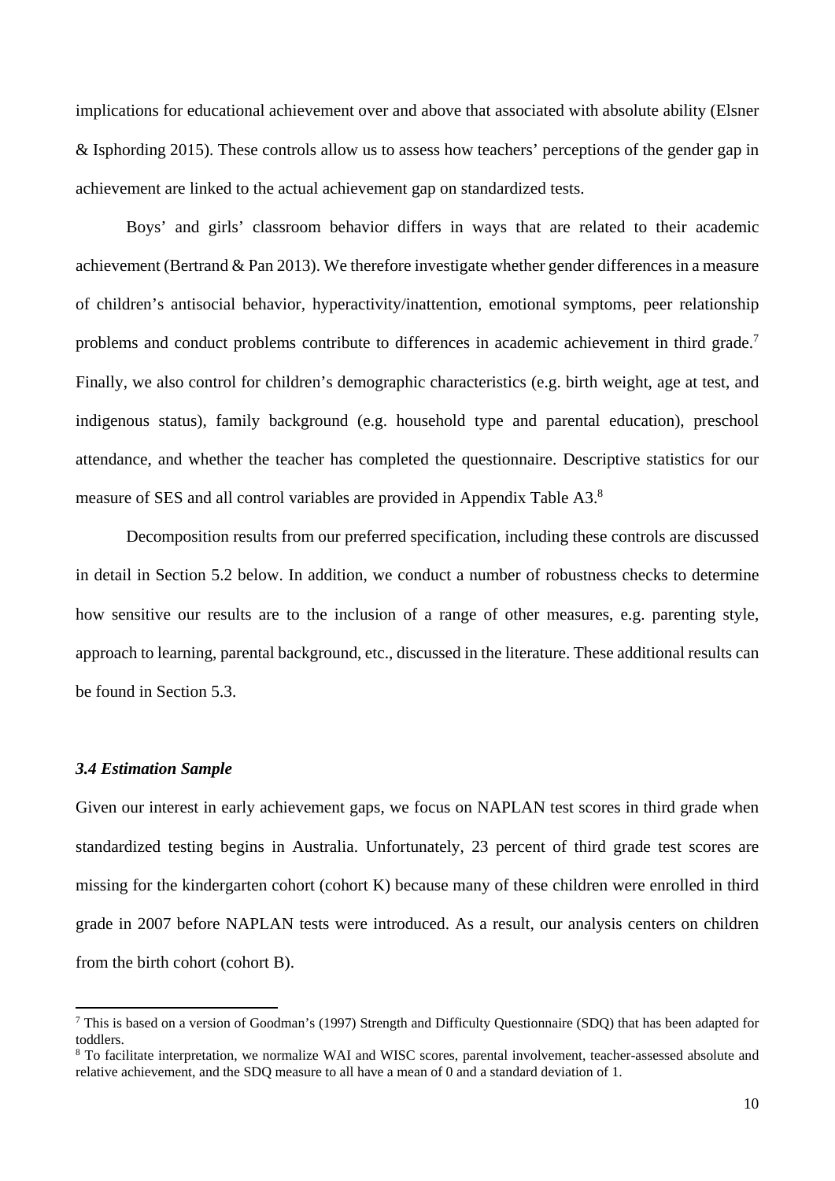implications for educational achievement over and above that associated with absolute ability (Elsner & Isphording 2015). These controls allow us to assess how teachers' perceptions of the gender gap in achievement are linked to the actual achievement gap on standardized tests.

Boys' and girls' classroom behavior differs in ways that are related to their academic achievement (Bertrand & Pan 2013). We therefore investigate whether gender differences in a measure of children's antisocial behavior, hyperactivity/inattention, emotional symptoms, peer relationship problems and conduct problems contribute to differences in academic achievement in third grade.[7] Finally, we also control for children's demographic characteristics (e.g. birth weight, age at test, and indigenous status), family background (e.g. household type and parental education), preschool attendance, and whether the teacher has completed the questionnaire. Descriptive statistics for our measure of SES and all control variables are provided in Appendix Table A3.[8]

Decomposition results from our preferred specification, including these controls are discussed in detail in Section 5.2 below. In addition, we conduct a number of robustness checks to determine how sensitive our results are to the inclusion of a range of other measures, e.g. parenting style, approach to learning, parental background, etc., discussed in the literature. These additional results can be found in Section 5.3.

### *3.4 Estimation Sample*

Given our interest in early achievement gaps, we focus on NAPLAN test scores in third grade when standardized testing begins in Australia. Unfortunately, 23 percent of third grade test scores are missing for the kindergarten cohort (cohort K) because many of these children were enrolled in third grade in 2007 before NAPLAN tests were introduced. As a result, our analysis centers on children from the birth cohort (cohort B).

---

[7] This is based on a version of Goodman's (1997) Strength and Difficulty Questionnaire (SDQ) that has been adapted for toddlers.

[8] To facilitate interpretation, we normalize WAI and WISC scores, parental involvement, teacher-assessed absolute and relative achievement, and the SDQ measure to all have a mean of 0 and a standard deviation of 1.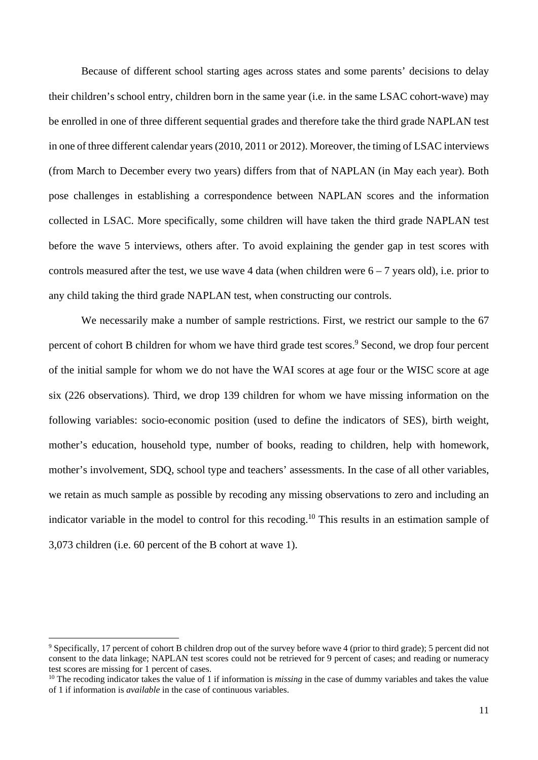Because of different school starting ages across states and some parents' decisions to delay their children's school entry, children born in the same year (i.e. in the same LSAC cohort-wave) may be enrolled in one of three different sequential grades and therefore take the third grade NAPLAN test in one of three different calendar years (2010, 2011 or 2012). Moreover, the timing of LSAC interviews (from March to December every two years) differs from that of NAPLAN (in May each year). Both pose challenges in establishing a correspondence between NAPLAN scores and the information collected in LSAC. More specifically, some children will have taken the third grade NAPLAN test before the wave 5 interviews, others after. To avoid explaining the gender gap in test scores with controls measured after the test, we use wave 4 data (when children were 6 – 7 years old), i.e. prior to any child taking the third grade NAPLAN test, when constructing our controls.

We necessarily make a number of sample restrictions. First, we restrict our sample to the 67 percent of cohort B children for whom we have third grade test scores.[9] Second, we drop four percent of the initial sample for whom we do not have the WAI scores at age four or the WISC score at age six (226 observations). Third, we drop 139 children for whom we have missing information on the following variables: socio-economic position (used to define the indicators of SES), birth weight, mother's education, household type, number of books, reading to children, help with homework, mother's involvement, SDQ, school type and teachers' assessments. In the case of all other variables, we retain as much sample as possible by recoding any missing observations to zero and including an indicator variable in the model to control for this recoding.[10] This results in an estimation sample of 3,073 children (i.e. 60 percent of the B cohort at wave 1).

[9] Specifically, 17 percent of cohort B children drop out of the survey before wave 4 (prior to third grade); 5 percent did not consent to the data linkage; NAPLAN test scores could not be retrieved for 9 percent of cases; and reading or numeracy test scores are missing for 1 percent of cases.

[10] The recoding indicator takes the value of 1 if information is *missing* in the case of dummy variables and takes the value of 1 if information is *available* in the case of continuous variables.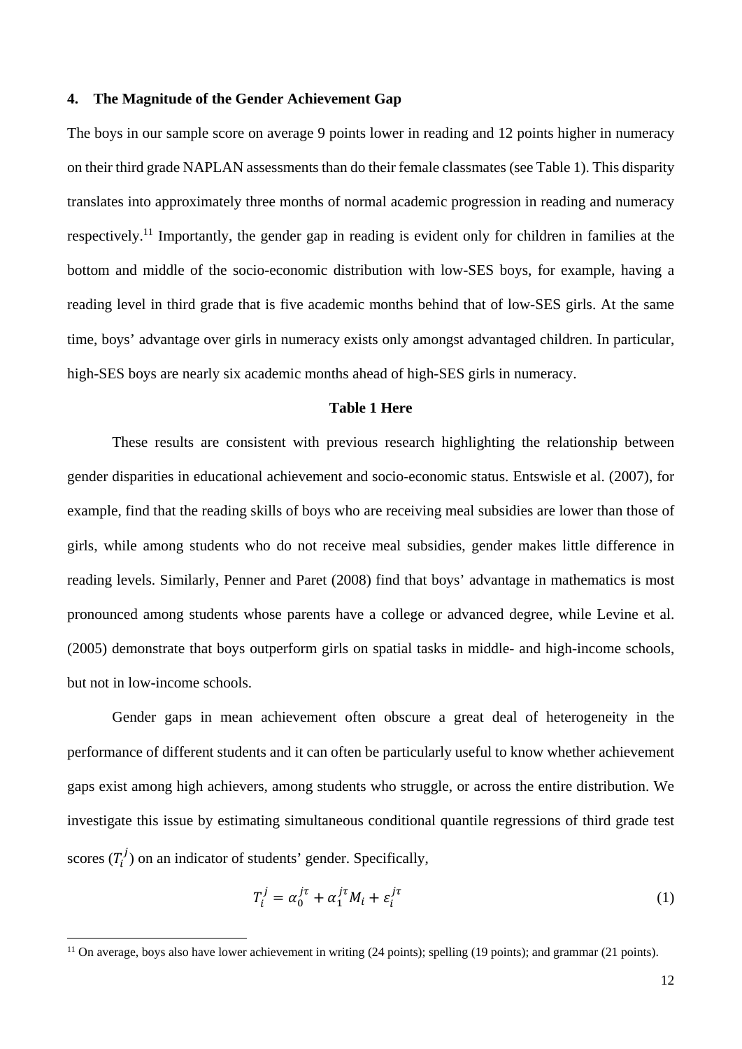## 4. The Magnitude of the Gender Achievement Gap

The boys in our sample score on average 9 points lower in reading and 12 points higher in numeracy on their third grade NAPLAN assessments than do their female classmates (see Table 1). This disparity translates into approximately three months of normal academic progression in reading and numeracy respectively.[11] Importantly, the gender gap in reading is evident only for children in families at the bottom and middle of the socio-economic distribution with low-SES boys, for example, having a reading level in third grade that is five academic months behind that of low-SES girls. At the same time, boys' advantage over girls in numeracy exists only amongst advantaged children. In particular, high-SES boys are nearly six academic months ahead of high-SES girls in numeracy.

**Table 1 Here**

These results are consistent with previous research highlighting the relationship between gender disparities in educational achievement and socio-economic status. Entswisle et al. (2007), for example, find that the reading skills of boys who are receiving meal subsidies are lower than those of girls, while among students who do not receive meal subsidies, gender makes little difference in reading levels. Similarly, Penner and Paret (2008) find that boys' advantage in mathematics is most pronounced among students whose parents have a college or advanced degree, while Levine et al. (2005) demonstrate that boys outperform girls on spatial tasks in middle- and high-income schools, but not in low-income schools.

Gender gaps in mean achievement often obscure a great deal of heterogeneity in the performance of different students and it can often be particularly useful to know whether achievement gaps exist among high achievers, among students who struggle, or across the entire distribution. We investigate this issue by estimating simultaneous conditional quantile regressions of third grade test scores ($T_i^j$) on an indicator of students' gender. Specifically,

$$T_i^j = \alpha_0^{j\tau} + \alpha_1^{j\tau} M_i + \varepsilon_i^{j\tau} \tag{1}$$

[11] On average, boys also have lower achievement in writing (24 points); spelling (19 points); and grammar (21 points).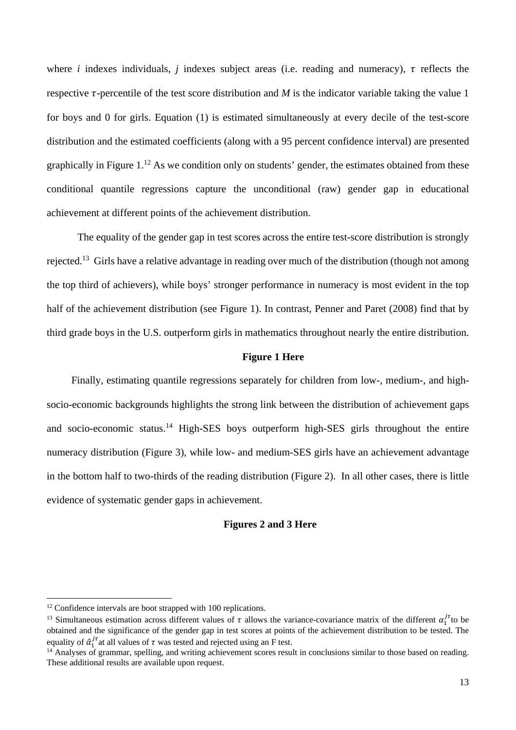where *i* indexes individuals, *j* indexes subject areas (i.e. reading and numeracy), $\tau$ reflects the respective $\tau$-percentile of the test score distribution and *M* is the indicator variable taking the value 1 for boys and 0 for girls. Equation (1) is estimated simultaneously at every decile of the test-score distribution and the estimated coefficients (along with a 95 percent confidence interval) are presented graphically in Figure 1.[12] As we condition only on students' gender, the estimates obtained from these conditional quantile regressions capture the unconditional (raw) gender gap in educational achievement at different points of the achievement distribution.

The equality of the gender gap in test scores across the entire test-score distribution is strongly rejected.[13] Girls have a relative advantage in reading over much of the distribution (though not among the top third of achievers), while boys' stronger performance in numeracy is most evident in the top half of the achievement distribution (see Figure 1). In contrast, Penner and Paret (2008) find that by third grade boys in the U.S. outperform girls in mathematics throughout nearly the entire distribution.

**Figure 1 Here**

Finally, estimating quantile regressions separately for children from low-, medium-, and high-socio-economic backgrounds highlights the strong link between the distribution of achievement gaps and socio-economic status.[14] High-SES boys outperform high-SES girls throughout the entire numeracy distribution (Figure 3), while low- and medium-SES girls have an achievement advantage in the bottom half to two-thirds of the reading distribution (Figure 2). In all other cases, there is little evidence of systematic gender gaps in achievement.

**Figures 2 and 3 Here**

---

[12] Confidence intervals are boot strapped with 100 replications.

[13] Simultaneous estimation across different values of $\tau$ allows the variance-covariance matrix of the different $\alpha_1^{j\tau}$ to be obtained and the significance of the gender gap in test scores at points of the achievement distribution to be tested. The equality of $\hat{\alpha}_1^{j\tau}$ at all values of $\tau$ was tested and rejected using an F test.

[14] Analyses of grammar, spelling, and writing achievement scores result in conclusions similar to those based on reading. These additional results are available upon request.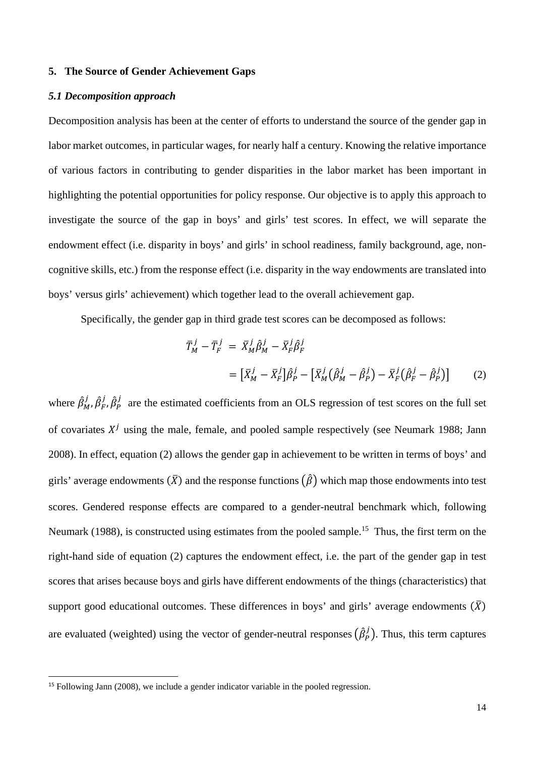## 5. The Source of Gender Achievement Gaps

### *5.1 Decomposition approach*

Decomposition analysis has been at the center of efforts to understand the source of the gender gap in labor market outcomes, in particular wages, for nearly half a century. Knowing the relative importance of various factors in contributing to gender disparities in the labor market has been important in highlighting the potential opportunities for policy response. Our objective is to apply this approach to investigate the source of the gap in boys' and girls' test scores. In effect, we will separate the endowment effect (i.e. disparity in boys' and girls' in school readiness, family background, age, non-cognitive skills, etc.) from the response effect (i.e. disparity in the way endowments are translated into boys' versus girls' achievement) which together lead to the overall achievement gap.

Specifically, the gender gap in third grade test scores can be decomposed as follows:

$$\bar{T}_M^j - \bar{T}_F^j = \bar{X}_M^j \hat{\beta}_M^j - \bar{X}_F^j \hat{\beta}_F^j$$

$$= \left[\bar{X}_M^j - \bar{X}_F^j\right]\hat{\beta}_P^j - \left[\bar{X}_M^j\left(\hat{\beta}_M^j - \hat{\beta}_P^j\right) - \bar{X}_F^j\left(\hat{\beta}_F^j - \hat{\beta}_P^j\right)\right] \qquad (2)$$

where $\hat{\beta}_M^j, \hat{\beta}_F^j, \hat{\beta}_P^j$ are the estimated coefficients from an OLS regression of test scores on the full set of covariates $X^j$ using the male, female, and pooled sample respectively (see Neumark 1988; Jann 2008). In effect, equation (2) allows the gender gap in achievement to be written in terms of boys' and girls' average endowments ($\bar{X}$) and the response functions $(\hat{\beta})$ which map those endowments into test scores. Gendered response effects are compared to a gender-neutral benchmark which, following Neumark (1988), is constructed using estimates from the pooled sample.[15] Thus, the first term on the right-hand side of equation (2) captures the endowment effect, i.e. the part of the gender gap in test scores that arises because boys and girls have different endowments of the things (characteristics) that support good educational outcomes. These differences in boys' and girls' average endowments ($\bar{X}$) are evaluated (weighted) using the vector of gender-neutral responses $(\hat{\beta}_P^j)$. Thus, this term captures

[15] Following Jann (2008), we include a gender indicator variable in the pooled regression.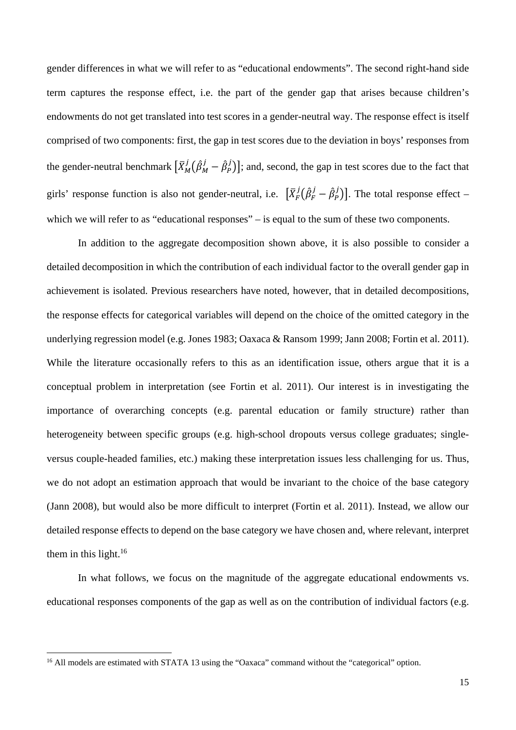gender differences in what we will refer to as "educational endowments". The second right-hand side term captures the response effect, i.e. the part of the gender gap that arises because children's endowments do not get translated into test scores in a gender-neutral way. The response effect is itself comprised of two components: first, the gap in test scores due to the deviation in boys' responses from the gender-neutral benchmark $[\bar{X}_M^j(\hat{\beta}_M^j - \hat{\beta}_P^j)]$; and, second, the gap in test scores due to the fact that girls' response function is also not gender-neutral, i.e. $[\bar{X}_F^j(\hat{\beta}_F^j - \hat{\beta}_P^j)]$. The total response effect – which we will refer to as "educational responses" – is equal to the sum of these two components.

In addition to the aggregate decomposition shown above, it is also possible to consider a detailed decomposition in which the contribution of each individual factor to the overall gender gap in achievement is isolated. Previous researchers have noted, however, that in detailed decompositions, the response effects for categorical variables will depend on the choice of the omitted category in the underlying regression model (e.g. Jones 1983; Oaxaca & Ransom 1999; Jann 2008; Fortin et al. 2011). While the literature occasionally refers to this as an identification issue, others argue that it is a conceptual problem in interpretation (see Fortin et al. 2011). Our interest is in investigating the importance of overarching concepts (e.g. parental education or family structure) rather than heterogeneity between specific groups (e.g. high-school dropouts versus college graduates; single- versus couple-headed families, etc.) making these interpretation issues less challenging for us. Thus, we do not adopt an estimation approach that would be invariant to the choice of the base category (Jann 2008), but would also be more difficult to interpret (Fortin et al. 2011). Instead, we allow our detailed response effects to depend on the base category we have chosen and, where relevant, interpret them in this light.[16]

In what follows, we focus on the magnitude of the aggregate educational endowments vs. educational responses components of the gap as well as on the contribution of individual factors (e.g.

[16] All models are estimated with STATA 13 using the "Oaxaca" command without the "categorical" option.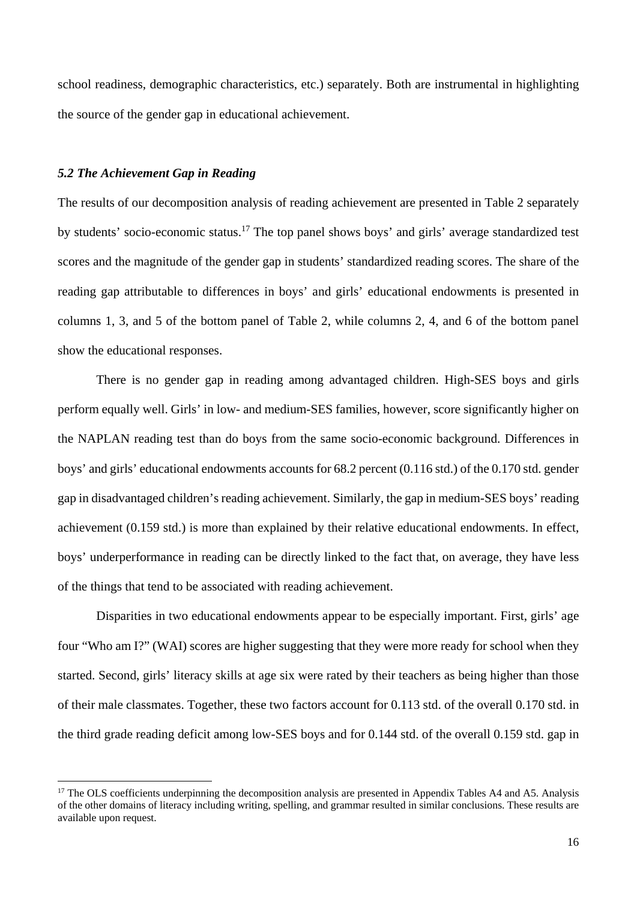school readiness, demographic characteristics, etc.) separately. Both are instrumental in highlighting the source of the gender gap in educational achievement.

### *5.2 The Achievement Gap in Reading*

The results of our decomposition analysis of reading achievement are presented in Table 2 separately by students' socio-economic status.[17] The top panel shows boys' and girls' average standardized test scores and the magnitude of the gender gap in students' standardized reading scores. The share of the reading gap attributable to differences in boys' and girls' educational endowments is presented in columns 1, 3, and 5 of the bottom panel of Table 2, while columns 2, 4, and 6 of the bottom panel show the educational responses.

There is no gender gap in reading among advantaged children. High-SES boys and girls perform equally well. Girls' in low- and medium-SES families, however, score significantly higher on the NAPLAN reading test than do boys from the same socio-economic background. Differences in boys' and girls' educational endowments accounts for 68.2 percent (0.116 std.) of the 0.170 std. gender gap in disadvantaged children's reading achievement. Similarly, the gap in medium-SES boys' reading achievement (0.159 std.) is more than explained by their relative educational endowments. In effect, boys' underperformance in reading can be directly linked to the fact that, on average, they have less of the things that tend to be associated with reading achievement.

Disparities in two educational endowments appear to be especially important. First, girls' age four "Who am I?" (WAI) scores are higher suggesting that they were more ready for school when they started. Second, girls' literacy skills at age six were rated by their teachers as being higher than those of their male classmates. Together, these two factors account for 0.113 std. of the overall 0.170 std. in the third grade reading deficit among low-SES boys and for 0.144 std. of the overall 0.159 std. gap in

[17] The OLS coefficients underpinning the decomposition analysis are presented in Appendix Tables A4 and A5. Analysis of the other domains of literacy including writing, spelling, and grammar resulted in similar conclusions. These results are available upon request.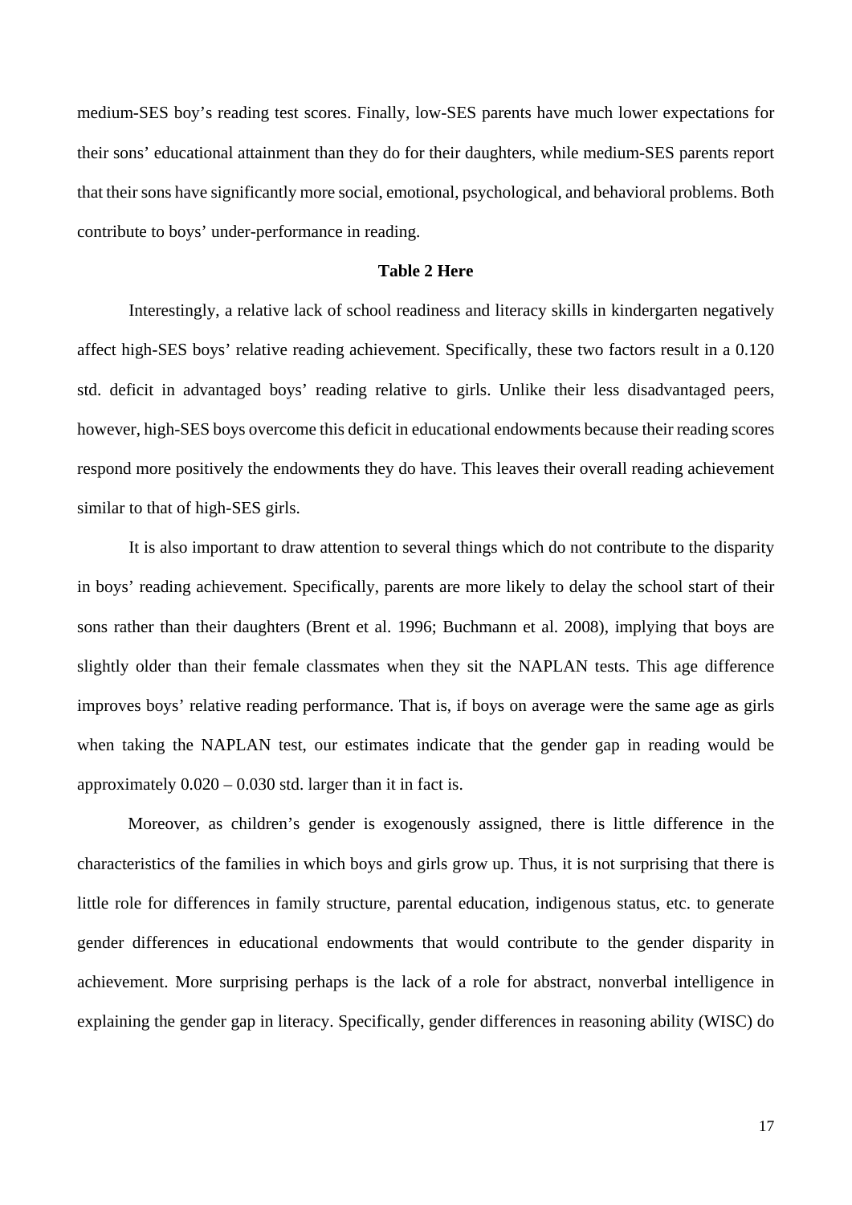medium-SES boy's reading test scores. Finally, low-SES parents have much lower expectations for their sons' educational attainment than they do for their daughters, while medium-SES parents report that their sons have significantly more social, emotional, psychological, and behavioral problems. Both contribute to boys' under-performance in reading.

**Table 2 Here**

Interestingly, a relative lack of school readiness and literacy skills in kindergarten negatively affect high-SES boys' relative reading achievement. Specifically, these two factors result in a 0.120 std. deficit in advantaged boys' reading relative to girls. Unlike their less disadvantaged peers, however, high-SES boys overcome this deficit in educational endowments because their reading scores respond more positively the endowments they do have. This leaves their overall reading achievement similar to that of high-SES girls.

It is also important to draw attention to several things which do not contribute to the disparity in boys' reading achievement. Specifically, parents are more likely to delay the school start of their sons rather than their daughters (Brent et al. 1996; Buchmann et al. 2008), implying that boys are slightly older than their female classmates when they sit the NAPLAN tests. This age difference improves boys' relative reading performance. That is, if boys on average were the same age as girls when taking the NAPLAN test, our estimates indicate that the gender gap in reading would be approximately 0.020 – 0.030 std. larger than it in fact is.

Moreover, as children's gender is exogenously assigned, there is little difference in the characteristics of the families in which boys and girls grow up. Thus, it is not surprising that there is little role for differences in family structure, parental education, indigenous status, etc. to generate gender differences in educational endowments that would contribute to the gender disparity in achievement. More surprising perhaps is the lack of a role for abstract, nonverbal intelligence in explaining the gender gap in literacy. Specifically, gender differences in reasoning ability (WISC) do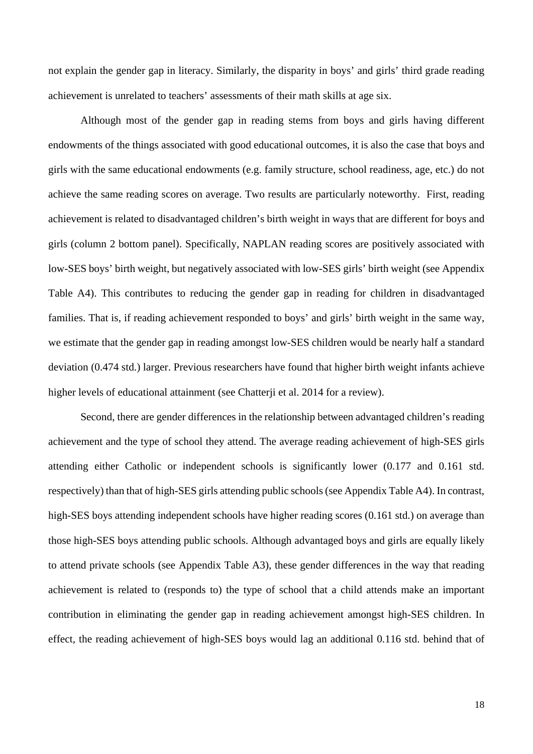not explain the gender gap in literacy. Similarly, the disparity in boys' and girls' third grade reading achievement is unrelated to teachers' assessments of their math skills at age six.

Although most of the gender gap in reading stems from boys and girls having different endowments of the things associated with good educational outcomes, it is also the case that boys and girls with the same educational endowments (e.g. family structure, school readiness, age, etc.) do not achieve the same reading scores on average. Two results are particularly noteworthy. First, reading achievement is related to disadvantaged children's birth weight in ways that are different for boys and girls (column 2 bottom panel). Specifically, NAPLAN reading scores are positively associated with low-SES boys' birth weight, but negatively associated with low-SES girls' birth weight (see Appendix Table A4). This contributes to reducing the gender gap in reading for children in disadvantaged families. That is, if reading achievement responded to boys' and girls' birth weight in the same way, we estimate that the gender gap in reading amongst low-SES children would be nearly half a standard deviation (0.474 std.) larger. Previous researchers have found that higher birth weight infants achieve higher levels of educational attainment (see Chatterji et al. 2014 for a review).

Second, there are gender differences in the relationship between advantaged children's reading achievement and the type of school they attend. The average reading achievement of high-SES girls attending either Catholic or independent schools is significantly lower (0.177 and 0.161 std. respectively) than that of high-SES girls attending public schools (see Appendix Table A4). In contrast, high-SES boys attending independent schools have higher reading scores (0.161 std.) on average than those high-SES boys attending public schools. Although advantaged boys and girls are equally likely to attend private schools (see Appendix Table A3), these gender differences in the way that reading achievement is related to (responds to) the type of school that a child attends make an important contribution in eliminating the gender gap in reading achievement amongst high-SES children. In effect, the reading achievement of high-SES boys would lag an additional 0.116 std. behind that of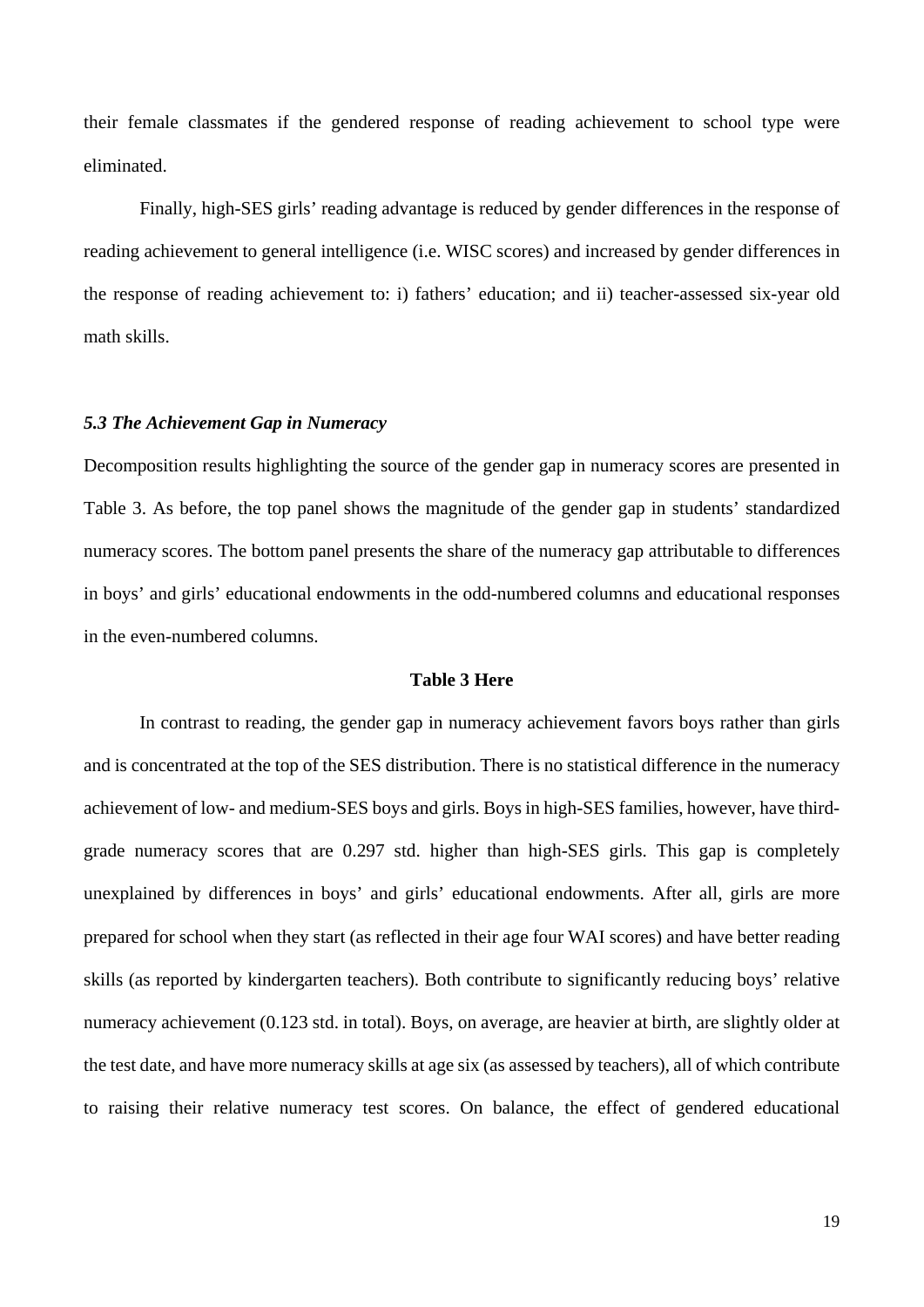their female classmates if the gendered response of reading achievement to school type were eliminated.

Finally, high-SES girls' reading advantage is reduced by gender differences in the response of reading achievement to general intelligence (i.e. WISC scores) and increased by gender differences in the response of reading achievement to: i) fathers' education; and ii) teacher-assessed six-year old math skills.

### *5.3 The Achievement Gap in Numeracy*

Decomposition results highlighting the source of the gender gap in numeracy scores are presented in Table 3. As before, the top panel shows the magnitude of the gender gap in students' standardized numeracy scores. The bottom panel presents the share of the numeracy gap attributable to differences in boys' and girls' educational endowments in the odd-numbered columns and educational responses in the even-numbered columns.

**Table 3 Here**

In contrast to reading, the gender gap in numeracy achievement favors boys rather than girls and is concentrated at the top of the SES distribution. There is no statistical difference in the numeracy achievement of low- and medium-SES boys and girls. Boys in high-SES families, however, have third-grade numeracy scores that are 0.297 std. higher than high-SES girls. This gap is completely unexplained by differences in boys' and girls' educational endowments. After all, girls are more prepared for school when they start (as reflected in their age four WAI scores) and have better reading skills (as reported by kindergarten teachers). Both contribute to significantly reducing boys' relative numeracy achievement (0.123 std. in total). Boys, on average, are heavier at birth, are slightly older at the test date, and have more numeracy skills at age six (as assessed by teachers), all of which contribute to raising their relative numeracy test scores. On balance, the effect of gendered educational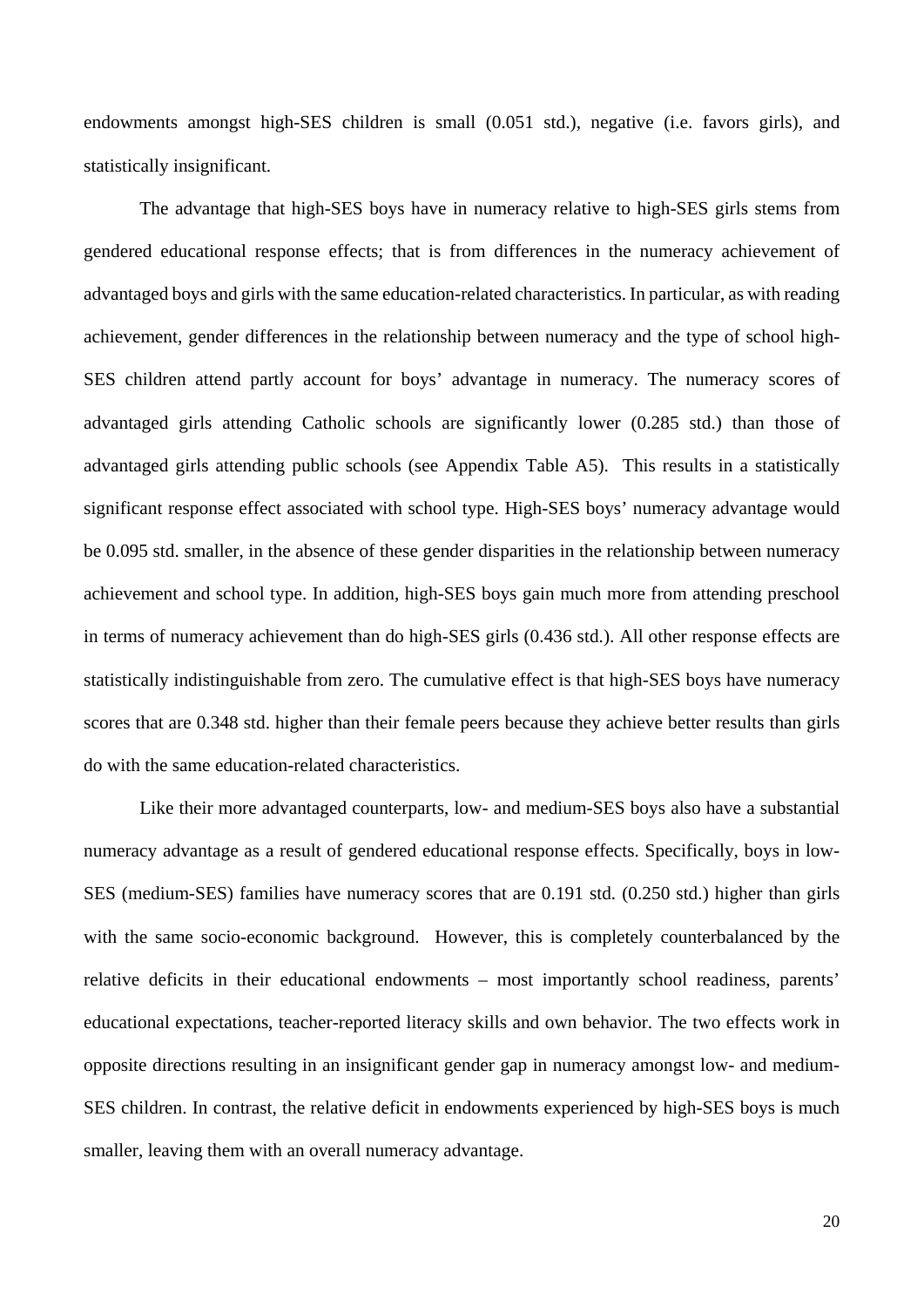endowments amongst high-SES children is small (0.051 std.), negative (i.e. favors girls), and statistically insignificant.

The advantage that high-SES boys have in numeracy relative to high-SES girls stems from gendered educational response effects; that is from differences in the numeracy achievement of advantaged boys and girls with the same education-related characteristics. In particular, as with reading achievement, gender differences in the relationship between numeracy and the type of school high-SES children attend partly account for boys' advantage in numeracy. The numeracy scores of advantaged girls attending Catholic schools are significantly lower (0.285 std.) than those of advantaged girls attending public schools (see Appendix Table A5). This results in a statistically significant response effect associated with school type. High-SES boys' numeracy advantage would be 0.095 std. smaller, in the absence of these gender disparities in the relationship between numeracy achievement and school type. In addition, high-SES boys gain much more from attending preschool in terms of numeracy achievement than do high-SES girls (0.436 std.). All other response effects are statistically indistinguishable from zero. The cumulative effect is that high-SES boys have numeracy scores that are 0.348 std. higher than their female peers because they achieve better results than girls do with the same education-related characteristics.

Like their more advantaged counterparts, low- and medium-SES boys also have a substantial numeracy advantage as a result of gendered educational response effects. Specifically, boys in low-SES (medium-SES) families have numeracy scores that are 0.191 std. (0.250 std.) higher than girls with the same socio-economic background. However, this is completely counterbalanced by the relative deficits in their educational endowments – most importantly school readiness, parents' educational expectations, teacher-reported literacy skills and own behavior. The two effects work in opposite directions resulting in an insignificant gender gap in numeracy amongst low- and medium-SES children. In contrast, the relative deficit in endowments experienced by high-SES boys is much smaller, leaving them with an overall numeracy advantage.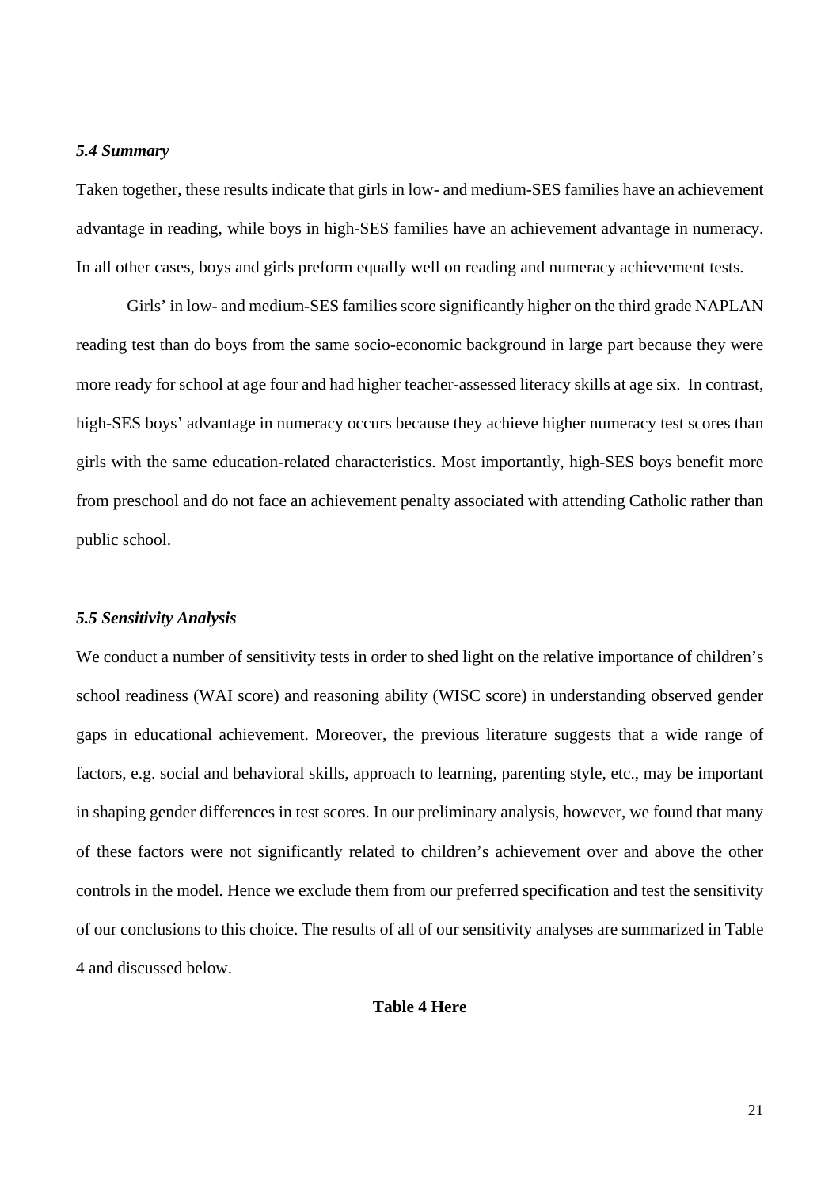### *5.4 Summary*

Taken together, these results indicate that girls in low- and medium-SES families have an achievement advantage in reading, while boys in high-SES families have an achievement advantage in numeracy. In all other cases, boys and girls preform equally well on reading and numeracy achievement tests.

Girls' in low- and medium-SES families score significantly higher on the third grade NAPLAN reading test than do boys from the same socio-economic background in large part because they were more ready for school at age four and had higher teacher-assessed literacy skills at age six. In contrast, high-SES boys' advantage in numeracy occurs because they achieve higher numeracy test scores than girls with the same education-related characteristics. Most importantly, high-SES boys benefit more from preschool and do not face an achievement penalty associated with attending Catholic rather than public school.

### *5.5 Sensitivity Analysis*

We conduct a number of sensitivity tests in order to shed light on the relative importance of children's school readiness (WAI score) and reasoning ability (WISC score) in understanding observed gender gaps in educational achievement. Moreover, the previous literature suggests that a wide range of factors, e.g. social and behavioral skills, approach to learning, parenting style, etc., may be important in shaping gender differences in test scores. In our preliminary analysis, however, we found that many of these factors were not significantly related to children's achievement over and above the other controls in the model. Hence we exclude them from our preferred specification and test the sensitivity of our conclusions to this choice. The results of all of our sensitivity analyses are summarized in Table 4 and discussed below.

**Table 4 Here**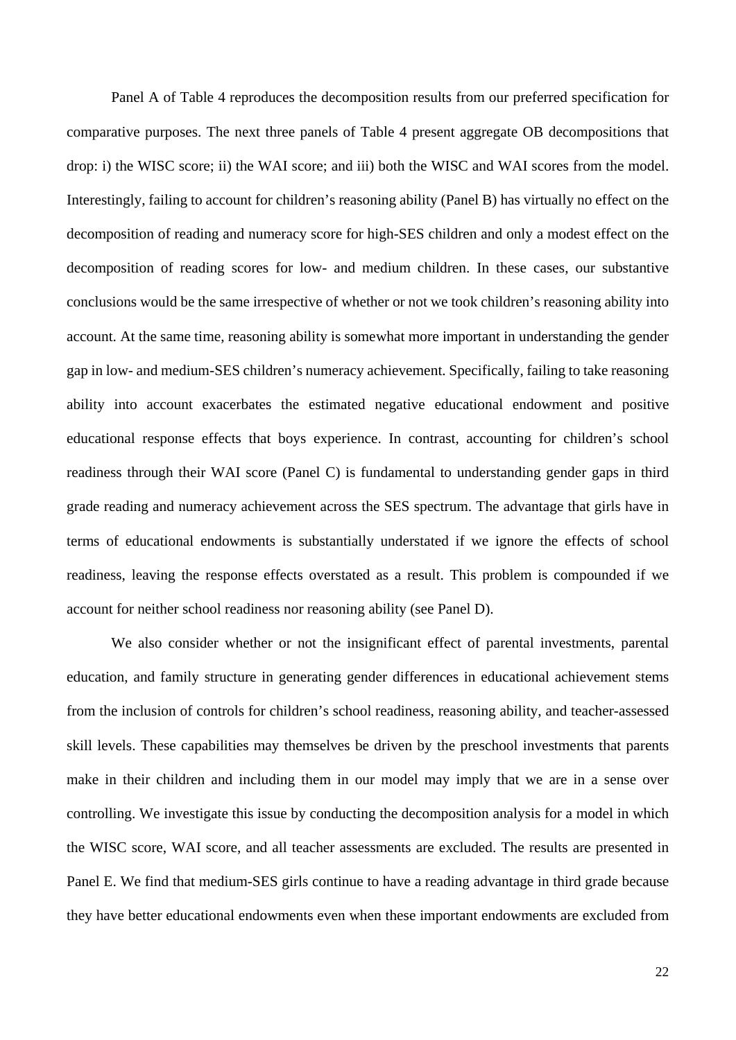Panel A of Table 4 reproduces the decomposition results from our preferred specification for comparative purposes. The next three panels of Table 4 present aggregate OB decompositions that drop: i) the WISC score; ii) the WAI score; and iii) both the WISC and WAI scores from the model. Interestingly, failing to account for children's reasoning ability (Panel B) has virtually no effect on the decomposition of reading and numeracy score for high-SES children and only a modest effect on the decomposition of reading scores for low- and medium children. In these cases, our substantive conclusions would be the same irrespective of whether or not we took children's reasoning ability into account. At the same time, reasoning ability is somewhat more important in understanding the gender gap in low- and medium-SES children's numeracy achievement. Specifically, failing to take reasoning ability into account exacerbates the estimated negative educational endowment and positive educational response effects that boys experience. In contrast, accounting for children's school readiness through their WAI score (Panel C) is fundamental to understanding gender gaps in third grade reading and numeracy achievement across the SES spectrum. The advantage that girls have in terms of educational endowments is substantially understated if we ignore the effects of school readiness, leaving the response effects overstated as a result. This problem is compounded if we account for neither school readiness nor reasoning ability (see Panel D).

We also consider whether or not the insignificant effect of parental investments, parental education, and family structure in generating gender differences in educational achievement stems from the inclusion of controls for children's school readiness, reasoning ability, and teacher-assessed skill levels. These capabilities may themselves be driven by the preschool investments that parents make in their children and including them in our model may imply that we are in a sense over controlling. We investigate this issue by conducting the decomposition analysis for a model in which the WISC score, WAI score, and all teacher assessments are excluded. The results are presented in Panel E. We find that medium-SES girls continue to have a reading advantage in third grade because they have better educational endowments even when these important endowments are excluded from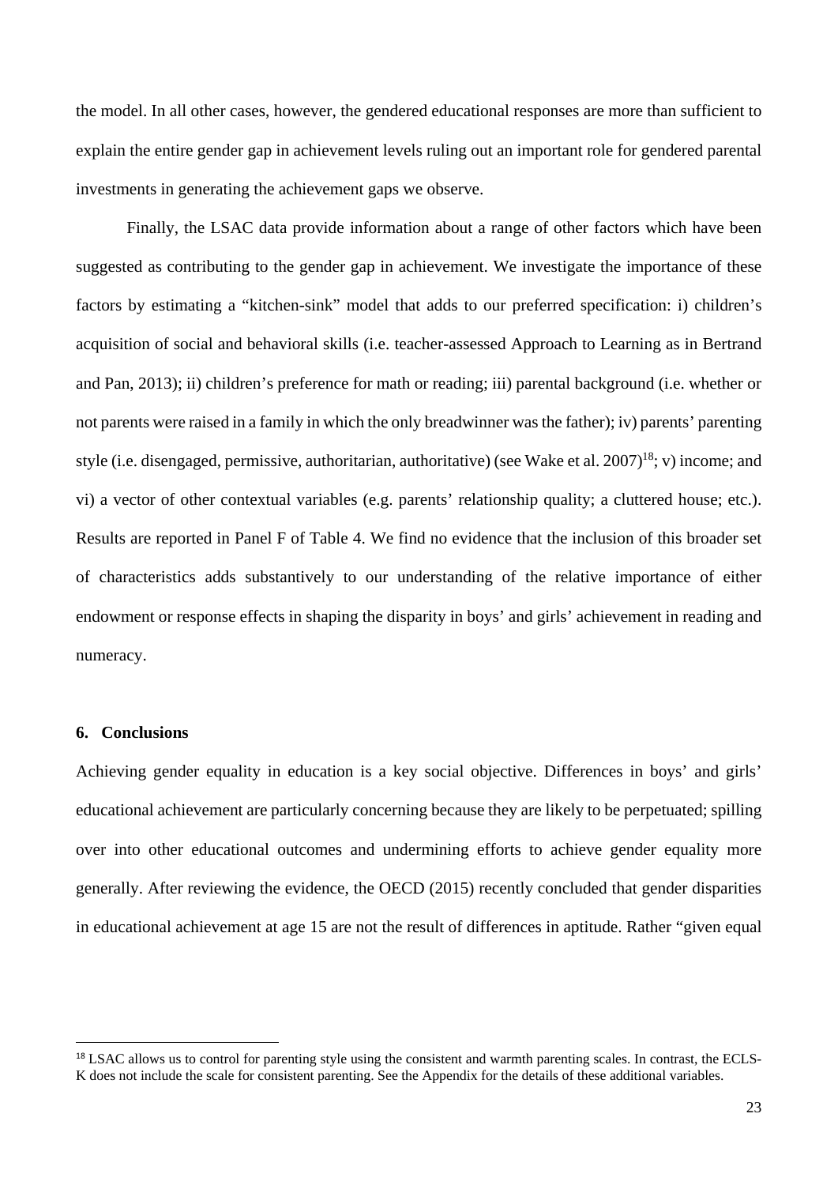the model. In all other cases, however, the gendered educational responses are more than sufficient to explain the entire gender gap in achievement levels ruling out an important role for gendered parental investments in generating the achievement gaps we observe.

Finally, the LSAC data provide information about a range of other factors which have been suggested as contributing to the gender gap in achievement. We investigate the importance of these factors by estimating a "kitchen-sink" model that adds to our preferred specification: i) children's acquisition of social and behavioral skills (i.e. teacher-assessed Approach to Learning as in Bertrand and Pan, 2013); ii) children's preference for math or reading; iii) parental background (i.e. whether or not parents were raised in a family in which the only breadwinner was the father); iv) parents' parenting style (i.e. disengaged, permissive, authoritarian, authoritative) (see Wake et al. 2007)[18]; v) income; and vi) a vector of other contextual variables (e.g. parents' relationship quality; a cluttered house; etc.). Results are reported in Panel F of Table 4. We find no evidence that the inclusion of this broader set of characteristics adds substantively to our understanding of the relative importance of either endowment or response effects in shaping the disparity in boys' and girls' achievement in reading and numeracy.

## 6. Conclusions

Achieving gender equality in education is a key social objective. Differences in boys' and girls' educational achievement are particularly concerning because they are likely to be perpetuated; spilling over into other educational outcomes and undermining efforts to achieve gender equality more generally. After reviewing the evidence, the OECD (2015) recently concluded that gender disparities in educational achievement at age 15 are not the result of differences in aptitude. Rather "given equal

[18] LSAC allows us to control for parenting style using the consistent and warmth parenting scales. In contrast, the ECLS-K does not include the scale for consistent parenting. See the Appendix for the details of these additional variables.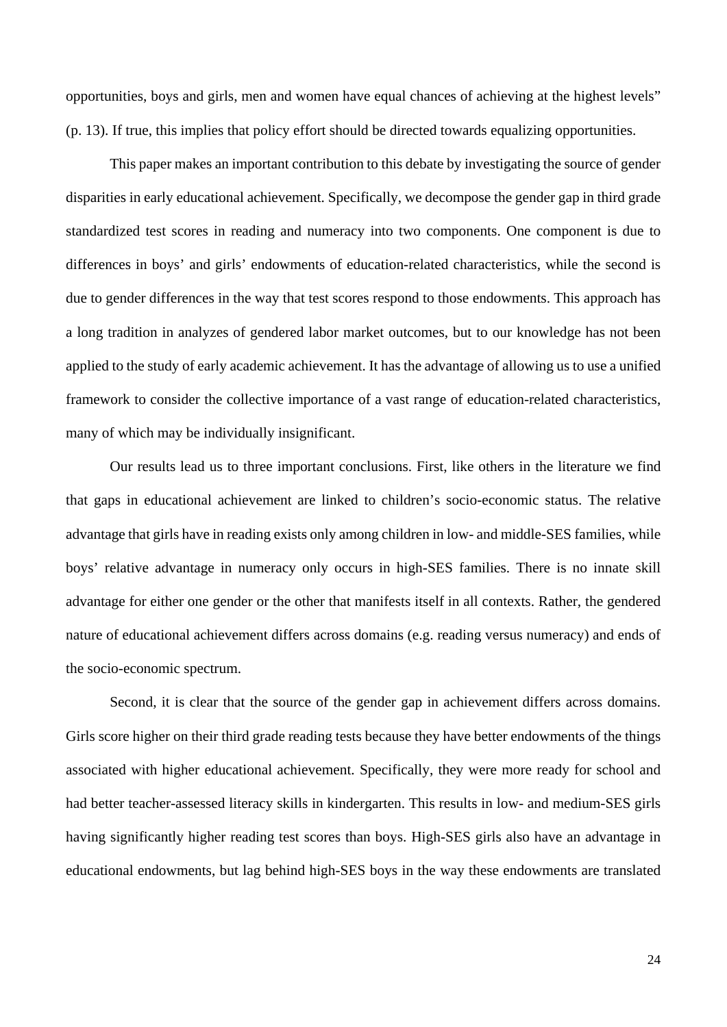opportunities, boys and girls, men and women have equal chances of achieving at the highest levels" (p. 13). If true, this implies that policy effort should be directed towards equalizing opportunities.

This paper makes an important contribution to this debate by investigating the source of gender disparities in early educational achievement. Specifically, we decompose the gender gap in third grade standardized test scores in reading and numeracy into two components. One component is due to differences in boys' and girls' endowments of education-related characteristics, while the second is due to gender differences in the way that test scores respond to those endowments. This approach has a long tradition in analyzes of gendered labor market outcomes, but to our knowledge has not been applied to the study of early academic achievement. It has the advantage of allowing us to use a unified framework to consider the collective importance of a vast range of education-related characteristics, many of which may be individually insignificant.

Our results lead us to three important conclusions. First, like others in the literature we find that gaps in educational achievement are linked to children's socio-economic status. The relative advantage that girls have in reading exists only among children in low- and middle-SES families, while boys' relative advantage in numeracy only occurs in high-SES families. There is no innate skill advantage for either one gender or the other that manifests itself in all contexts. Rather, the gendered nature of educational achievement differs across domains (e.g. reading versus numeracy) and ends of the socio-economic spectrum.

Second, it is clear that the source of the gender gap in achievement differs across domains. Girls score higher on their third grade reading tests because they have better endowments of the things associated with higher educational achievement. Specifically, they were more ready for school and had better teacher-assessed literacy skills in kindergarten. This results in low- and medium-SES girls having significantly higher reading test scores than boys. High-SES girls also have an advantage in educational endowments, but lag behind high-SES boys in the way these endowments are translated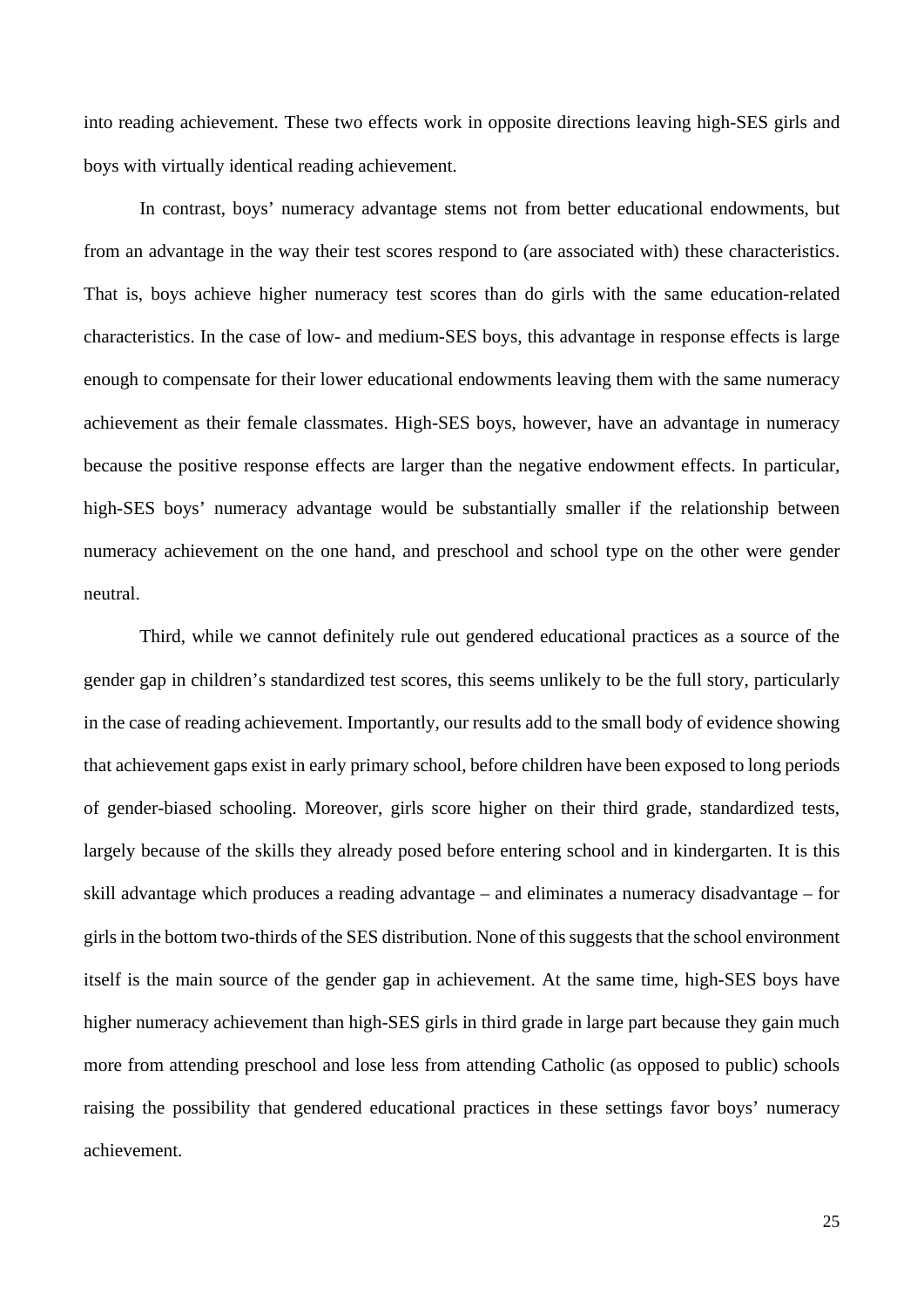into reading achievement. These two effects work in opposite directions leaving high-SES girls and boys with virtually identical reading achievement.

In contrast, boys' numeracy advantage stems not from better educational endowments, but from an advantage in the way their test scores respond to (are associated with) these characteristics. That is, boys achieve higher numeracy test scores than do girls with the same education-related characteristics. In the case of low- and medium-SES boys, this advantage in response effects is large enough to compensate for their lower educational endowments leaving them with the same numeracy achievement as their female classmates. High-SES boys, however, have an advantage in numeracy because the positive response effects are larger than the negative endowment effects. In particular, high-SES boys' numeracy advantage would be substantially smaller if the relationship between numeracy achievement on the one hand, and preschool and school type on the other were gender neutral.

Third, while we cannot definitely rule out gendered educational practices as a source of the gender gap in children's standardized test scores, this seems unlikely to be the full story, particularly in the case of reading achievement. Importantly, our results add to the small body of evidence showing that achievement gaps exist in early primary school, before children have been exposed to long periods of gender-biased schooling. Moreover, girls score higher on their third grade, standardized tests, largely because of the skills they already posed before entering school and in kindergarten. It is this skill advantage which produces a reading advantage – and eliminates a numeracy disadvantage – for girls in the bottom two-thirds of the SES distribution. None of this suggests that the school environment itself is the main source of the gender gap in achievement. At the same time, high-SES boys have higher numeracy achievement than high-SES girls in third grade in large part because they gain much more from attending preschool and lose less from attending Catholic (as opposed to public) schools raising the possibility that gendered educational practices in these settings favor boys' numeracy achievement.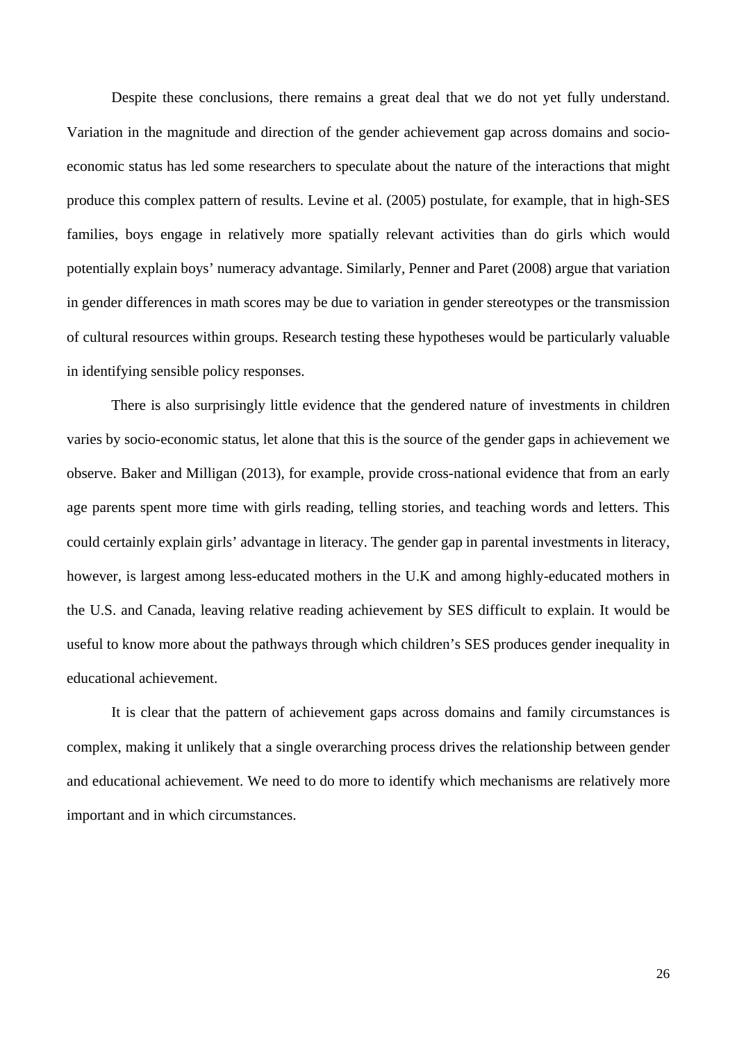Despite these conclusions, there remains a great deal that we do not yet fully understand. Variation in the magnitude and direction of the gender achievement gap across domains and socio-economic status has led some researchers to speculate about the nature of the interactions that might produce this complex pattern of results. Levine et al. (2005) postulate, for example, that in high-SES families, boys engage in relatively more spatially relevant activities than do girls which would potentially explain boys' numeracy advantage. Similarly, Penner and Paret (2008) argue that variation in gender differences in math scores may be due to variation in gender stereotypes or the transmission of cultural resources within groups. Research testing these hypotheses would be particularly valuable in identifying sensible policy responses.

There is also surprisingly little evidence that the gendered nature of investments in children varies by socio-economic status, let alone that this is the source of the gender gaps in achievement we observe. Baker and Milligan (2013), for example, provide cross-national evidence that from an early age parents spent more time with girls reading, telling stories, and teaching words and letters. This could certainly explain girls' advantage in literacy. The gender gap in parental investments in literacy, however, is largest among less-educated mothers in the U.K and among highly-educated mothers in the U.S. and Canada, leaving relative reading achievement by SES difficult to explain. It would be useful to know more about the pathways through which children's SES produces gender inequality in educational achievement.

It is clear that the pattern of achievement gaps across domains and family circumstances is complex, making it unlikely that a single overarching process drives the relationship between gender and educational achievement. We need to do more to identify which mechanisms are relatively more important and in which circumstances.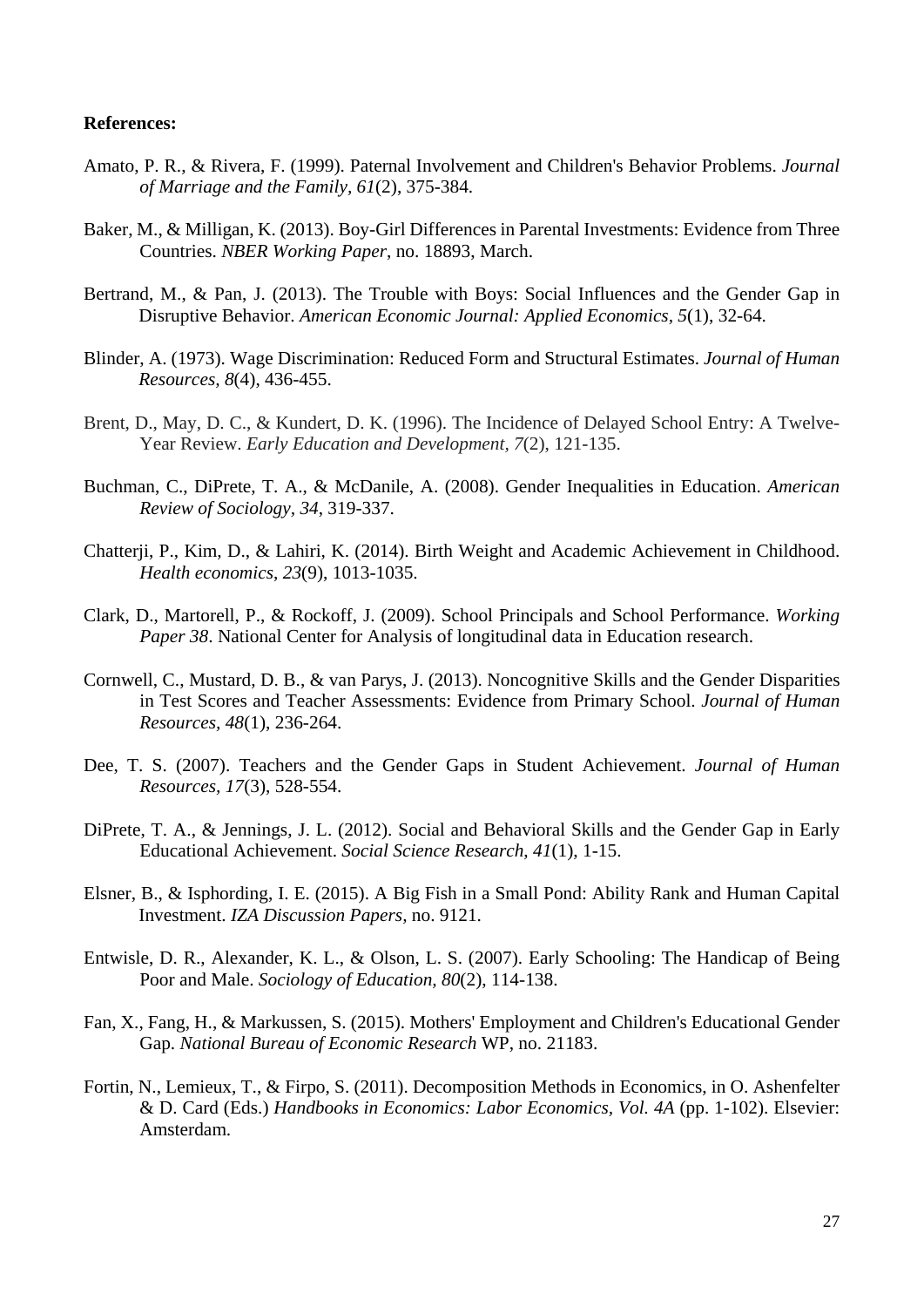**References:**

Amato, P. R., & Rivera, F. (1999). Paternal Involvement and Children's Behavior Problems. *Journal of Marriage and the Family, 61*(2), 375-384.

Baker, M., & Milligan, K. (2013). Boy-Girl Differences in Parental Investments: Evidence from Three Countries. *NBER Working Paper*, no. 18893, March.

Bertrand, M., & Pan, J. (2013). The Trouble with Boys: Social Influences and the Gender Gap in Disruptive Behavior. *American Economic Journal: Applied Economics, 5*(1), 32-64.

Blinder, A. (1973). Wage Discrimination: Reduced Form and Structural Estimates. *Journal of Human Resources*, *8*(4), 436-455.

Brent, D., May, D. C., & Kundert, D. K. (1996). The Incidence of Delayed School Entry: A Twelve-Year Review. *Early Education and Development, 7*(2), 121-135.

Buchman, C., DiPrete, T. A., & McDanile, A. (2008). Gender Inequalities in Education. *American Review of Sociology, 34*, 319-337.

Chatterji, P., Kim, D., & Lahiri, K. (2014). Birth Weight and Academic Achievement in Childhood. *Health economics*, *23*(9), 1013-1035.

Clark, D., Martorell, P., & Rockoff, J. (2009). School Principals and School Performance. *Working Paper 38*. National Center for Analysis of longitudinal data in Education research.

Cornwell, C., Mustard, D. B., & van Parys, J. (2013). Noncognitive Skills and the Gender Disparities in Test Scores and Teacher Assessments: Evidence from Primary School. *Journal of Human Resources, 48*(1), 236-264.

Dee, T. S. (2007). Teachers and the Gender Gaps in Student Achievement. *Journal of Human Resources*, *17*(3), 528-554.

DiPrete, T. A., & Jennings, J. L. (2012). Social and Behavioral Skills and the Gender Gap in Early Educational Achievement. *Social Science Research, 41*(1), 1-15.

Elsner, B., & Isphording, I. E. (2015). A Big Fish in a Small Pond: Ability Rank and Human Capital Investment. *IZA Discussion Papers*, no. 9121.

Entwisle, D. R., Alexander, K. L., & Olson, L. S. (2007). Early Schooling: The Handicap of Being Poor and Male. *Sociology of Education*, *80*(2), 114-138.

Fan, X., Fang, H., & Markussen, S. (2015). Mothers' Employment and Children's Educational Gender Gap. *National Bureau of Economic Research* WP, no. 21183.

Fortin, N., Lemieux, T., & Firpo, S. (2011). Decomposition Methods in Economics, in O. Ashenfelter & D. Card (Eds.) *Handbooks in Economics: Labor Economics, Vol. 4A* (pp. 1-102). Elsevier: Amsterdam.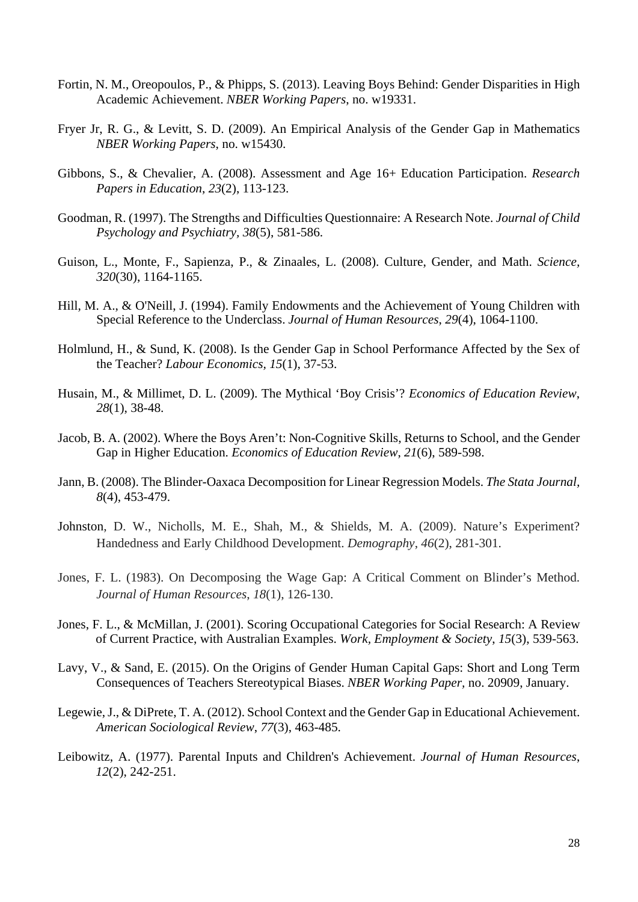Fortin, N. M., Oreopoulos, P., & Phipps, S. (2013). Leaving Boys Behind: Gender Disparities in High Academic Achievement. *NBER Working Papers*, no. w19331.

Fryer Jr, R. G., & Levitt, S. D. (2009). An Empirical Analysis of the Gender Gap in Mathematics *NBER Working Papers*, no. w15430.

Gibbons, S., & Chevalier, A. (2008). Assessment and Age 16+ Education Participation. *Research Papers in Education*, *23*(2), 113-123.

Goodman, R. (1997). The Strengths and Difficulties Questionnaire: A Research Note. *Journal of Child Psychology and Psychiatry, 38*(5), 581-586.

Guison, L., Monte, F., Sapienza, P., & Zinaales, L. (2008). Culture, Gender, and Math. *Science, 320*(30), 1164-1165.

Hill, M. A., & O'Neill, J. (1994). Family Endowments and the Achievement of Young Children with Special Reference to the Underclass. *Journal of Human Resources*, *29*(4), 1064-1100.

Holmlund, H., & Sund, K. (2008). Is the Gender Gap in School Performance Affected by the Sex of the Teacher? *Labour Economics*, *15*(1), 37-53.

Husain, M., & Millimet, D. L. (2009). The Mythical 'Boy Crisis'? *Economics of Education Review*, *28*(1), 38-48.

Jacob, B. A. (2002). Where the Boys Aren't: Non-Cognitive Skills, Returns to School, and the Gender Gap in Higher Education. *Economics of Education Review*, *21*(6), 589-598.

Jann, B. (2008). The Blinder-Oaxaca Decomposition for Linear Regression Models. *The Stata Journal*, *8*(4), 453-479.

Johnston, D. W., Nicholls, M. E., Shah, M., & Shields, M. A. (2009). Nature's Experiment? Handedness and Early Childhood Development. *Demography*, *46*(2), 281-301.

Jones, F. L. (1983). On Decomposing the Wage Gap: A Critical Comment on Blinder's Method. *Journal of Human Resources*, *18*(1), 126-130.

Jones, F. L., & McMillan, J. (2001). Scoring Occupational Categories for Social Research: A Review of Current Practice, with Australian Examples. *Work, Employment & Society*, *15*(3), 539-563.

Lavy, V., & Sand, E. (2015). On the Origins of Gender Human Capital Gaps: Short and Long Term Consequences of Teachers Stereotypical Biases. *NBER Working Paper*, no. 20909, January.

Legewie, J., & DiPrete, T. A. (2012). School Context and the Gender Gap in Educational Achievement. *American Sociological Review*, *77*(3), 463-485.

Leibowitz, A. (1977). Parental Inputs and Children's Achievement. *Journal of Human Resources*, *12*(2), 242-251.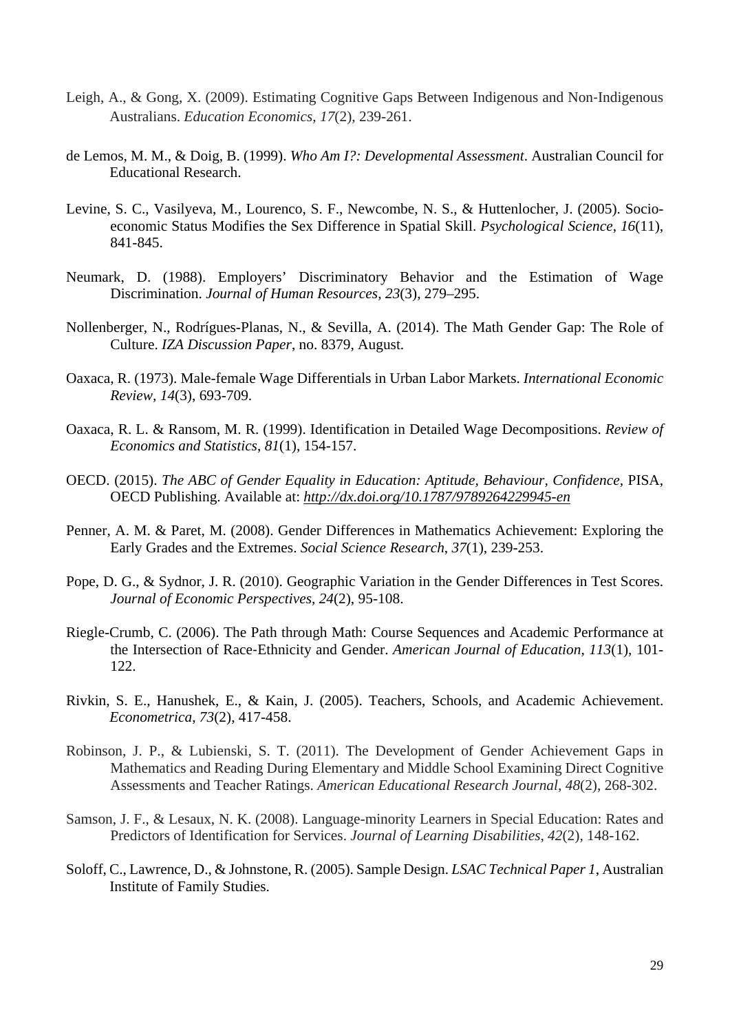Leigh, A., & Gong, X. (2009). Estimating Cognitive Gaps Between Indigenous and Non-Indigenous Australians. *Education Economics*, *17*(2), 239-261.

de Lemos, M. M., & Doig, B. (1999). *Who Am I?: Developmental Assessment*. Australian Council for Educational Research.

Levine, S. C., Vasilyeva, M., Lourenco, S. F., Newcombe, N. S., & Huttenlocher, J. (2005). Socio-economic Status Modifies the Sex Difference in Spatial Skill. *Psychological Science*, *16*(11), 841-845.

Neumark, D. (1988). Employers' Discriminatory Behavior and the Estimation of Wage Discrimination. *Journal of Human Resources*, *23*(3), 279–295.

Nollenberger, N., Rodrígues-Planas, N., & Sevilla, A. (2014). The Math Gender Gap: The Role of Culture. *IZA Discussion Paper*, no. 8379, August.

Oaxaca, R. (1973). Male-female Wage Differentials in Urban Labor Markets. *International Economic Review, 14*(3), 693-709.

Oaxaca, R. L. & Ransom, M. R. (1999). Identification in Detailed Wage Decompositions. *Review of Economics and Statistics*, *81*(1), 154-157.

OECD. (2015). *The ABC of Gender Equality in Education: Aptitude, Behaviour, Confidence,* PISA, OECD Publishing. Available at: *http://dx.doi.org/10.1787/9789264229945-en*

Penner, A. M. & Paret, M. (2008). Gender Differences in Mathematics Achievement: Exploring the Early Grades and the Extremes. *Social Science Research*, *37*(1), 239-253.

Pope, D. G., & Sydnor, J. R. (2010). Geographic Variation in the Gender Differences in Test Scores. *Journal of Economic Perspectives, 24*(2), 95-108.

Riegle-Crumb, C. (2006). The Path through Math: Course Sequences and Academic Performance at the Intersection of Race-Ethnicity and Gender. *American Journal of Education*, *113*(1), 101-122.

Rivkin, S. E., Hanushek, E., & Kain, J. (2005). Teachers, Schools, and Academic Achievement. *Econometrica*, *73*(2), 417-458.

Robinson, J. P., & Lubienski, S. T. (2011). The Development of Gender Achievement Gaps in Mathematics and Reading During Elementary and Middle School Examining Direct Cognitive Assessments and Teacher Ratings. *American Educational Research Journal*, *48*(2), 268-302.

Samson, J. F., & Lesaux, N. K. (2008). Language-minority Learners in Special Education: Rates and Predictors of Identification for Services. *Journal of Learning Disabilities*, *42*(2), 148-162.

Soloff, C., Lawrence, D., & Johnstone, R. (2005). Sample Design. *LSAC Technical Paper 1*, Australian Institute of Family Studies.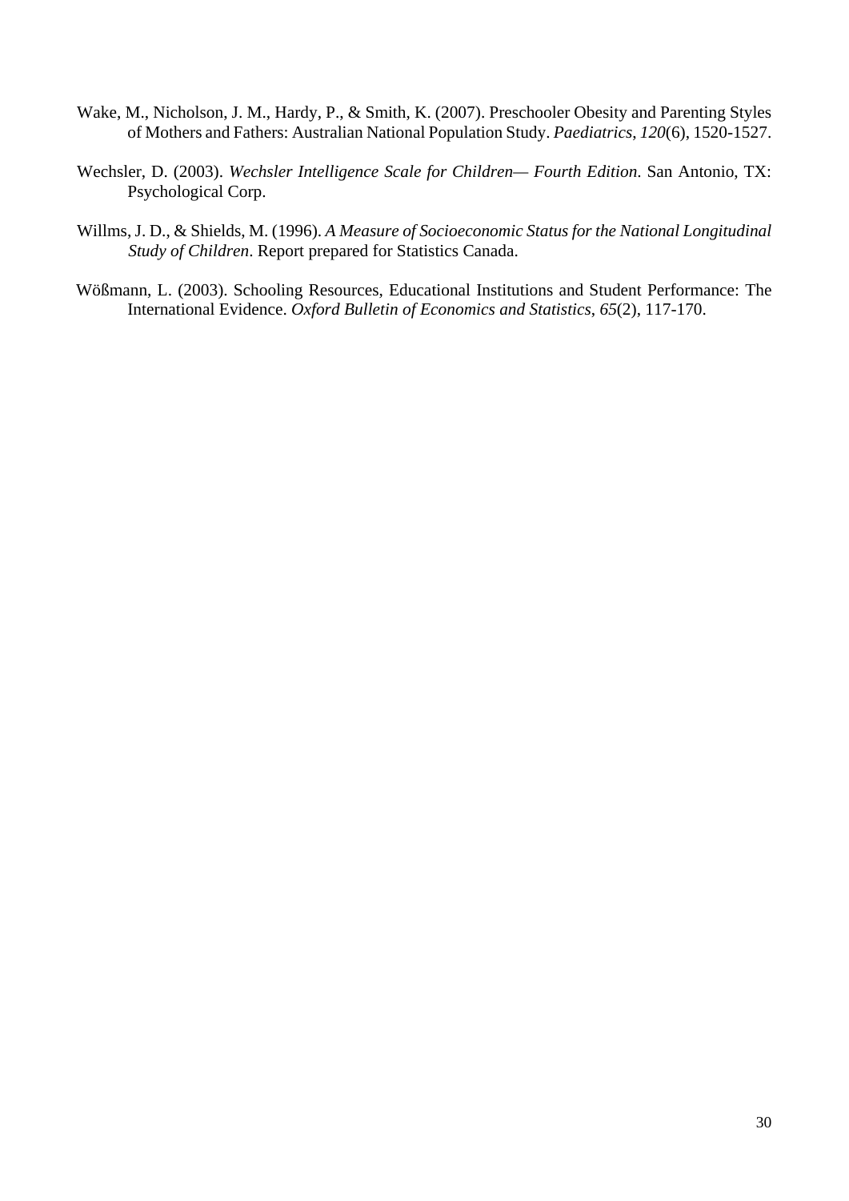Wake, M., Nicholson, J. M., Hardy, P., & Smith, K. (2007). Preschooler Obesity and Parenting Styles of Mothers and Fathers: Australian National Population Study. *Paediatrics*, *120*(6), 1520-1527.

Wechsler, D. (2003). *Wechsler Intelligence Scale for Children— Fourth Edition*. San Antonio, TX: Psychological Corp.

Willms, J. D., & Shields, M. (1996). *A Measure of Socioeconomic Status for the National Longitudinal Study of Children*. Report prepared for Statistics Canada.

Wößmann, L. (2003). Schooling Resources, Educational Institutions and Student Performance: The International Evidence. *Oxford Bulletin of Economics and Statistics*, *65*(2), 117-170.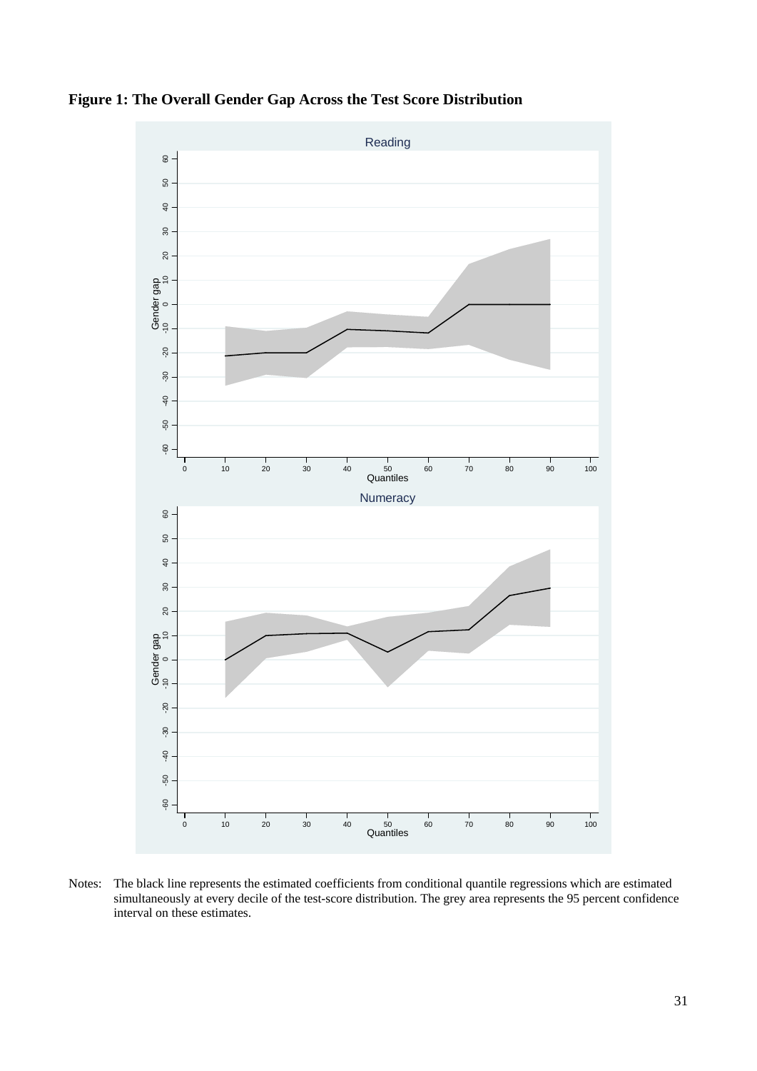**Figure 1: The Overall Gender Gap Across the Test Score Distribution**

Notes: The black line represents the estimated coefficients from conditional quantile regressions which are estimated simultaneously at every decile of the test-score distribution. The grey area represents the 95 percent confidence interval on these estimates.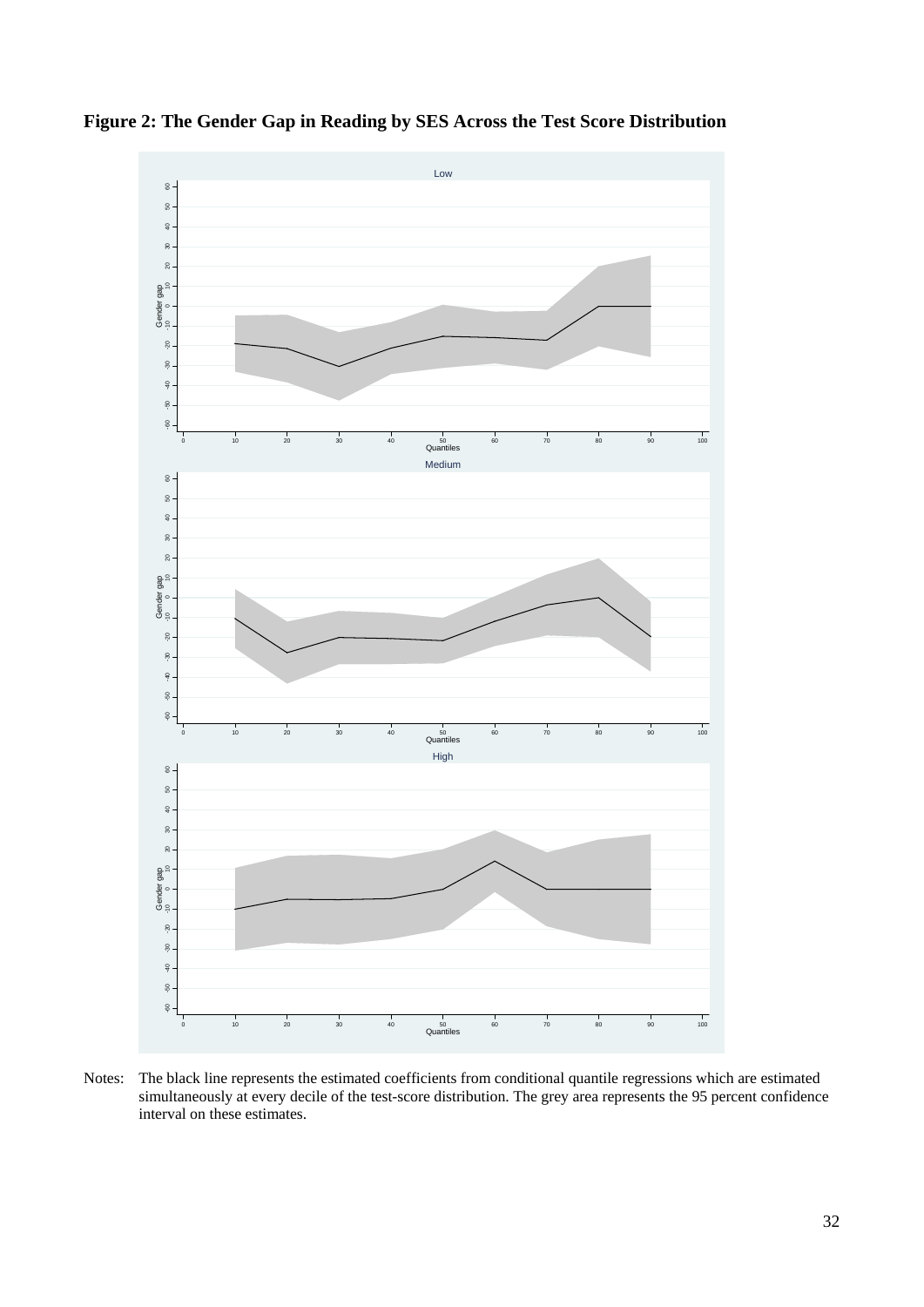**Figure 2: The Gender Gap in Reading by SES Across the Test Score Distribution**

Notes: The black line represents the estimated coefficients from conditional quantile regressions which are estimated simultaneously at every decile of the test-score distribution. The grey area represents the 95 percent confidence interval on these estimates.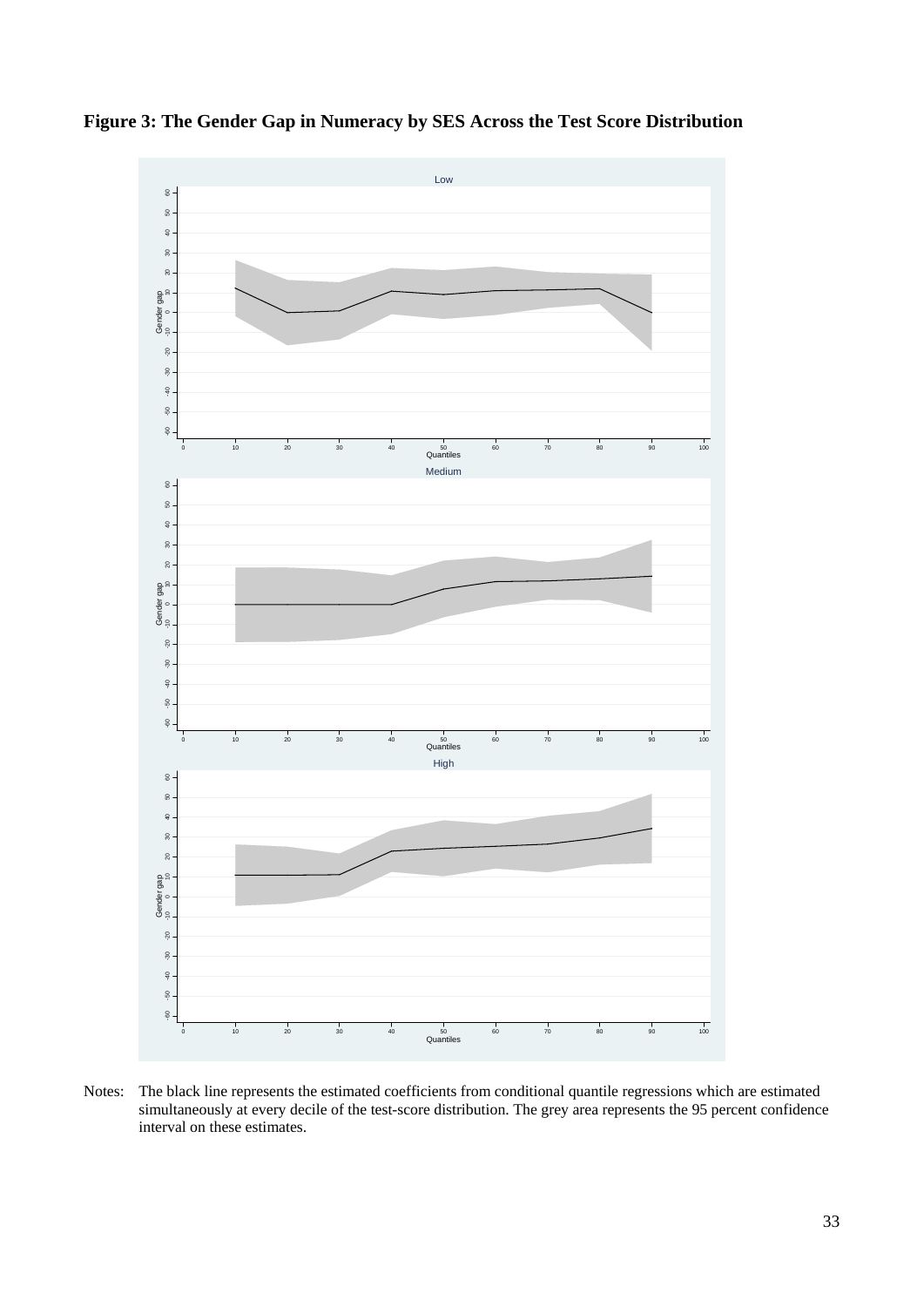**Figure 3: The Gender Gap in Numeracy by SES Across the Test Score Distribution**

Notes: The black line represents the estimated coefficients from conditional quantile regressions which are estimated simultaneously at every decile of the test-score distribution. The grey area represents the 95 percent confidence interval on these estimates.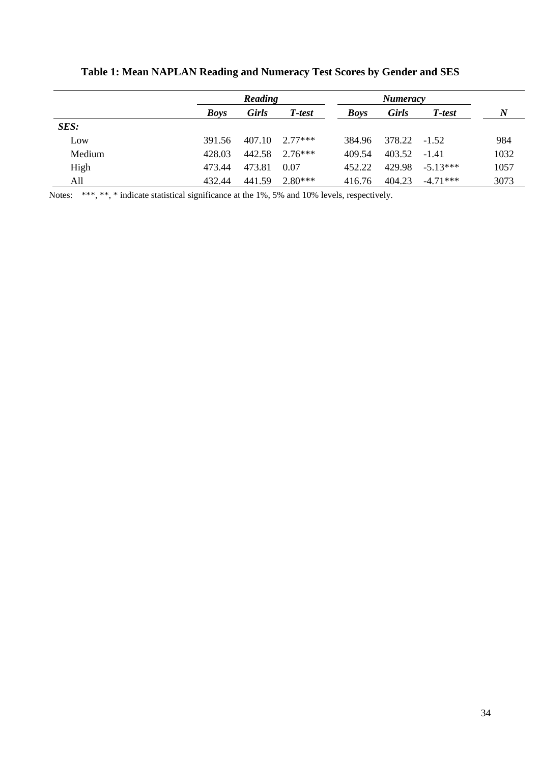**Table 1: Mean NAPLAN Reading and Numeracy Test Scores by Gender and SES**

| | ***Reading*** | | | ***Numeracy*** | | | |
|---|---|---|---|---|---|---|---|
| | ***Boys*** | ***Girls*** | ***T-test*** | ***Boys*** | ***Girls*** | ***T-test*** | ***N*** |
| ***SES:*** | | | | | | | |
| Low | 391.56 | 407.10 | 2.77*** | 384.96 | 378.22 | -1.52 | 984 |
| Medium | 428.03 | 442.58 | 2.76*** | 409.54 | 403.52 | -1.41 | 1032 |
| High | 473.44 | 473.81 | 0.07 | 452.22 | 429.98 | -5.13*** | 1057 |
| All | 432.44 | 441.59 | 2.80*** | 416.76 | 404.23 | -4.71*** | 3073 |

Notes: ***, **, * indicate statistical significance at the 1%, 5% and 10% levels, respectively.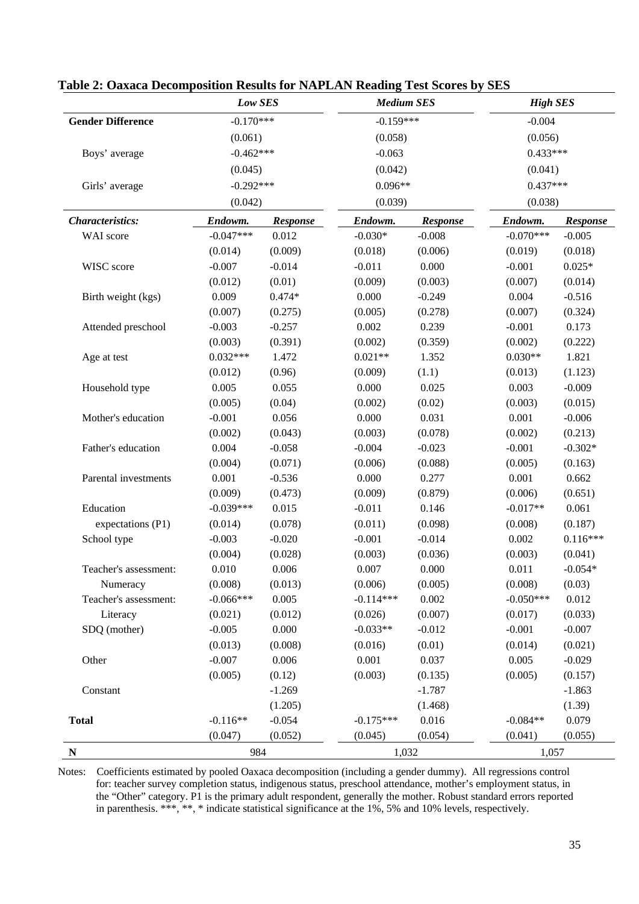**Table 2: Oaxaca Decomposition Results for NAPLAN Reading Test Scores by SES**

| | *Low SES* | | *Medium SES* | | *High SES* | |
|---|---|---|---|---|---|---|
| **Gender Difference** | -0.170*** | | -0.159*** | | -0.004 | |
| | (0.061) | | (0.058) | | (0.056) | |
| Boys' average | -0.462*** | | -0.063 | | 0.433*** | |
| | (0.045) | | (0.042) | | (0.041) | |
| Girls' average | -0.292*** | | 0.096** | | 0.437*** | |
| | (0.042) | | (0.039) | | (0.038) | |
| ***Characteristics:*** | ***Endowm.*** | ***Response*** | ***Endowm.*** | ***Response*** | ***Endowm.*** | ***Response*** |
| WAI score | -0.047*** | 0.012 | -0.030* | -0.008 | -0.070*** | -0.005 |
| | (0.014) | (0.009) | (0.018) | (0.006) | (0.019) | (0.018) |
| WISC score | -0.007 | -0.014 | -0.011 | 0.000 | -0.001 | 0.025* |
| | (0.012) | (0.01) | (0.009) | (0.003) | (0.007) | (0.014) |
| Birth weight (kgs) | 0.009 | 0.474* | 0.000 | -0.249 | 0.004 | -0.516 |
| | (0.007) | (0.275) | (0.005) | (0.278) | (0.007) | (0.324) |
| Attended preschool | -0.003 | -0.257 | 0.002 | 0.239 | -0.001 | 0.173 |
| | (0.003) | (0.391) | (0.002) | (0.359) | (0.002) | (0.222) |
| Age at test | 0.032*** | 1.472 | 0.021** | 1.352 | 0.030** | 1.821 |
| | (0.012) | (0.96) | (0.009) | (1.1) | (0.013) | (1.123) |
| Household type | 0.005 | 0.055 | 0.000 | 0.025 | 0.003 | -0.009 |
| | (0.005) | (0.04) | (0.002) | (0.02) | (0.003) | (0.015) |
| Mother's education | -0.001 | 0.056 | 0.000 | 0.031 | 0.001 | -0.006 |
| | (0.002) | (0.043) | (0.003) | (0.078) | (0.002) | (0.213) |
| Father's education | 0.004 | -0.058 | -0.004 | -0.023 | -0.001 | -0.302* |
| | (0.004) | (0.071) | (0.006) | (0.088) | (0.005) | (0.163) |
| Parental investments | 0.001 | -0.536 | 0.000 | 0.277 | 0.001 | 0.662 |
| | (0.009) | (0.473) | (0.009) | (0.879) | (0.006) | (0.651) |
| Education | -0.039*** | 0.015 | -0.011 | 0.146 | -0.017** | 0.061 |
| expectations (P1) | (0.014) | (0.078) | (0.011) | (0.098) | (0.008) | (0.187) |
| School type | -0.003 | -0.020 | -0.001 | -0.014 | 0.002 | 0.116*** |
| | (0.004) | (0.028) | (0.003) | (0.036) | (0.003) | (0.041) |
| Teacher's assessment: | 0.010 | 0.006 | 0.007 | 0.000 | 0.011 | -0.054* |
| Numeracy | (0.008) | (0.013) | (0.006) | (0.005) | (0.008) | (0.03) |
| Teacher's assessment: | -0.066*** | 0.005 | -0.114*** | 0.002 | -0.050*** | 0.012 |
| Literacy | (0.021) | (0.012) | (0.026) | (0.007) | (0.017) | (0.033) |
| SDQ (mother) | -0.005 | 0.000 | -0.033** | -0.012 | -0.001 | -0.007 |
| | (0.013) | (0.008) | (0.016) | (0.01) | (0.014) | (0.021) |
| Other | -0.007 | 0.006 | 0.001 | 0.037 | 0.005 | -0.029 |
| | (0.005) | (0.12) | (0.003) | (0.135) | (0.005) | (0.157) |
| Constant | | -1.269 | | -1.787 | | -1.863 |
| | | (1.205) | | (1.468) | | (1.39) |
| **Total** | -0.116** | -0.054 | -0.175*** | 0.016 | -0.084** | 0.079 |
| | (0.047) | (0.052) | (0.045) | (0.054) | (0.041) | (0.055) |
| **N** | 984 | | 1,032 | | 1,057 | |

Notes: Coefficients estimated by pooled Oaxaca decomposition (including a gender dummy). All regressions control for: teacher survey completion status, indigenous status, preschool attendance, mother's employment status, in the "Other" category. P1 is the primary adult respondent, generally the mother. Robust standard errors reported in parenthesis. ***, **, * indicate statistical significance at the 1%, 5% and 10% levels, respectively.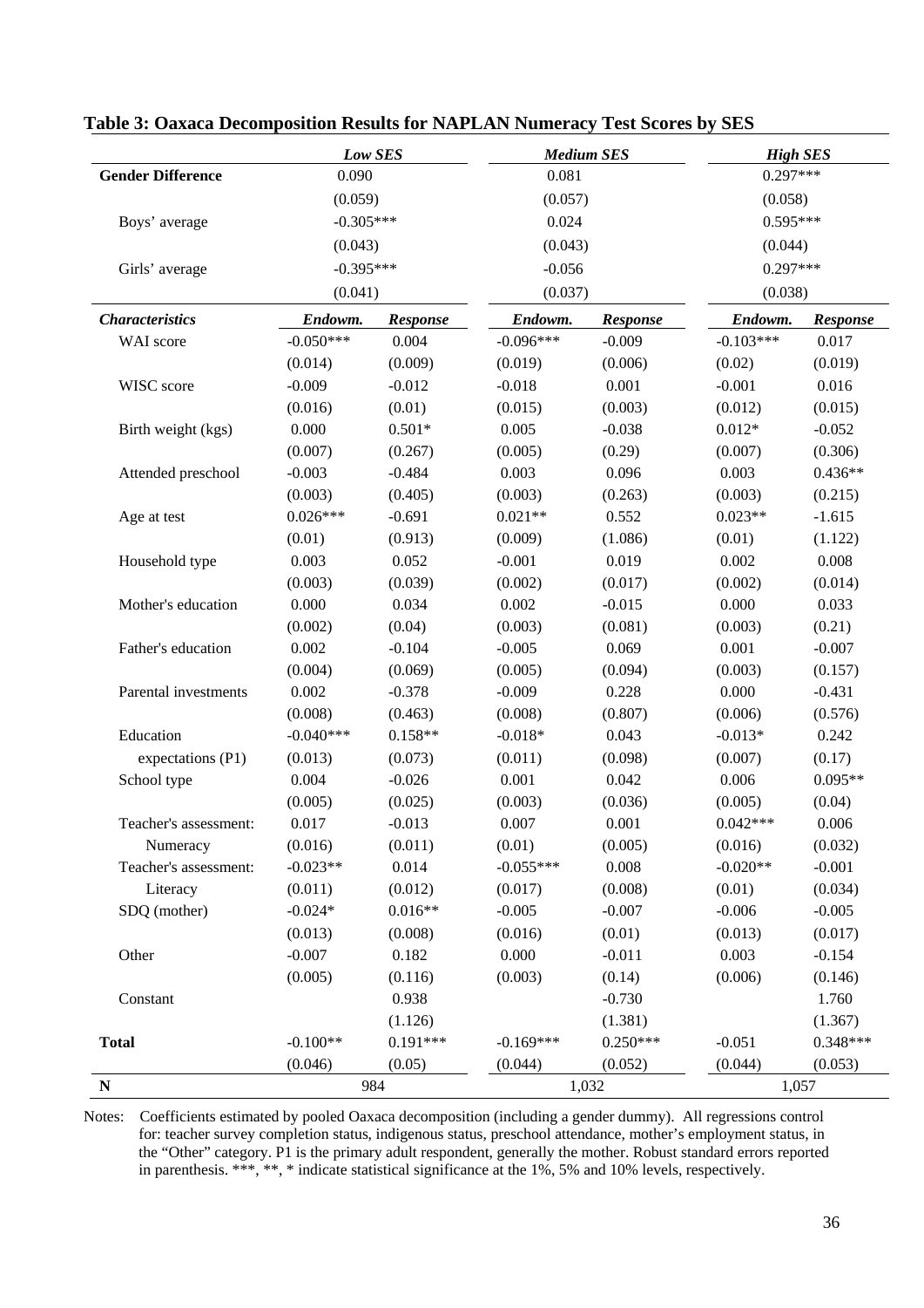**Table 3: Oaxaca Decomposition Results for NAPLAN Numeracy Test Scores by SES**

| | *Low SES* | | *Medium SES* | | *High SES* | |
|---|---|---|---|---|---|---|
| **Gender Difference** | 0.090 | | 0.081 | | 0.297*** | |
| | (0.059) | | (0.057) | | (0.058) | |
| Boys' average | -0.305*** | | 0.024 | | 0.595*** | |
| | (0.043) | | (0.043) | | (0.044) | |
| Girls' average | -0.395*** | | -0.056 | | 0.297*** | |
| | (0.041) | | (0.037) | | (0.038) | |
| ***Characteristics*** | ***Endowm.*** | ***Response*** | ***Endowm.*** | ***Response*** | ***Endowm.*** | ***Response*** |
| WAI score | -0.050*** | 0.004 | -0.096*** | -0.009 | -0.103*** | 0.017 |
| | (0.014) | (0.009) | (0.019) | (0.006) | (0.02) | (0.019) |
| WISC score | -0.009 | -0.012 | -0.018 | 0.001 | -0.001 | 0.016 |
| | (0.016) | (0.01) | (0.015) | (0.003) | (0.012) | (0.015) |
| Birth weight (kgs) | 0.000 | 0.501* | 0.005 | -0.038 | 0.012* | -0.052 |
| | (0.007) | (0.267) | (0.005) | (0.29) | (0.007) | (0.306) |
| Attended preschool | -0.003 | -0.484 | 0.003 | 0.096 | 0.003 | 0.436** |
| | (0.003) | (0.405) | (0.003) | (0.263) | (0.003) | (0.215) |
| Age at test | 0.026*** | -0.691 | 0.021** | 0.552 | 0.023** | -1.615 |
| | (0.01) | (0.913) | (0.009) | (1.086) | (0.01) | (1.122) |
| Household type | 0.003 | 0.052 | -0.001 | 0.019 | 0.002 | 0.008 |
| | (0.003) | (0.039) | (0.002) | (0.017) | (0.002) | (0.014) |
| Mother's education | 0.000 | 0.034 | 0.002 | -0.015 | 0.000 | 0.033 |
| | (0.002) | (0.04) | (0.003) | (0.081) | (0.003) | (0.21) |
| Father's education | 0.002 | -0.104 | -0.005 | 0.069 | 0.001 | -0.007 |
| | (0.004) | (0.069) | (0.005) | (0.094) | (0.003) | (0.157) |
| Parental investments | 0.002 | -0.378 | -0.009 | 0.228 | 0.000 | -0.431 |
| | (0.008) | (0.463) | (0.008) | (0.807) | (0.006) | (0.576) |
| Education | -0.040*** | 0.158** | -0.018* | 0.043 | -0.013* | 0.242 |
| expectations (P1) | (0.013) | (0.073) | (0.011) | (0.098) | (0.007) | (0.17) |
| School type | 0.004 | -0.026 | 0.001 | 0.042 | 0.006 | 0.095** |
| | (0.005) | (0.025) | (0.003) | (0.036) | (0.005) | (0.04) |
| Teacher's assessment: | 0.017 | -0.013 | 0.007 | 0.001 | 0.042*** | 0.006 |
| Numeracy | (0.016) | (0.011) | (0.01) | (0.005) | (0.016) | (0.032) |
| Teacher's assessment: | -0.023** | 0.014 | -0.055*** | 0.008 | -0.020** | -0.001 |
| Literacy | (0.011) | (0.012) | (0.017) | (0.008) | (0.01) | (0.034) |
| SDQ (mother) | -0.024* | 0.016** | -0.005 | -0.007 | -0.006 | -0.005 |
| | (0.013) | (0.008) | (0.016) | (0.01) | (0.013) | (0.017) |
| Other | -0.007 | 0.182 | 0.000 | -0.011 | 0.003 | -0.154 |
| | (0.005) | (0.116) | (0.003) | (0.14) | (0.006) | (0.146) |
| Constant | | 0.938 | | -0.730 | | 1.760 |
| | | (1.126) | | (1.381) | | (1.367) |
| **Total** | -0.100** | 0.191*** | -0.169*** | 0.250*** | -0.051 | 0.348*** |
| | (0.046) | (0.05) | (0.044) | (0.052) | (0.044) | (0.053) |
| **N** | 984 | | 1,032 | | 1,057 | |

Notes: Coefficients estimated by pooled Oaxaca decomposition (including a gender dummy). All regressions control for: teacher survey completion status, indigenous status, preschool attendance, mother's employment status, in the "Other" category. P1 is the primary adult respondent, generally the mother. Robust standard errors reported in parenthesis. ***, **, * indicate statistical significance at the 1%, 5% and 10% levels, respectively.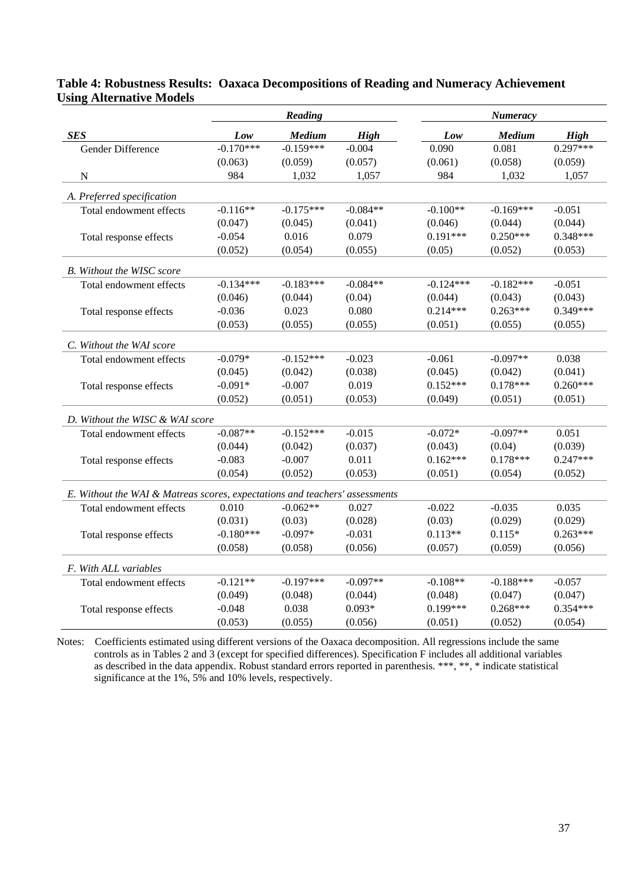**Table 4: Robustness Results: Oaxaca Decompositions of Reading and Numeracy Achievement Using Alternative Models**

| | *Reading* | | | *Numeracy* | | |
|---|---|---|---|---|---|---|
| ***SES*** | ***Low*** | ***Medium*** | ***High*** | ***Low*** | ***Medium*** | ***High*** |
| Gender Difference | -0.170*** | -0.159*** | -0.004 | 0.090 | 0.081 | 0.297*** |
| | (0.063) | (0.059) | (0.057) | (0.061) | (0.058) | (0.059) |
| N | 984 | 1,032 | 1,057 | 984 | 1,032 | 1,057 |
| *A. Preferred specification* | | | | | | |
| Total endowment effects | -0.116** | -0.175*** | -0.084** | -0.100** | -0.169*** | -0.051 |
| | (0.047) | (0.045) | (0.041) | (0.046) | (0.044) | (0.044) |
| Total response effects | -0.054 | 0.016 | 0.079 | 0.191*** | 0.250*** | 0.348*** |
| | (0.052) | (0.054) | (0.055) | (0.05) | (0.052) | (0.053) |
| *B. Without the WISC score* | | | | | | |
| Total endowment effects | -0.134*** | -0.183*** | -0.084** | -0.124*** | -0.182*** | -0.051 |
| | (0.046) | (0.044) | (0.04) | (0.044) | (0.043) | (0.043) |
| Total response effects | -0.036 | 0.023 | 0.080 | 0.214*** | 0.263*** | 0.349*** |
| | (0.053) | (0.055) | (0.055) | (0.051) | (0.055) | (0.055) |
| *C. Without the WAI score* | | | | | | |
| Total endowment effects | -0.079* | -0.152*** | -0.023 | -0.061 | -0.097** | 0.038 |
| | (0.045) | (0.042) | (0.038) | (0.045) | (0.042) | (0.041) |
| Total response effects | -0.091* | -0.007 | 0.019 | 0.152*** | 0.178*** | 0.260*** |
| | (0.052) | (0.051) | (0.053) | (0.049) | (0.051) | (0.051) |
| *D. Without the WISC & WAI score* | | | | | | |
| Total endowment effects | -0.087** | -0.152*** | -0.015 | -0.072* | -0.097** | 0.051 |
| | (0.044) | (0.042) | (0.037) | (0.043) | (0.04) | (0.039) |
| Total response effects | -0.083 | -0.007 | 0.011 | 0.162*** | 0.178*** | 0.247*** |
| | (0.054) | (0.052) | (0.053) | (0.051) | (0.054) | (0.052) |
| *E. Without the WAI & Matreas scores, expectations and teachers' assessments* | | | | | | |
| Total endowment effects | 0.010 | -0.062** | 0.027 | -0.022 | -0.035 | 0.035 |
| | (0.031) | (0.03) | (0.028) | (0.03) | (0.029) | (0.029) |
| Total response effects | -0.180*** | -0.097* | -0.031 | 0.113** | 0.115* | 0.263*** |
| | (0.058) | (0.058) | (0.056) | (0.057) | (0.059) | (0.056) |
| *F. With ALL variables* | | | | | | |
| Total endowment effects | -0.121** | -0.197*** | -0.097** | -0.108** | -0.188*** | -0.057 |
| | (0.049) | (0.048) | (0.044) | (0.048) | (0.047) | (0.047) |
| Total response effects | -0.048 | 0.038 | 0.093* | 0.199*** | 0.268*** | 0.354*** |
| | (0.053) | (0.055) | (0.056) | (0.051) | (0.052) | (0.054) |

Notes: Coefficients estimated using different versions of the Oaxaca decomposition. All regressions include the same controls as in Tables 2 and 3 (except for specified differences). Specification F includes all additional variables as described in the data appendix. Robust standard errors reported in parenthesis. ***, **, * indicate statistical significance at the 1%, 5% and 10% levels, respectively.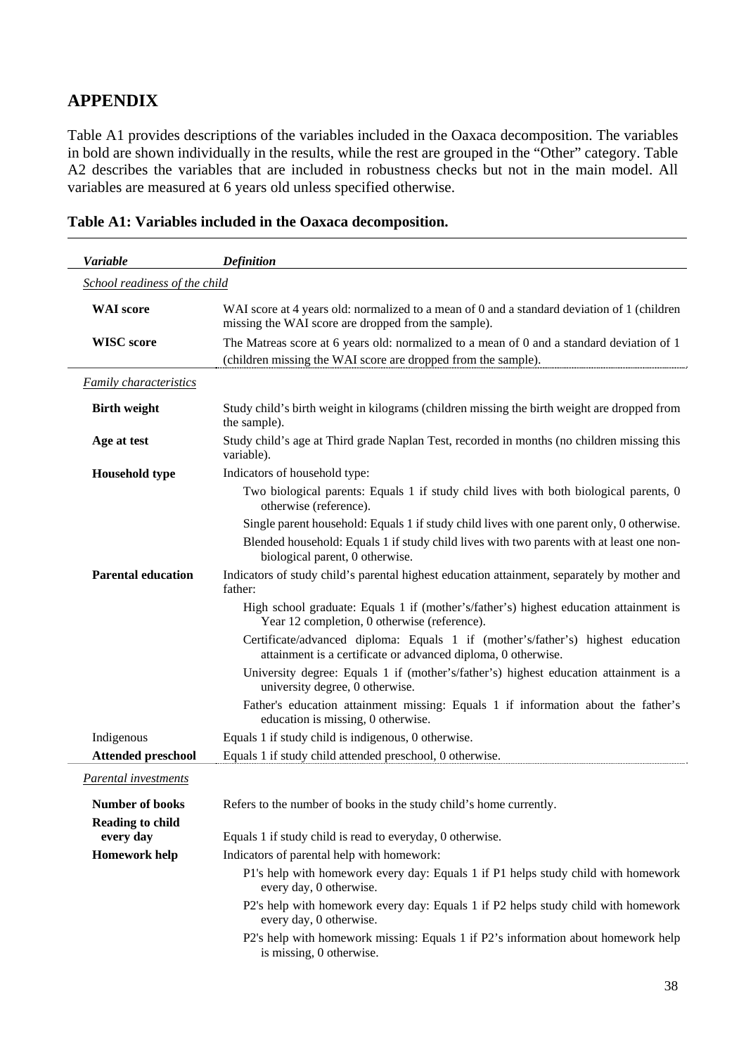# APPENDIX

Table A1 provides descriptions of the variables included in the Oaxaca decomposition. The variables in bold are shown individually in the results, while the rest are grouped in the "Other" category. Table A2 describes the variables that are included in robustness checks but not in the main model. All variables are measured at 6 years old unless specified otherwise.

**Table A1: Variables included in the Oaxaca decomposition.**

| *Variable* | *Definition* |
|---|---|
| *School readiness of the child* | |
| **WAI score** | WAI score at 4 years old: normalized to a mean of 0 and a standard deviation of 1 (children missing the WAI score are dropped from the sample). |
| **WISC score** | The Matreas score at 6 years old: normalized to a mean of 0 and a standard deviation of 1 (children missing the WAI score are dropped from the sample). |
| *Family characteristics* | |
| **Birth weight** | Study child's birth weight in kilograms (children missing the birth weight are dropped from the sample). |
| **Age at test** | Study child's age at Third grade Naplan Test, recorded in months (no children missing this variable). |
| **Household type** | Indicators of household type: |
| | Two biological parents: Equals 1 if study child lives with both biological parents, 0 otherwise (reference). |
| | Single parent household: Equals 1 if study child lives with one parent only, 0 otherwise. |
| | Blended household: Equals 1 if study child lives with two parents with at least one non-biological parent, 0 otherwise. |
| **Parental education** | Indicators of study child's parental highest education attainment, separately by mother and father: |
| | High school graduate: Equals 1 if (mother's/father's) highest education attainment is Year 12 completion, 0 otherwise (reference). |
| | Certificate/advanced diploma: Equals 1 if (mother's/father's) highest education attainment is a certificate or advanced diploma, 0 otherwise. |
| | University degree: Equals 1 if (mother's/father's) highest education attainment is a university degree, 0 otherwise. |
| | Father's education attainment missing: Equals 1 if information about the father's education is missing, 0 otherwise. |
| Indigenous | Equals 1 if study child is indigenous, 0 otherwise. |
| **Attended preschool** | Equals 1 if study child attended preschool, 0 otherwise. |
| *Parental investments* | |
| **Number of books** | Refers to the number of books in the study child's home currently. |
| **Reading to child every day** | Equals 1 if study child is read to everyday, 0 otherwise. |
| **Homework help** | Indicators of parental help with homework: |
| | P1's help with homework every day: Equals 1 if P1 helps study child with homework every day, 0 otherwise. |
| | P2's help with homework every day: Equals 1 if P2 helps study child with homework every day, 0 otherwise. |
| | P2's help with homework missing: Equals 1 if P2's information about homework help is missing, 0 otherwise. |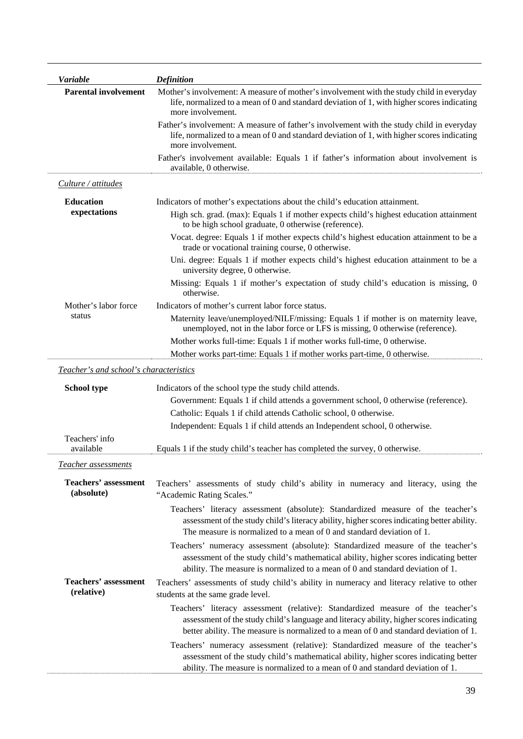| *Variable* | *Definition* |
|---|---|
| **Parental involvement** | Mother's involvement: A measure of mother's involvement with the study child in everyday life, normalized to a mean of 0 and standard deviation of 1, with higher scores indicating more involvement. |
| | Father's involvement: A measure of father's involvement with the study child in everyday life, normalized to a mean of 0 and standard deviation of 1, with higher scores indicating more involvement. |
| | Father's involvement available: Equals 1 if father's information about involvement is available, 0 otherwise. |
| *Culture / attitudes* | |
| **Education expectations** | Indicators of mother's expectations about the child's education attainment. |
| | High sch. grad. (max): Equals 1 if mother expects child's highest education attainment to be high school graduate, 0 otherwise (reference). |
| | Vocat. degree: Equals 1 if mother expects child's highest education attainment to be a trade or vocational training course, 0 otherwise. |
| | Uni. degree: Equals 1 if mother expects child's highest education attainment to be a university degree, 0 otherwise. |
| | Missing: Equals 1 if mother's expectation of study child's education is missing, 0 otherwise. |
| Mother's labor force status | Indicators of mother's current labor force status. |
| | Maternity leave/unemployed/NILF/missing: Equals 1 if mother is on maternity leave, unemployed, not in the labor force or LFS is missing, 0 otherwise (reference). |
| | Mother works full-time: Equals 1 if mother works full-time, 0 otherwise. |
| | Mother works part-time: Equals 1 if mother works part-time, 0 otherwise. |
| *Teacher's and school's characteristics* | |
| **School type** | Indicators of the school type the study child attends. |
| | Government: Equals 1 if child attends a government school, 0 otherwise (reference). |
| | Catholic: Equals 1 if child attends Catholic school, 0 otherwise. |
| | Independent: Equals 1 if child attends an Independent school, 0 otherwise. |
| Teachers' info available | Equals 1 if the study child's teacher has completed the survey, 0 otherwise. |
| *Teacher assessments* | |
| **Teachers' assessment (absolute)** | Teachers' assessments of study child's ability in numeracy and literacy, using the "Academic Rating Scales." |
| | Teachers' literacy assessment (absolute): Standardized measure of the teacher's assessment of the study child's literacy ability, higher scores indicating better ability. The measure is normalized to a mean of 0 and standard deviation of 1. |
| | Teachers' numeracy assessment (absolute): Standardized measure of the teacher's assessment of the study child's mathematical ability, higher scores indicating better ability. The measure is normalized to a mean of 0 and standard deviation of 1. |
| **Teachers' assessment (relative)** | Teachers' assessments of study child's ability in numeracy and literacy relative to other students at the same grade level. |
| | Teachers' literacy assessment (relative): Standardized measure of the teacher's assessment of the study child's language and literacy ability, higher scores indicating better ability. The measure is normalized to a mean of 0 and standard deviation of 1. |
| | Teachers' numeracy assessment (relative): Standardized measure of the teacher's assessment of the study child's mathematical ability, higher scores indicating better ability. The measure is normalized to a mean of 0 and standard deviation of 1. |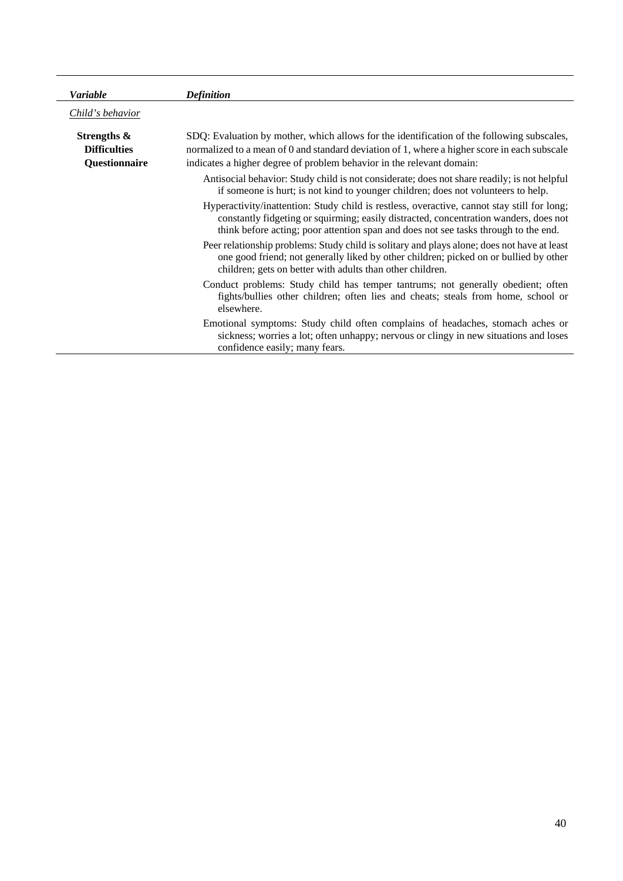| *Variable* | *Definition* |
|---|---|
| *Child's behavior* | |
| **Strengths & Difficulties Questionnaire** | SDQ: Evaluation by mother, which allows for the identification of the following subscales, normalized to a mean of 0 and standard deviation of 1, where a higher score in each subscale indicates a higher degree of problem behavior in the relevant domain: |
| | Antisocial behavior: Study child is not considerate; does not share readily; is not helpful if someone is hurt; is not kind to younger children; does not volunteers to help. |
| | Hyperactivity/inattention: Study child is restless, overactive, cannot stay still for long; constantly fidgeting or squirming; easily distracted, concentration wanders, does not think before acting; poor attention span and does not see tasks through to the end. |
| | Peer relationship problems: Study child is solitary and plays alone; does not have at least one good friend; not generally liked by other children; picked on or bullied by other children; gets on better with adults than other children. |
| | Conduct problems: Study child has temper tantrums; not generally obedient; often fights/bullies other children; often lies and cheats; steals from home, school or elsewhere. |
| | Emotional symptoms: Study child often complains of headaches, stomach aches or sickness; worries a lot; often unhappy; nervous or clingy in new situations and loses confidence easily; many fears. |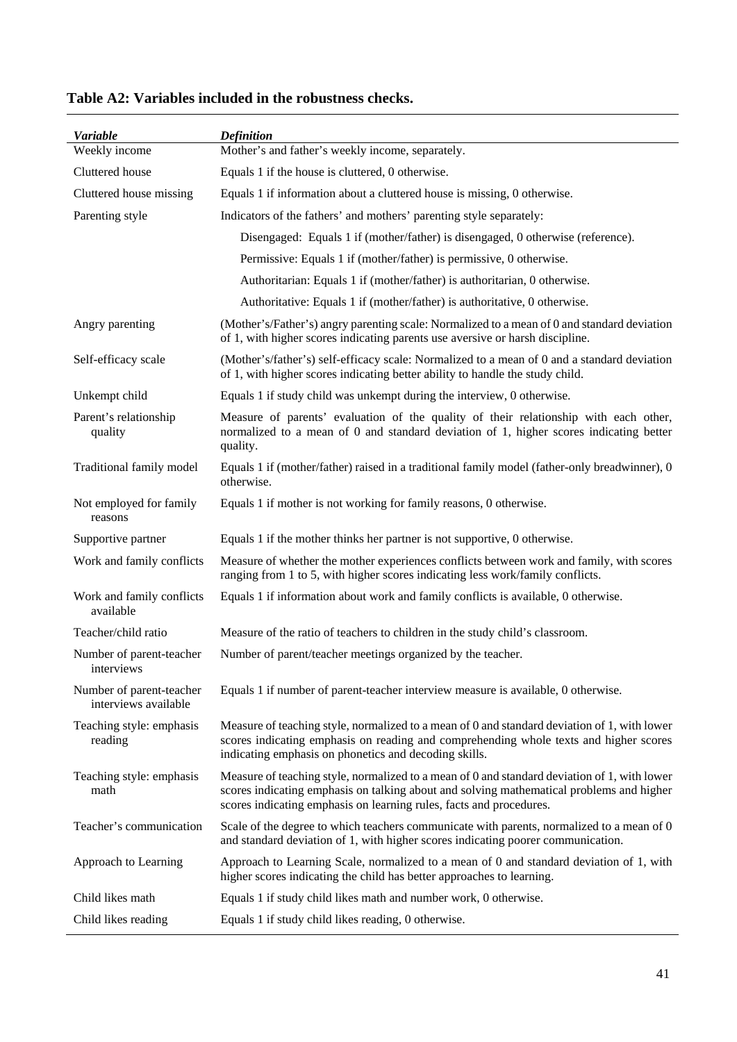**Table A2: Variables included in the robustness checks.**

| *Variable* | *Definition* |
|---|---|
| Weekly income | Mother's and father's weekly income, separately. |
| Cluttered house | Equals 1 if the house is cluttered, 0 otherwise. |
| Cluttered house missing | Equals 1 if information about a cluttered house is missing, 0 otherwise. |
| Parenting style | Indicators of the fathers' and mothers' parenting style separately: |
| | Disengaged: Equals 1 if (mother/father) is disengaged, 0 otherwise (reference). |
| | Permissive: Equals 1 if (mother/father) is permissive, 0 otherwise. |
| | Authoritarian: Equals 1 if (mother/father) is authoritarian, 0 otherwise. |
| | Authoritative: Equals 1 if (mother/father) is authoritative, 0 otherwise. |
| Angry parenting | (Mother's/Father's) angry parenting scale: Normalized to a mean of 0 and standard deviation of 1, with higher scores indicating parents use aversive or harsh discipline. |
| Self-efficacy scale | (Mother's/father's) self-efficacy scale: Normalized to a mean of 0 and a standard deviation of 1, with higher scores indicating better ability to handle the study child. |
| Unkempt child | Equals 1 if study child was unkempt during the interview, 0 otherwise. |
| Parent's relationship quality | Measure of parents' evaluation of the quality of their relationship with each other, normalized to a mean of 0 and standard deviation of 1, higher scores indicating better quality. |
| Traditional family model | Equals 1 if (mother/father) raised in a traditional family model (father-only breadwinner), 0 otherwise. |
| Not employed for family reasons | Equals 1 if mother is not working for family reasons, 0 otherwise. |
| Supportive partner | Equals 1 if the mother thinks her partner is not supportive, 0 otherwise. |
| Work and family conflicts | Measure of whether the mother experiences conflicts between work and family, with scores ranging from 1 to 5, with higher scores indicating less work/family conflicts. |
| Work and family conflicts available | Equals 1 if information about work and family conflicts is available, 0 otherwise. |
| Teacher/child ratio | Measure of the ratio of teachers to children in the study child's classroom. |
| Number of parent-teacher interviews | Number of parent/teacher meetings organized by the teacher. |
| Number of parent-teacher interviews available | Equals 1 if number of parent-teacher interview measure is available, 0 otherwise. |
| Teaching style: emphasis reading | Measure of teaching style, normalized to a mean of 0 and standard deviation of 1, with lower scores indicating emphasis on reading and comprehending whole texts and higher scores indicating emphasis on phonetics and decoding skills. |
| Teaching style: emphasis math | Measure of teaching style, normalized to a mean of 0 and standard deviation of 1, with lower scores indicating emphasis on talking about and solving mathematical problems and higher scores indicating emphasis on learning rules, facts and procedures. |
| Teacher's communication | Scale of the degree to which teachers communicate with parents, normalized to a mean of 0 and standard deviation of 1, with higher scores indicating poorer communication. |
| Approach to Learning | Approach to Learning Scale, normalized to a mean of 0 and standard deviation of 1, with higher scores indicating the child has better approaches to learning. |
| Child likes math | Equals 1 if study child likes math and number work, 0 otherwise. |
| Child likes reading | Equals 1 if study child likes reading, 0 otherwise. |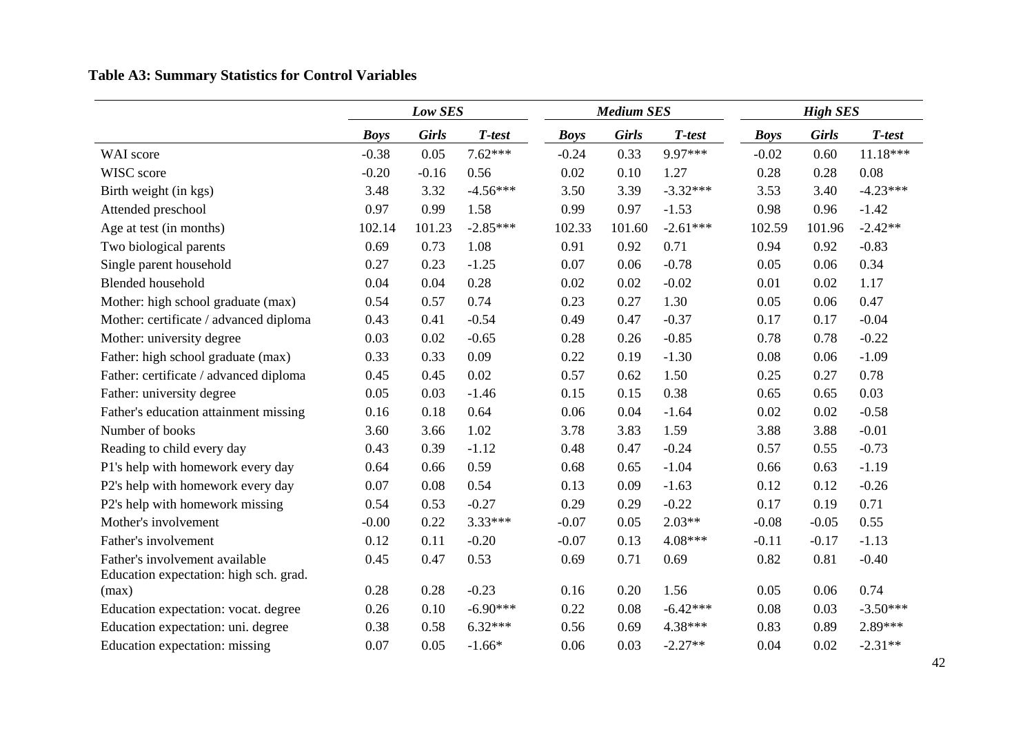**Table A3: Summary Statistics for Control Variables**

| | *Low SES* | | | *Medium SES* | | | *High SES* | | |
|---|---|---|---|---|---|---|---|---|---|
| | *Boys* | *Girls* | *T-test* | *Boys* | *Girls* | *T-test* | *Boys* | *Girls* | *T-test* |
| WAI score | -0.38 | 0.05 | 7.62*** | -0.24 | 0.33 | 9.97*** | -0.02 | 0.60 | 11.18*** |
| WISC score | -0.20 | -0.16 | 0.56 | 0.02 | 0.10 | 1.27 | 0.28 | 0.28 | 0.08 |
| Birth weight (in kgs) | 3.48 | 3.32 | -4.56*** | 3.50 | 3.39 | -3.32*** | 3.53 | 3.40 | -4.23*** |
| Attended preschool | 0.97 | 0.99 | 1.58 | 0.99 | 0.97 | -1.53 | 0.98 | 0.96 | -1.42 |
| Age at test (in months) | 102.14 | 101.23 | -2.85*** | 102.33 | 101.60 | -2.61*** | 102.59 | 101.96 | -2.42** |
| Two biological parents | 0.69 | 0.73 | 1.08 | 0.91 | 0.92 | 0.71 | 0.94 | 0.92 | -0.83 |
| Single parent household | 0.27 | 0.23 | -1.25 | 0.07 | 0.06 | -0.78 | 0.05 | 0.06 | 0.34 |
| Blended household | 0.04 | 0.04 | 0.28 | 0.02 | 0.02 | -0.02 | 0.01 | 0.02 | 1.17 |
| Mother: high school graduate (max) | 0.54 | 0.57 | 0.74 | 0.23 | 0.27 | 1.30 | 0.05 | 0.06 | 0.47 |
| Mother: certificate / advanced diploma | 0.43 | 0.41 | -0.54 | 0.49 | 0.47 | -0.37 | 0.17 | 0.17 | -0.04 |
| Mother: university degree | 0.03 | 0.02 | -0.65 | 0.28 | 0.26 | -0.85 | 0.78 | 0.78 | -0.22 |
| Father: high school graduate (max) | 0.33 | 0.33 | 0.09 | 0.22 | 0.19 | -1.30 | 0.08 | 0.06 | -1.09 |
| Father: certificate / advanced diploma | 0.45 | 0.45 | 0.02 | 0.57 | 0.62 | 1.50 | 0.25 | 0.27 | 0.78 |
| Father: university degree | 0.05 | 0.03 | -1.46 | 0.15 | 0.15 | 0.38 | 0.65 | 0.65 | 0.03 |
| Father's education attainment missing | 0.16 | 0.18 | 0.64 | 0.06 | 0.04 | -1.64 | 0.02 | 0.02 | -0.58 |
| Number of books | 3.60 | 3.66 | 1.02 | 3.78 | 3.83 | 1.59 | 3.88 | 3.88 | -0.01 |
| Reading to child every day | 0.43 | 0.39 | -1.12 | 0.48 | 0.47 | -0.24 | 0.57 | 0.55 | -0.73 |
| P1's help with homework every day | 0.64 | 0.66 | 0.59 | 0.68 | 0.65 | -1.04 | 0.66 | 0.63 | -1.19 |
| P2's help with homework every day | 0.07 | 0.08 | 0.54 | 0.13 | 0.09 | -1.63 | 0.12 | 0.12 | -0.26 |
| P2's help with homework missing | 0.54 | 0.53 | -0.27 | 0.29 | 0.29 | -0.22 | 0.17 | 0.19 | 0.71 |
| Mother's involvement | -0.00 | 0.22 | 3.33*** | -0.07 | 0.05 | 2.03** | -0.08 | -0.05 | 0.55 |
| Father's involvement | 0.12 | 0.11 | -0.20 | -0.07 | 0.13 | 4.08*** | -0.11 | -0.17 | -1.13 |
| Father's involvement available | 0.45 | 0.47 | 0.53 | 0.69 | 0.71 | 0.69 | 0.82 | 0.81 | -0.40 |
| Education expectation: high sch. grad. (max) | 0.28 | 0.28 | -0.23 | 0.16 | 0.20 | 1.56 | 0.05 | 0.06 | 0.74 |
| Education expectation: vocat. degree | 0.26 | 0.10 | -6.90*** | 0.22 | 0.08 | -6.42*** | 0.08 | 0.03 | -3.50*** |
| Education expectation: uni. degree | 0.38 | 0.58 | 6.32*** | 0.56 | 0.69 | 4.38*** | 0.83 | 0.89 | 2.89*** |
| Education expectation: missing | 0.07 | 0.05 | -1.66* | 0.06 | 0.03 | -2.27** | 0.04 | 0.02 | -2.31** |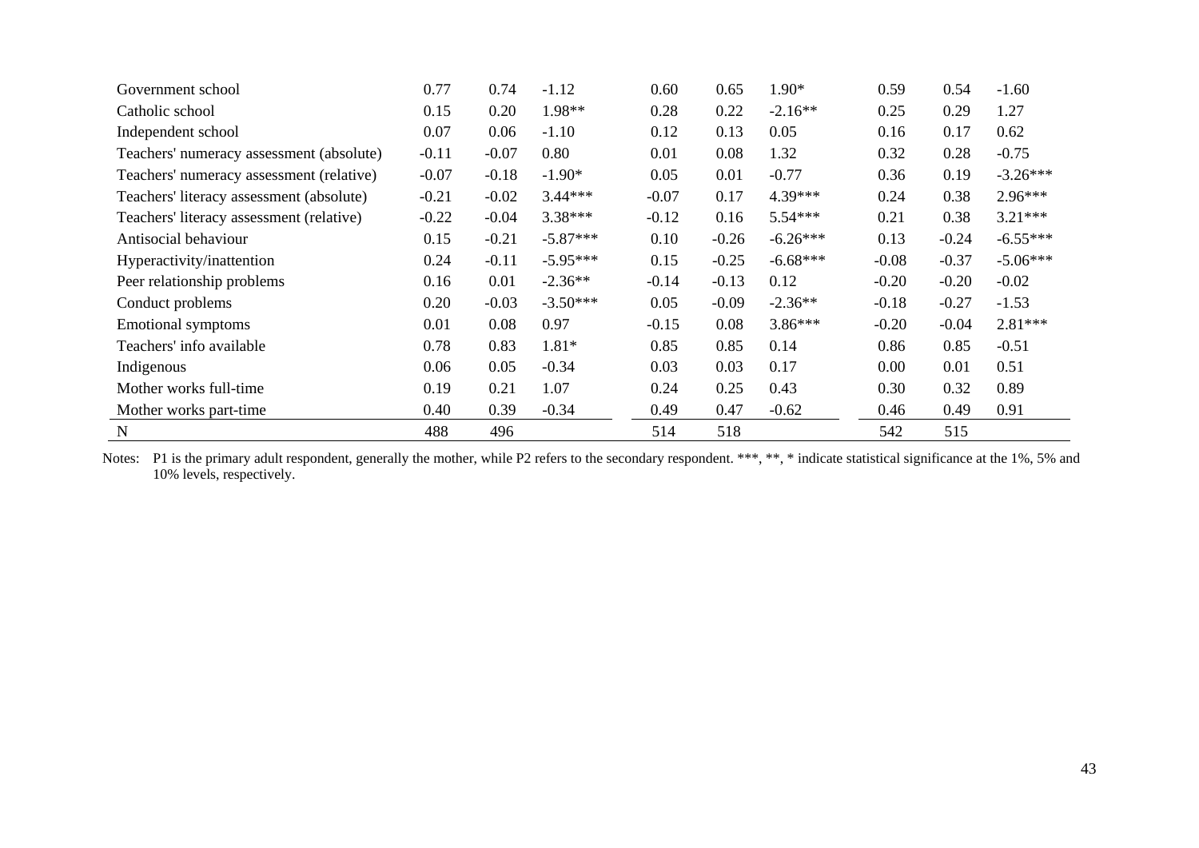| | | | | | | | | | |
|---|---|---|---|---|---|---|---|---|---|
| Government school | 0.77 | 0.74 | -1.12 | 0.60 | 0.65 | 1.90* | 0.59 | 0.54 | -1.60 |
| Catholic school | 0.15 | 0.20 | 1.98** | 0.28 | 0.22 | -2.16** | 0.25 | 0.29 | 1.27 |
| Independent school | 0.07 | 0.06 | -1.10 | 0.12 | 0.13 | 0.05 | 0.16 | 0.17 | 0.62 |
| Teachers' numeracy assessment (absolute) | -0.11 | -0.07 | 0.80 | 0.01 | 0.08 | 1.32 | 0.32 | 0.28 | -0.75 |
| Teachers' numeracy assessment (relative) | -0.07 | -0.18 | -1.90* | 0.05 | 0.01 | -0.77 | 0.36 | 0.19 | -3.26*** |
| Teachers' literacy assessment (absolute) | -0.21 | -0.02 | 3.44*** | -0.07 | 0.17 | 4.39*** | 0.24 | 0.38 | 2.96*** |
| Teachers' literacy assessment (relative) | -0.22 | -0.04 | 3.38*** | -0.12 | 0.16 | 5.54*** | 0.21 | 0.38 | 3.21*** |
| Antisocial behaviour | 0.15 | -0.21 | -5.87*** | 0.10 | -0.26 | -6.26*** | 0.13 | -0.24 | -6.55*** |
| Hyperactivity/inattention | 0.24 | -0.11 | -5.95*** | 0.15 | -0.25 | -6.68*** | -0.08 | -0.37 | -5.06*** |
| Peer relationship problems | 0.16 | 0.01 | -2.36** | -0.14 | -0.13 | 0.12 | -0.20 | -0.20 | -0.02 |
| Conduct problems | 0.20 | -0.03 | -3.50*** | 0.05 | -0.09 | -2.36** | -0.18 | -0.27 | -1.53 |
| Emotional symptoms | 0.01 | 0.08 | 0.97 | -0.15 | 0.08 | 3.86*** | -0.20 | -0.04 | 2.81*** |
| Teachers' info available | 0.78 | 0.83 | 1.81* | 0.85 | 0.85 | 0.14 | 0.86 | 0.85 | -0.51 |
| Indigenous | 0.06 | 0.05 | -0.34 | 0.03 | 0.03 | 0.17 | 0.00 | 0.01 | 0.51 |
| Mother works full-time | 0.19 | 0.21 | 1.07 | 0.24 | 0.25 | 0.43 | 0.30 | 0.32 | 0.89 |
| Mother works part-time | 0.40 | 0.39 | -0.34 | 0.49 | 0.47 | -0.62 | 0.46 | 0.49 | 0.91 |
| N | 488 | 496 | | 514 | 518 | | 542 | 515 | |

Notes: P1 is the primary adult respondent, generally the mother, while P2 refers to the secondary respondent. ***, **, * indicate statistical significance at the 1%, 5% and 10% levels, respectively.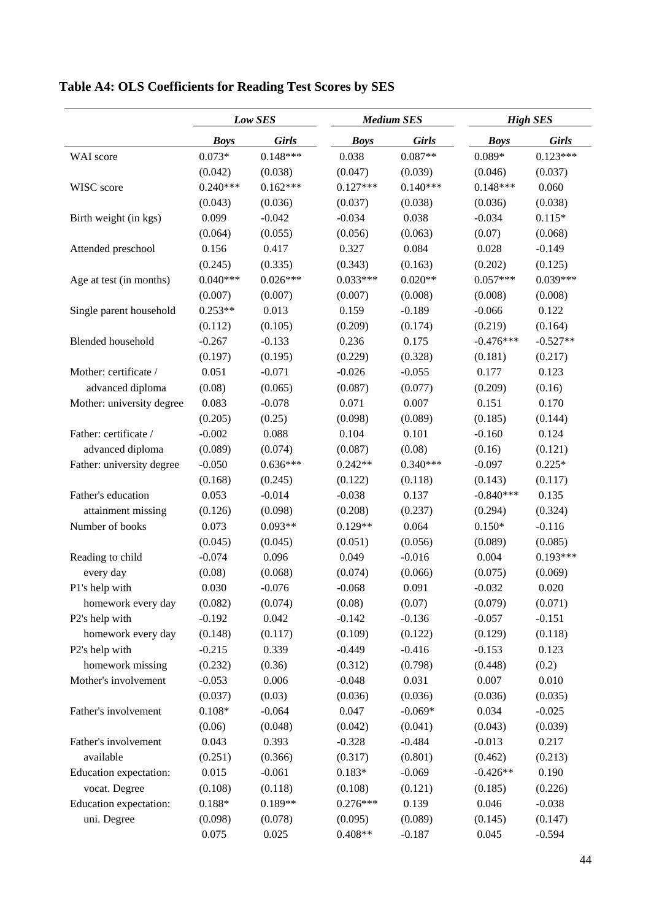## Table A4: OLS Coefficients for Reading Test Scores by SES

| | *Low SES* | | *Medium SES* | | *High SES* | |
|---|---|---|---|---|---|---|
| | ***Boys*** | ***Girls*** | ***Boys*** | ***Girls*** | ***Boys*** | ***Girls*** |
| WAI score | 0.073* | 0.148*** | 0.038 | 0.087** | 0.089* | 0.123*** |
| | (0.042) | (0.038) | (0.047) | (0.039) | (0.046) | (0.037) |
| WISC score | 0.240*** | 0.162*** | 0.127*** | 0.140*** | 0.148*** | 0.060 |
| | (0.043) | (0.036) | (0.037) | (0.038) | (0.036) | (0.038) |
| Birth weight (in kgs) | 0.099 | -0.042 | -0.034 | 0.038 | -0.034 | 0.115* |
| | (0.064) | (0.055) | (0.056) | (0.063) | (0.07) | (0.068) |
| Attended preschool | 0.156 | 0.417 | 0.327 | 0.084 | 0.028 | -0.149 |
| | (0.245) | (0.335) | (0.343) | (0.163) | (0.202) | (0.125) |
| Age at test (in months) | 0.040*** | 0.026*** | 0.033*** | 0.020** | 0.057*** | 0.039*** |
| | (0.007) | (0.007) | (0.007) | (0.008) | (0.008) | (0.008) |
| Single parent household | 0.253** | 0.013 | 0.159 | -0.189 | -0.066 | 0.122 |
| | (0.112) | (0.105) | (0.209) | (0.174) | (0.219) | (0.164) |
| Blended household | -0.267 | -0.133 | 0.236 | 0.175 | -0.476*** | -0.527** |
| | (0.197) | (0.195) | (0.229) | (0.328) | (0.181) | (0.217) |
| Mother: certificate / advanced diploma | 0.051 | -0.071 | -0.026 | -0.055 | 0.177 | 0.123 |
| | (0.08) | (0.065) | (0.087) | (0.077) | (0.209) | (0.16) |
| Mother: university degree | 0.083 | -0.078 | 0.071 | 0.007 | 0.151 | 0.170 |
| | (0.205) | (0.25) | (0.098) | (0.089) | (0.185) | (0.144) |
| Father: certificate / advanced diploma | -0.002 | 0.088 | 0.104 | 0.101 | -0.160 | 0.124 |
| | (0.089) | (0.074) | (0.087) | (0.08) | (0.16) | (0.121) |
| Father: university degree | -0.050 | 0.636*** | 0.242** | 0.340*** | -0.097 | 0.225* |
| | (0.168) | (0.245) | (0.122) | (0.118) | (0.143) | (0.117) |
| Father's education attainment missing | 0.053 | -0.014 | -0.038 | 0.137 | -0.840*** | 0.135 |
| | (0.126) | (0.098) | (0.208) | (0.237) | (0.294) | (0.324) |
| Number of books | 0.073 | 0.093** | 0.129** | 0.064 | 0.150* | -0.116 |
| | (0.045) | (0.045) | (0.051) | (0.056) | (0.089) | (0.085) |
| Reading to child every day | -0.074 | 0.096 | 0.049 | -0.016 | 0.004 | 0.193*** |
| | (0.08) | (0.068) | (0.074) | (0.066) | (0.075) | (0.069) |
| P1's help with homework every day | 0.030 | -0.076 | -0.068 | 0.091 | -0.032 | 0.020 |
| | (0.082) | (0.074) | (0.08) | (0.07) | (0.079) | (0.071) |
| P2's help with homework every day | -0.192 | 0.042 | -0.142 | -0.136 | -0.057 | -0.151 |
| | (0.148) | (0.117) | (0.109) | (0.122) | (0.129) | (0.118) |
| P2's help with homework missing | -0.215 | 0.339 | -0.449 | -0.416 | -0.153 | 0.123 |
| | (0.232) | (0.36) | (0.312) | (0.798) | (0.448) | (0.2) |
| Mother's involvement | -0.053 | 0.006 | -0.048 | 0.031 | 0.007 | 0.010 |
| | (0.037) | (0.03) | (0.036) | (0.036) | (0.036) | (0.035) |
| Father's involvement | 0.108* | -0.064 | 0.047 | -0.069* | 0.034 | -0.025 |
| | (0.06) | (0.048) | (0.042) | (0.041) | (0.043) | (0.039) |
| Father's involvement available | 0.043 | 0.393 | -0.328 | -0.484 | -0.013 | 0.217 |
| | (0.251) | (0.366) | (0.317) | (0.801) | (0.462) | (0.213) |
| Education expectation: vocat. Degree | 0.015 | -0.061 | 0.183* | -0.069 | -0.426** | 0.190 |
| | (0.108) | (0.118) | (0.108) | (0.121) | (0.185) | (0.226) |
| Education expectation: uni. Degree | 0.188* | 0.189** | 0.276*** | 0.139 | 0.046 | -0.038 |
| | (0.098) | (0.078) | (0.095) | (0.089) | (0.145) | (0.147) |
| | 0.075 | 0.025 | 0.408** | -0.187 | 0.045 | -0.594 |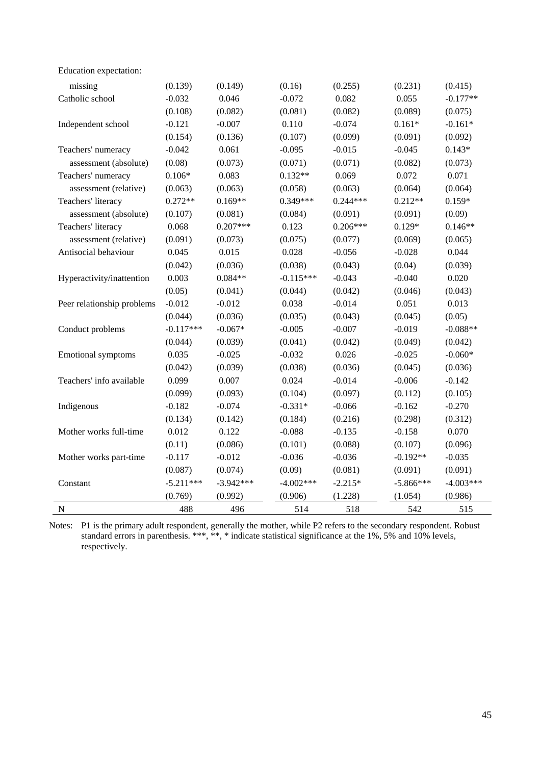| | | | | | | |
|---|---|---|---|---|---|---|
| Education expectation: | | | | | | |
| missing | (0.139) | (0.149) | (0.16) | (0.255) | (0.231) | (0.415) |
| Catholic school | -0.032 | 0.046 | -0.072 | 0.082 | 0.055 | -0.177** |
| | (0.108) | (0.082) | (0.081) | (0.082) | (0.089) | (0.075) |
| Independent school | -0.121 | -0.007 | 0.110 | -0.074 | 0.161* | -0.161* |
| | (0.154) | (0.136) | (0.107) | (0.099) | (0.091) | (0.092) |
| Teachers' numeracy | -0.042 | 0.061 | -0.095 | -0.015 | -0.045 | 0.143* |
| assessment (absolute) | (0.08) | (0.073) | (0.071) | (0.071) | (0.082) | (0.073) |
| Teachers' numeracy | 0.106* | 0.083 | 0.132** | 0.069 | 0.072 | 0.071 |
| assessment (relative) | (0.063) | (0.063) | (0.058) | (0.063) | (0.064) | (0.064) |
| Teachers' literacy | 0.272** | 0.169** | 0.349*** | 0.244*** | 0.212** | 0.159* |
| assessment (absolute) | (0.107) | (0.081) | (0.084) | (0.091) | (0.091) | (0.09) |
| Teachers' literacy | 0.068 | 0.207*** | 0.123 | 0.206*** | 0.129* | 0.146** |
| assessment (relative) | (0.091) | (0.073) | (0.075) | (0.077) | (0.069) | (0.065) |
| Antisocial behaviour | 0.045 | 0.015 | 0.028 | -0.056 | -0.028 | 0.044 |
| | (0.042) | (0.036) | (0.038) | (0.043) | (0.04) | (0.039) |
| Hyperactivity/inattention | 0.003 | 0.084** | -0.115*** | -0.043 | -0.040 | 0.020 |
| | (0.05) | (0.041) | (0.044) | (0.042) | (0.046) | (0.043) |
| Peer relationship problems | -0.012 | -0.012 | 0.038 | -0.014 | 0.051 | 0.013 |
| | (0.044) | (0.036) | (0.035) | (0.043) | (0.045) | (0.05) |
| Conduct problems | -0.117*** | -0.067* | -0.005 | -0.007 | -0.019 | -0.088** |
| | (0.044) | (0.039) | (0.041) | (0.042) | (0.049) | (0.042) |
| Emotional symptoms | 0.035 | -0.025 | -0.032 | 0.026 | -0.025 | -0.060* |
| | (0.042) | (0.039) | (0.038) | (0.036) | (0.045) | (0.036) |
| Teachers' info available | 0.099 | 0.007 | 0.024 | -0.014 | -0.006 | -0.142 |
| | (0.099) | (0.093) | (0.104) | (0.097) | (0.112) | (0.105) |
| Indigenous | -0.182 | -0.074 | -0.331* | -0.066 | -0.162 | -0.270 |
| | (0.134) | (0.142) | (0.184) | (0.216) | (0.298) | (0.312) |
| Mother works full-time | 0.012 | 0.122 | -0.088 | -0.135 | -0.158 | 0.070 |
| | (0.11) | (0.086) | (0.101) | (0.088) | (0.107) | (0.096) |
| Mother works part-time | -0.117 | -0.012 | -0.036 | -0.036 | -0.192** | -0.035 |
| | (0.087) | (0.074) | (0.09) | (0.081) | (0.091) | (0.091) |
| Constant | -5.211*** | -3.942*** | -4.002*** | -2.215* | -5.866*** | -4.003*** |
| | (0.769) | (0.992) | (0.906) | (1.228) | (1.054) | (0.986) |
| N | 488 | 496 | 514 | 518 | 542 | 515 |

Notes: P1 is the primary adult respondent, generally the mother, while P2 refers to the secondary respondent. Robust standard errors in parenthesis. ***, **, * indicate statistical significance at the 1%, 5% and 10% levels, respectively.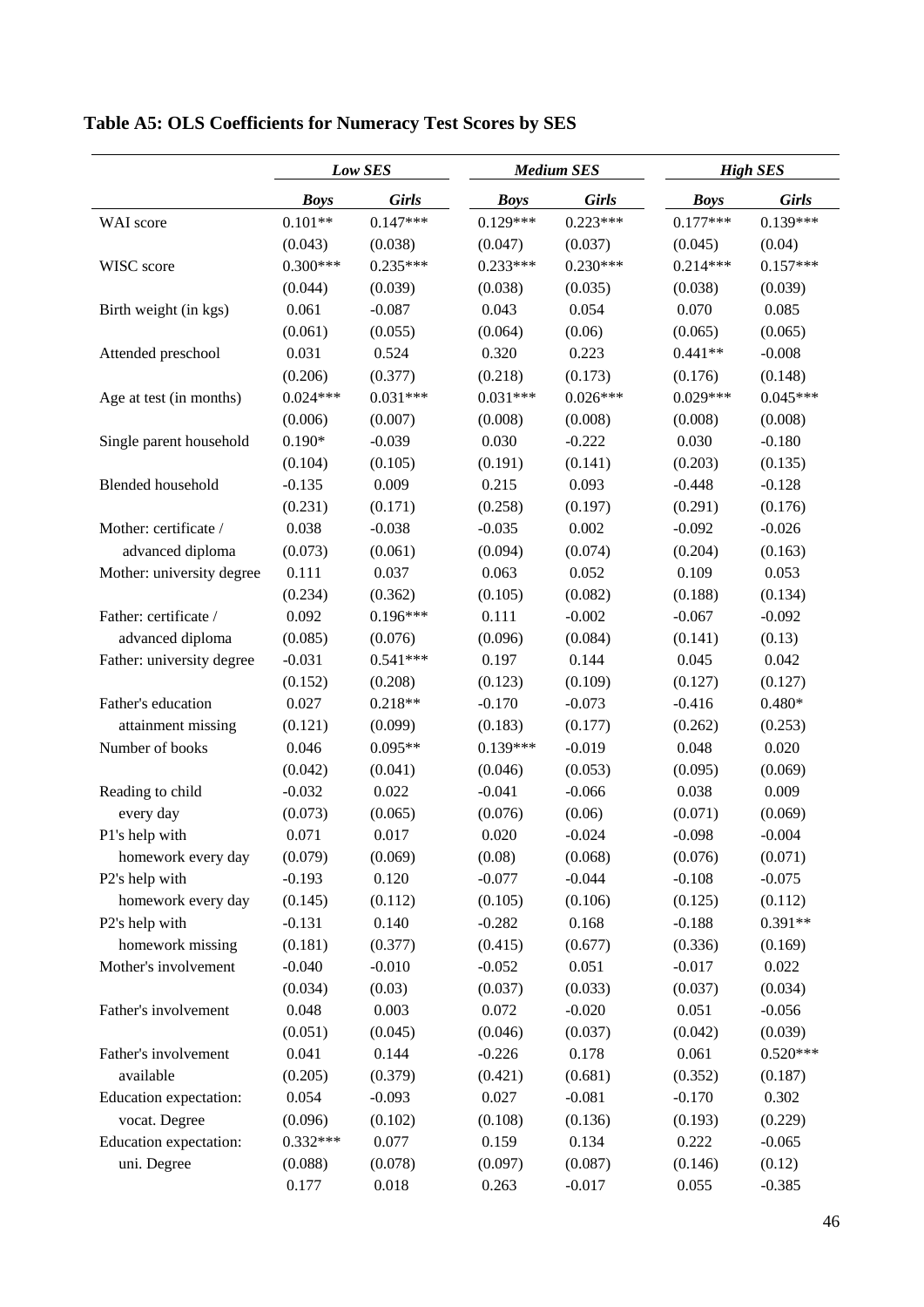## Table A5: OLS Coefficients for Numeracy Test Scores by SES

| | *Low SES* | | *Medium SES* | | *High SES* | |
|---|---|---|---|---|---|---|
| | ***Boys*** | ***Girls*** | ***Boys*** | ***Girls*** | ***Boys*** | ***Girls*** |
| WAI score | 0.101** | 0.147*** | 0.129*** | 0.223*** | 0.177*** | 0.139*** |
| | (0.043) | (0.038) | (0.047) | (0.037) | (0.045) | (0.04) |
| WISC score | 0.300*** | 0.235*** | 0.233*** | 0.230*** | 0.214*** | 0.157*** |
| | (0.044) | (0.039) | (0.038) | (0.035) | (0.038) | (0.039) |
| Birth weight (in kgs) | 0.061 | -0.087 | 0.043 | 0.054 | 0.070 | 0.085 |
| | (0.061) | (0.055) | (0.064) | (0.06) | (0.065) | (0.065) |
| Attended preschool | 0.031 | 0.524 | 0.320 | 0.223 | 0.441** | -0.008 |
| | (0.206) | (0.377) | (0.218) | (0.173) | (0.176) | (0.148) |
| Age at test (in months) | 0.024*** | 0.031*** | 0.031*** | 0.026*** | 0.029*** | 0.045*** |
| | (0.006) | (0.007) | (0.008) | (0.008) | (0.008) | (0.008) |
| Single parent household | 0.190* | -0.039 | 0.030 | -0.222 | 0.030 | -0.180 |
| | (0.104) | (0.105) | (0.191) | (0.141) | (0.203) | (0.135) |
| Blended household | -0.135 | 0.009 | 0.215 | 0.093 | -0.448 | -0.128 |
| | (0.231) | (0.171) | (0.258) | (0.197) | (0.291) | (0.176) |
| Mother: certificate / | 0.038 | -0.038 | -0.035 | 0.002 | -0.092 | -0.026 |
| advanced diploma | (0.073) | (0.061) | (0.094) | (0.074) | (0.204) | (0.163) |
| Mother: university degree | 0.111 | 0.037 | 0.063 | 0.052 | 0.109 | 0.053 |
| | (0.234) | (0.362) | (0.105) | (0.082) | (0.188) | (0.134) |
| Father: certificate / | 0.092 | 0.196*** | 0.111 | -0.002 | -0.067 | -0.092 |
| advanced diploma | (0.085) | (0.076) | (0.096) | (0.084) | (0.141) | (0.13) |
| Father: university degree | -0.031 | 0.541*** | 0.197 | 0.144 | 0.045 | 0.042 |
| | (0.152) | (0.208) | (0.123) | (0.109) | (0.127) | (0.127) |
| Father's education | 0.027 | 0.218** | -0.170 | -0.073 | -0.416 | 0.480* |
| attainment missing | (0.121) | (0.099) | (0.183) | (0.177) | (0.262) | (0.253) |
| Number of books | 0.046 | 0.095** | 0.139*** | -0.019 | 0.048 | 0.020 |
| | (0.042) | (0.041) | (0.046) | (0.053) | (0.095) | (0.069) |
| Reading to child | -0.032 | 0.022 | -0.041 | -0.066 | 0.038 | 0.009 |
| every day | (0.073) | (0.065) | (0.076) | (0.06) | (0.071) | (0.069) |
| P1's help with | 0.071 | 0.017 | 0.020 | -0.024 | -0.098 | -0.004 |
| homework every day | (0.079) | (0.069) | (0.08) | (0.068) | (0.076) | (0.071) |
| P2's help with | -0.193 | 0.120 | -0.077 | -0.044 | -0.108 | -0.075 |
| homework every day | (0.145) | (0.112) | (0.105) | (0.106) | (0.125) | (0.112) |
| P2's help with | -0.131 | 0.140 | -0.282 | 0.168 | -0.188 | 0.391** |
| homework missing | (0.181) | (0.377) | (0.415) | (0.677) | (0.336) | (0.169) |
| Mother's involvement | -0.040 | -0.010 | -0.052 | 0.051 | -0.017 | 0.022 |
| | (0.034) | (0.03) | (0.037) | (0.033) | (0.037) | (0.034) |
| Father's involvement | 0.048 | 0.003 | 0.072 | -0.020 | 0.051 | -0.056 |
| | (0.051) | (0.045) | (0.046) | (0.037) | (0.042) | (0.039) |
| Father's involvement | 0.041 | 0.144 | -0.226 | 0.178 | 0.061 | 0.520*** |
| available | (0.205) | (0.379) | (0.421) | (0.681) | (0.352) | (0.187) |
| Education expectation: | 0.054 | -0.093 | 0.027 | -0.081 | -0.170 | 0.302 |
| vocat. Degree | (0.096) | (0.102) | (0.108) | (0.136) | (0.193) | (0.229) |
| Education expectation: | 0.332*** | 0.077 | 0.159 | 0.134 | 0.222 | -0.065 |
| uni. Degree | (0.088) | (0.078) | (0.097) | (0.087) | (0.146) | (0.12) |
| | 0.177 | 0.018 | 0.263 | -0.017 | 0.055 | -0.385 |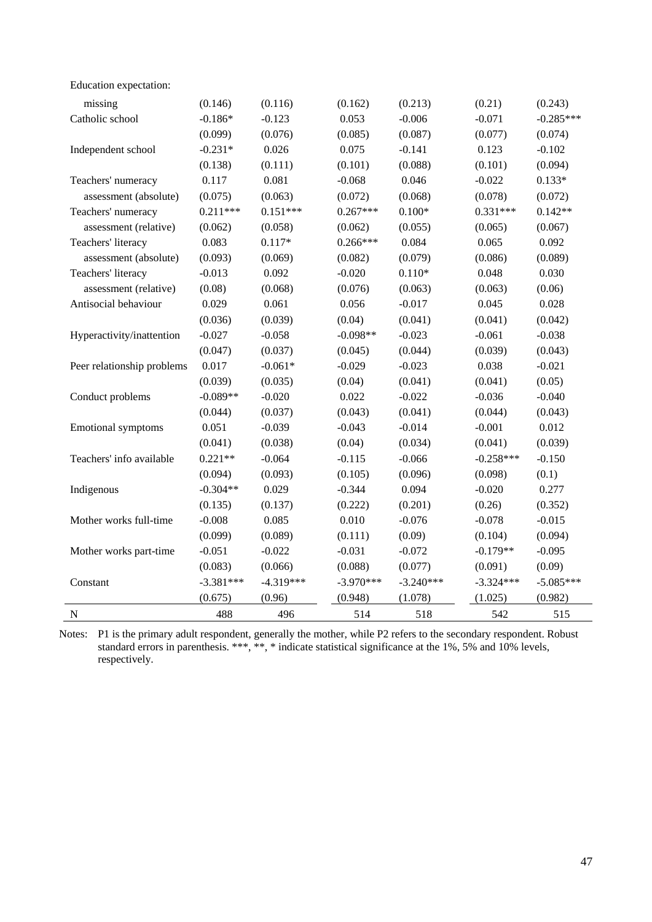| | | | | | | |
|---|---|---|---|---|---|---|
| Education expectation: | | | | | | |
| missing | (0.146) | (0.116) | (0.162) | (0.213) | (0.21) | (0.243) |
| Catholic school | -0.186* | -0.123 | 0.053 | -0.006 | -0.071 | -0.285*** |
| | (0.099) | (0.076) | (0.085) | (0.087) | (0.077) | (0.074) |
| Independent school | -0.231* | 0.026 | 0.075 | -0.141 | 0.123 | -0.102 |
| | (0.138) | (0.111) | (0.101) | (0.088) | (0.101) | (0.094) |
| Teachers' numeracy assessment (absolute) | 0.117 | 0.081 | -0.068 | 0.046 | -0.022 | 0.133* |
| | (0.075) | (0.063) | (0.072) | (0.068) | (0.078) | (0.072) |
| Teachers' numeracy assessment (relative) | 0.211*** | 0.151*** | 0.267*** | 0.100* | 0.331*** | 0.142** |
| | (0.062) | (0.058) | (0.062) | (0.055) | (0.065) | (0.067) |
| Teachers' literacy assessment (absolute) | 0.083 | 0.117* | 0.266*** | 0.084 | 0.065 | 0.092 |
| | (0.093) | (0.069) | (0.082) | (0.079) | (0.086) | (0.089) |
| Teachers' literacy assessment (relative) | -0.013 | 0.092 | -0.020 | 0.110* | 0.048 | 0.030 |
| | (0.08) | (0.068) | (0.076) | (0.063) | (0.063) | (0.06) |
| Antisocial behaviour | 0.029 | 0.061 | 0.056 | -0.017 | 0.045 | 0.028 |
| | (0.036) | (0.039) | (0.04) | (0.041) | (0.041) | (0.042) |
| Hyperactivity/inattention | -0.027 | -0.058 | -0.098** | -0.023 | -0.061 | -0.038 |
| | (0.047) | (0.037) | (0.045) | (0.044) | (0.039) | (0.043) |
| Peer relationship problems | 0.017 | -0.061* | -0.029 | -0.023 | 0.038 | -0.021 |
| | (0.039) | (0.035) | (0.04) | (0.041) | (0.041) | (0.05) |
| Conduct problems | -0.089** | -0.020 | 0.022 | -0.022 | -0.036 | -0.040 |
| | (0.044) | (0.037) | (0.043) | (0.041) | (0.044) | (0.043) |
| Emotional symptoms | 0.051 | -0.039 | -0.043 | -0.014 | -0.001 | 0.012 |
| | (0.041) | (0.038) | (0.04) | (0.034) | (0.041) | (0.039) |
| Teachers' info available | 0.221** | -0.064 | -0.115 | -0.066 | -0.258*** | -0.150 |
| | (0.094) | (0.093) | (0.105) | (0.096) | (0.098) | (0.1) |
| Indigenous | -0.304** | 0.029 | -0.344 | 0.094 | -0.020 | 0.277 |
| | (0.135) | (0.137) | (0.222) | (0.201) | (0.26) | (0.352) |
| Mother works full-time | -0.008 | 0.085 | 0.010 | -0.076 | -0.078 | -0.015 |
| | (0.099) | (0.089) | (0.111) | (0.09) | (0.104) | (0.094) |
| Mother works part-time | -0.051 | -0.022 | -0.031 | -0.072 | -0.179** | -0.095 |
| | (0.083) | (0.066) | (0.088) | (0.077) | (0.091) | (0.09) |
| Constant | -3.381*** | -4.319*** | -3.970*** | -3.240*** | -3.324*** | -5.085*** |
| | (0.675) | (0.96) | (0.948) | (1.078) | (1.025) | (0.982) |
| N | 488 | 496 | 514 | 518 | 542 | 515 |

Notes: P1 is the primary adult respondent, generally the mother, while P2 refers to the secondary respondent. Robust standard errors in parenthesis. ***, **, * indicate statistical significance at the 1%, 5% and 10% levels, respectively.